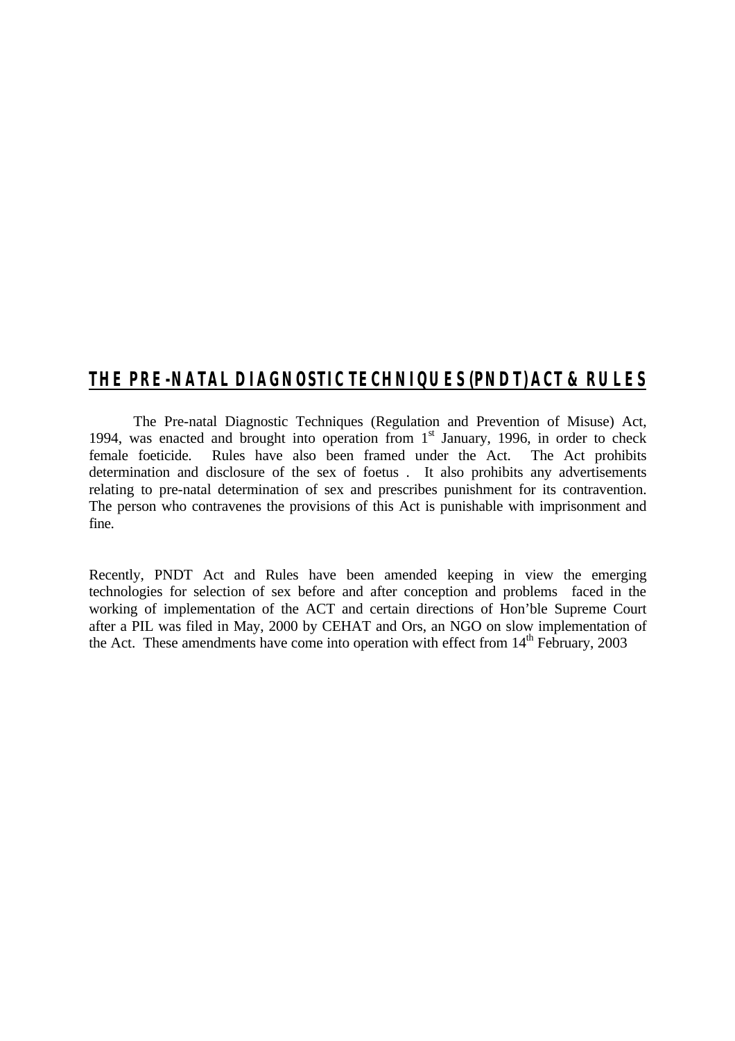# THE PRE-NATAL DIAGNOSTIC TECHNIQUES (PNDT) ACT & RULES

The Pre-natal Diagnostic Techniques (Regulation and Prevention of Misuse) Act, 1994, was enacted and brought into operation from 1st January, 1996, in order to check female foeticide. Rules have also been framed under the Act. The Act prohibits determination and disclosure of the sex of foetus . It also prohibits any advertisements relating to pre-natal determination of sex and prescribes punishment for its contravention. The person who contravenes the provisions of this Act is punishable with imprisonment and fine.

Recently, PNDT Act and Rules have been amended keeping in view the emerging technologies for selection of sex before and after conception and problems faced in the working of implementation of the ACT and certain directions of Hon'ble Supreme Court after a PIL was filed in May, 2000 by CEHAT and Ors, an NGO on slow implementation of the Act. These amendments have come into operation with effect from 14th February, 2003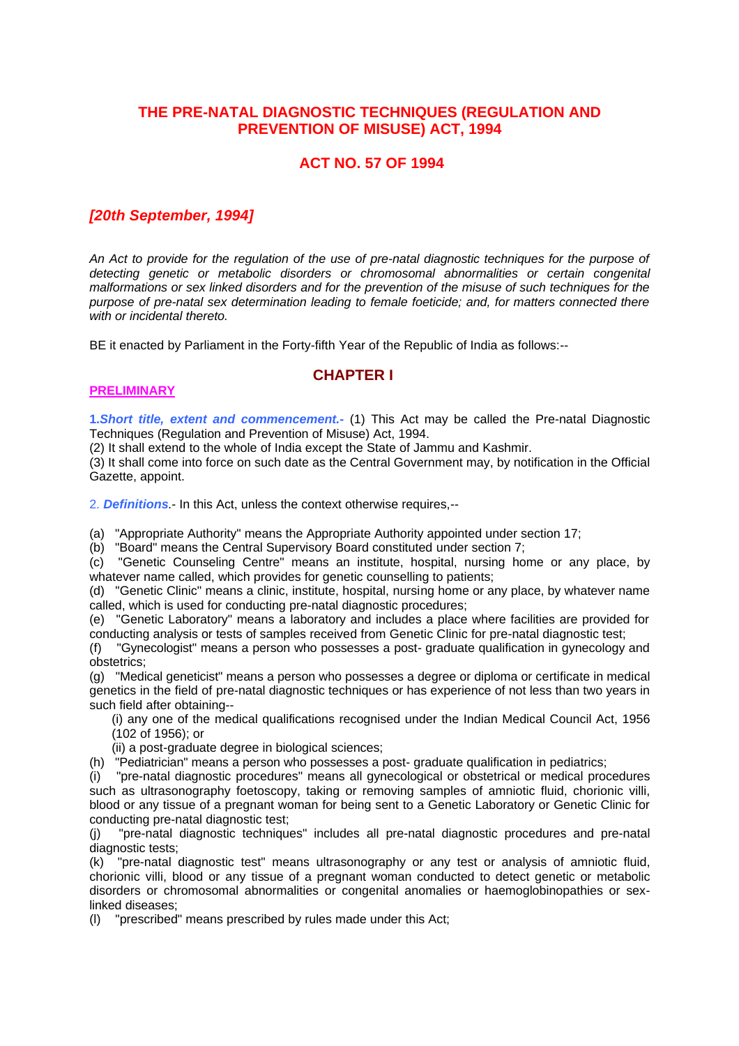# THE PRE-NATAL DIAGNOSTIC TECHNIQUES (REGULATION AND PREVENTION OF MISUSE) ACT, 1994

## ACT NO. 57 OF 1994

***[20th September, 1994]***

*An Act to provide for the regulation of the use of pre-natal diagnostic techniques for the purpose of detecting genetic or metabolic disorders or chromosomal abnormalities or certain congenital malformations or sex linked disorders and for the prevention of the misuse of such techniques for the purpose of pre-natal sex determination leading to female foeticide; and, for matters connected there with or incidental thereto.*

BE it enacted by Parliament in the Forty-fifth Year of the Republic of India as follows:--

## CHAPTER I

### PRELIMINARY

**1.*Short title, extent and commencement.-*** (1) This Act may be called the Pre-natal Diagnostic Techniques (Regulation and Prevention of Misuse) Act, 1994.
(2) It shall extend to the whole of India except the State of Jammu and Kashmir.
(3) It shall come into force on such date as the Central Government may, by notification in the Official Gazette, appoint.

2. ***Definitions***.- In this Act, unless the context otherwise requires,--

(a) "Appropriate Authority" means the Appropriate Authority appointed under section 17;
(b) "Board" means the Central Supervisory Board constituted under section 7;
(c) "Genetic Counseling Centre" means an institute, hospital, nursing home or any place, by whatever name called, which provides for genetic counselling to patients;
(d) "Genetic Clinic" means a clinic, institute, hospital, nursing home or any place, by whatever name called, which is used for conducting pre-natal diagnostic procedures;
(e) "Genetic Laboratory" means a laboratory and includes a place where facilities are provided for conducting analysis or tests of samples received from Genetic Clinic for pre-natal diagnostic test;
(f) "Gynecologist" means a person who possesses a post- graduate qualification in gynecology and obstetrics;
(g) "Medical geneticist" means a person who possesses a degree or diploma or certificate in medical genetics in the field of pre-natal diagnostic techniques or has experience of not less than two years in such field after obtaining--
   (i) any one of the medical qualifications recognised under the Indian Medical Council Act, 1956 (102 of 1956); or
   (ii) a post-graduate degree in biological sciences;
(h) "Pediatrician" means a person who possesses a post- graduate qualification in pediatrics;
(i) "pre-natal diagnostic procedures" means all gynecological or obstetrical or medical procedures such as ultrasonography foetoscopy, taking or removing samples of amniotic fluid, chorionic villi, blood or any tissue of a pregnant woman for being sent to a Genetic Laboratory or Genetic Clinic for conducting pre-natal diagnostic test;
(j) "pre-natal diagnostic techniques" includes all pre-natal diagnostic procedures and pre-natal diagnostic tests;
(k) "pre-natal diagnostic test" means ultrasonography or any test or analysis of amniotic fluid, chorionic villi, blood or any tissue of a pregnant woman conducted to detect genetic or metabolic disorders or chromosomal abnormalities or congenital anomalies or haemoglobinopathies or sex-linked diseases;
(l) "prescribed" means prescribed by rules made under this Act;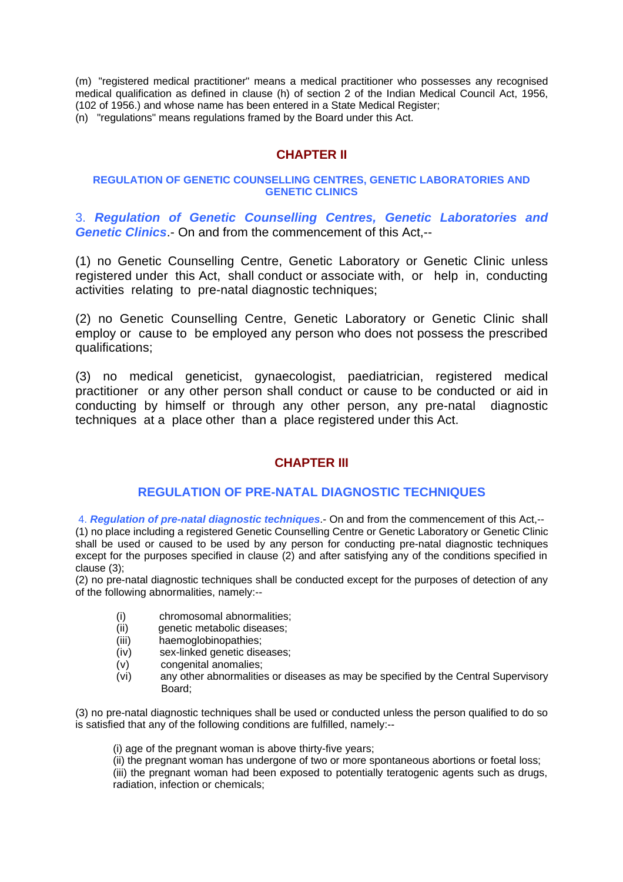(m) "registered medical practitioner" means a medical practitioner who possesses any recognised medical qualification as defined in clause (h) of section 2 of the Indian Medical Council Act, 1956, (102 of 1956.) and whose name has been entered in a State Medical Register;

(n) "regulations" means regulations framed by the Board under this Act.

## CHAPTER II

### REGULATION OF GENETIC COUNSELLING CENTRES, GENETIC LABORATORIES AND GENETIC CLINICS

3. ***Regulation of Genetic Counselling Centres, Genetic Laboratories and Genetic Clinics***.- On and from the commencement of this Act,--

(1) no Genetic Counselling Centre, Genetic Laboratory or Genetic Clinic unless registered under this Act, shall conduct or associate with, or help in, conducting activities relating to pre-natal diagnostic techniques;

(2) no Genetic Counselling Centre, Genetic Laboratory or Genetic Clinic shall employ or cause to be employed any person who does not possess the prescribed qualifications;

(3) no medical geneticist, gynaecologist, paediatrician, registered medical practitioner or any other person shall conduct or cause to be conducted or aid in conducting by himself or through any other person, any pre-natal diagnostic techniques at a place other than a place registered under this Act.

## CHAPTER III

### REGULATION OF PRE-NATAL DIAGNOSTIC TECHNIQUES

4. ***Regulation of pre-natal diagnostic techniques***.- On and from the commencement of this Act,--

(1) no place including a registered Genetic Counselling Centre or Genetic Laboratory or Genetic Clinic shall be used or caused to be used by any person for conducting pre-natal diagnostic techniques except for the purposes specified in clause (2) and after satisfying any of the conditions specified in clause (3);

(2) no pre-natal diagnostic techniques shall be conducted except for the purposes of detection of any of the following abnormalities, namely:--

(i) chromosomal abnormalities;
(ii) genetic metabolic diseases;
(iii) haemoglobinopathies;
(iv) sex-linked genetic diseases;
(v) congenital anomalies;
(vi) any other abnormalities or diseases as may be specified by the Central Supervisory Board;

(3) no pre-natal diagnostic techniques shall be used or conducted unless the person qualified to do so is satisfied that any of the following conditions are fulfilled, namely:--

(i) age of the pregnant woman is above thirty-five years;
(ii) the pregnant woman has undergone of two or more spontaneous abortions or foetal loss;
(iii) the pregnant woman had been exposed to potentially teratogenic agents such as drugs, radiation, infection or chemicals;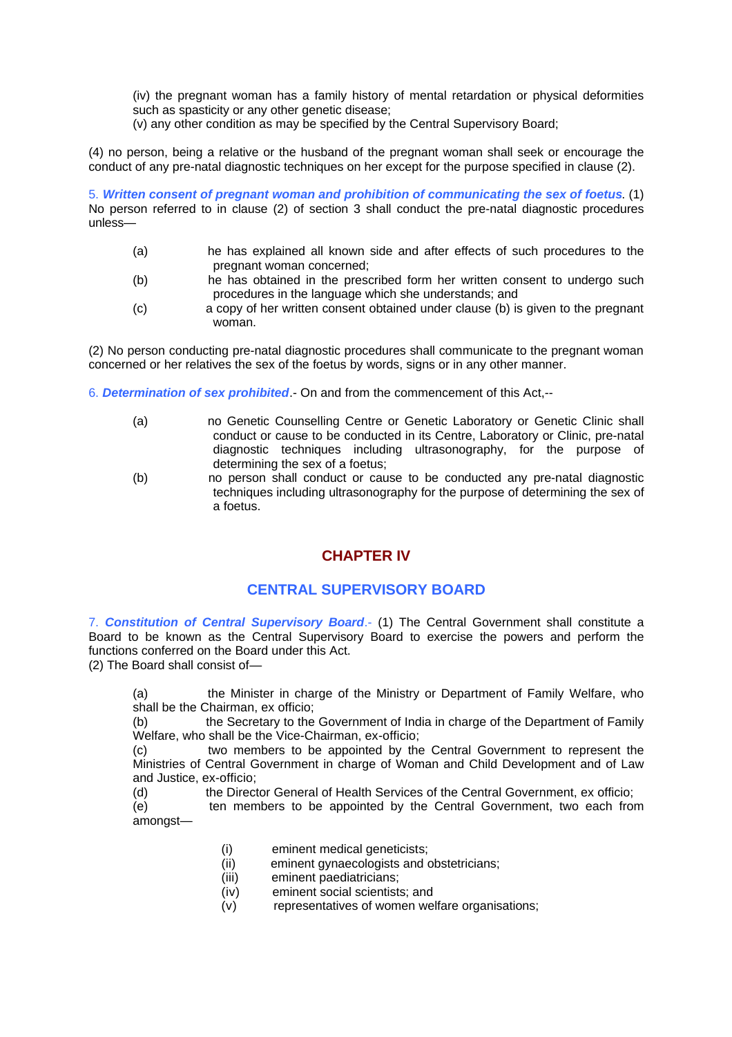(iv) the pregnant woman has a family history of mental retardation or physical deformities such as spasticity or any other genetic disease;

(v) any other condition as may be specified by the Central Supervisory Board;

(4) no person, being a relative or the husband of the pregnant woman shall seek or encourage the conduct of any pre-natal diagnostic techniques on her except for the purpose specified in clause (2).

5. ***Written consent of pregnant woman and prohibition of communicating the sex of foetus***. (1) No person referred to in clause (2) of section 3 shall conduct the pre-natal diagnostic procedures unless—

(a) he has explained all known side and after effects of such procedures to the pregnant woman concerned;

(b) he has obtained in the prescribed form her written consent to undergo such procedures in the language which she understands; and

(c) a copy of her written consent obtained under clause (b) is given to the pregnant woman.

(2) No person conducting pre-natal diagnostic procedures shall communicate to the pregnant woman concerned or her relatives the sex of the foetus by words, signs or in any other manner.

6. ***Determination of sex prohibited***.- On and from the commencement of this Act,--

(a) no Genetic Counselling Centre or Genetic Laboratory or Genetic Clinic shall conduct or cause to be conducted in its Centre, Laboratory or Clinic, pre-natal diagnostic techniques including ultrasonography, for the purpose of determining the sex of a foetus;

(b) no person shall conduct or cause to be conducted any pre-natal diagnostic techniques including ultrasonography for the purpose of determining the sex of a foetus.

## CHAPTER IV

## CENTRAL SUPERVISORY BOARD

7. ***Constitution of Central Supervisory Board***.- (1) The Central Government shall constitute a Board to be known as the Central Supervisory Board to exercise the powers and perform the functions conferred on the Board under this Act.

(2) The Board shall consist of—

(a) the Minister in charge of the Ministry or Department of Family Welfare, who shall be the Chairman, ex officio;

(b) the Secretary to the Government of India in charge of the Department of Family Welfare, who shall be the Vice-Chairman, ex-officio;

(c) two members to be appointed by the Central Government to represent the Ministries of Central Government in charge of Woman and Child Development and of Law and Justice, ex-officio;

(d) the Director General of Health Services of the Central Government, ex officio;

(e) ten members to be appointed by the Central Government, two each from amongst—

(i) eminent medical geneticists;

(ii) eminent gynaecologists and obstetricians;

(iii) eminent paediatricians;

(iv) eminent social scientists; and

(v) representatives of women welfare organisations;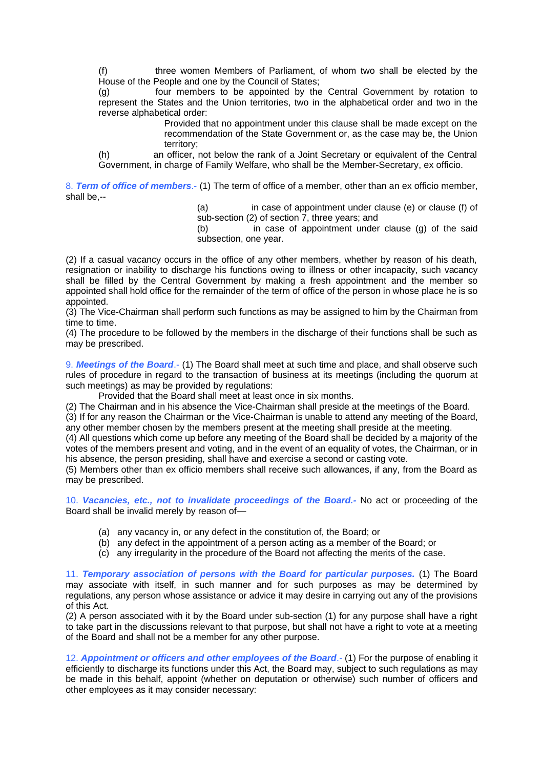(f) three women Members of Parliament, of whom two shall be elected by the House of the People and one by the Council of States;

(g) four members to be appointed by the Central Government by rotation to represent the States and the Union territories, two in the alphabetical order and two in the reverse alphabetical order:

> Provided that no appointment under this clause shall be made except on the recommendation of the State Government or, as the case may be, the Union territory;

(h) an officer, not below the rank of a Joint Secretary or equivalent of the Central Government, in charge of Family Welfare, who shall be the Member-Secretary, ex officio.

8. ***Term of office of members***.- (1) The term of office of a member, other than an ex officio member, shall be,--

> (a) in case of appointment under clause (e) or clause (f) of sub-section (2) of section 7, three years; and
>
> (b) in case of appointment under clause (g) of the said subsection, one year.

(2) If a casual vacancy occurs in the office of any other members, whether by reason of his death, resignation or inability to discharge his functions owing to illness or other incapacity, such vacancy shall be filled by the Central Government by making a fresh appointment and the member so appointed shall hold office for the remainder of the term of office of the person in whose place he is so appointed.

(3) The Vice-Chairman shall perform such functions as may be assigned to him by the Chairman from time to time.

(4) The procedure to be followed by the members in the discharge of their functions shall be such as may be prescribed.

9. ***Meetings of the Board***.- (1) The Board shall meet at such time and place, and shall observe such rules of procedure in regard to the transaction of business at its meetings (including the quorum at such meetings) as may be provided by regulations:

Provided that the Board shall meet at least once in six months.

(2) The Chairman and in his absence the Vice-Chairman shall preside at the meetings of the Board.

(3) If for any reason the Chairman or the Vice-Chairman is unable to attend any meeting of the Board, any other member chosen by the members present at the meeting shall preside at the meeting.

(4) All questions which come up before any meeting of the Board shall be decided by a majority of the votes of the members present and voting, and in the event of an equality of votes, the Chairman, or in his absence, the person presiding, shall have and exercise a second or casting vote.

(5) Members other than ex officio members shall receive such allowances, if any, from the Board as may be prescribed.

10. ***Vacancies, etc., not to invalidate proceedings of the Board.***- No act or proceeding of the Board shall be invalid merely by reason of—

(a) any vacancy in, or any defect in the constitution of, the Board; or
(b) any defect in the appointment of a person acting as a member of the Board; or
(c) any irregularity in the procedure of the Board not affecting the merits of the case.

11. ***Temporary association of persons with the Board for particular purposes.*** (1) The Board may associate with itself, in such manner and for such purposes as may be determined by regulations, any person whose assistance or advice it may desire in carrying out any of the provisions of this Act.

(2) A person associated with it by the Board under sub-section (1) for any purpose shall have a right to take part in the discussions relevant to that purpose, but shall not have a right to vote at a meeting of the Board and shall not be a member for any other purpose.

12. ***Appointment or officers and other employees of the Board***.- (1) For the purpose of enabling it efficiently to discharge its functions under this Act, the Board may, subject to such regulations as may be made in this behalf, appoint (whether on deputation or otherwise) such number of officers and other employees as it may consider necessary: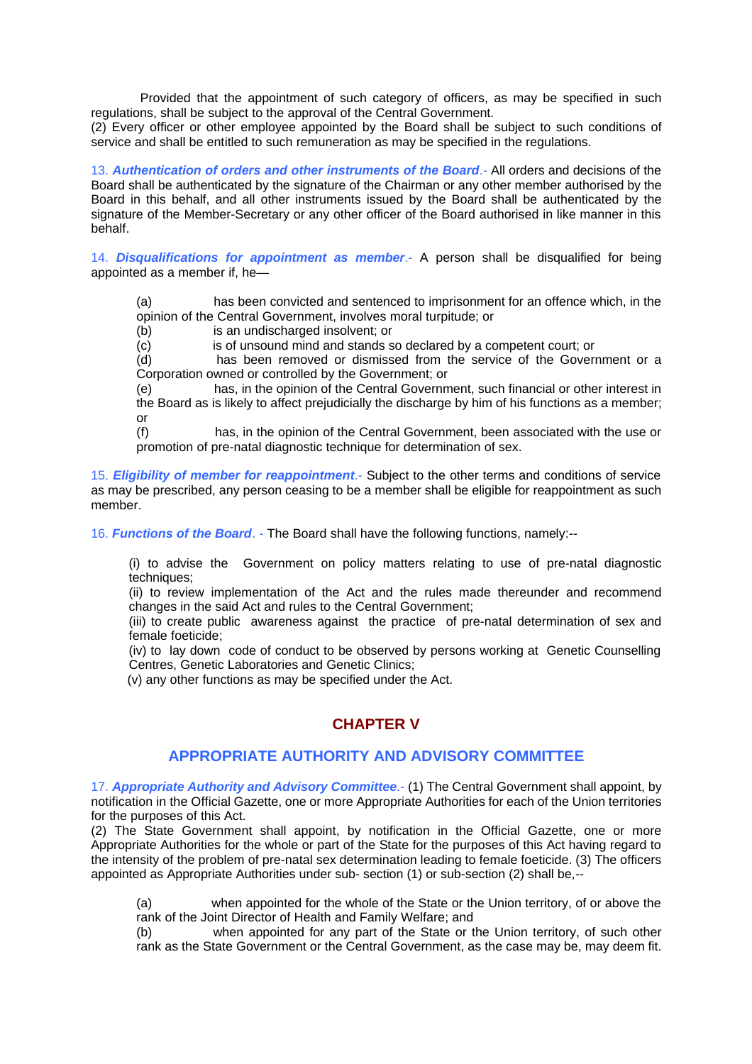Provided that the appointment of such category of officers, as may be specified in such regulations, shall be subject to the approval of the Central Government.

(2) Every officer or other employee appointed by the Board shall be subject to such conditions of service and shall be entitled to such remuneration as may be specified in the regulations.

13. ***Authentication of orders and other instruments of the Board***.- All orders and decisions of the Board shall be authenticated by the signature of the Chairman or any other member authorised by the Board in this behalf, and all other instruments issued by the Board shall be authenticated by the signature of the Member-Secretary or any other officer of the Board authorised in like manner in this behalf.

14. ***Disqualifications for appointment as member***.- A person shall be disqualified for being appointed as a member if, he—

(a) has been convicted and sentenced to imprisonment for an offence which, in the opinion of the Central Government, involves moral turpitude; or

(b) is an undischarged insolvent; or

(c) is of unsound mind and stands so declared by a competent court; or

(d) has been removed or dismissed from the service of the Government or a Corporation owned or controlled by the Government; or

(e) has, in the opinion of the Central Government, such financial or other interest in the Board as is likely to affect prejudicially the discharge by him of his functions as a member; or

(f) has, in the opinion of the Central Government, been associated with the use or promotion of pre-natal diagnostic technique for determination of sex.

15. ***Eligibility of member for reappointment***.- Subject to the other terms and conditions of service as may be prescribed, any person ceasing to be a member shall be eligible for reappointment as such member.

16. ***Functions of the Board***. - The Board shall have the following functions, namely:--

(i) to advise the Government on policy matters relating to use of pre-natal diagnostic techniques;

(ii) to review implementation of the Act and the rules made thereunder and recommend changes in the said Act and rules to the Central Government;

(iii) to create public awareness against the practice of pre-natal determination of sex and female foeticide;

(iv) to lay down code of conduct to be observed by persons working at Genetic Counselling Centres, Genetic Laboratories and Genetic Clinics;

(v) any other functions as may be specified under the Act.

## CHAPTER V

## APPROPRIATE AUTHORITY AND ADVISORY COMMITTEE

17. ***Appropriate Authority and Advisory Committee***.- (1) The Central Government shall appoint, by notification in the Official Gazette, one or more Appropriate Authorities for each of the Union territories for the purposes of this Act.

(2) The State Government shall appoint, by notification in the Official Gazette, one or more Appropriate Authorities for the whole or part of the State for the purposes of this Act having regard to the intensity of the problem of pre-natal sex determination leading to female foeticide. (3) The officers appointed as Appropriate Authorities under sub- section (1) or sub-section (2) shall be,--

(a) when appointed for the whole of the State or the Union territory, of or above the rank of the Joint Director of Health and Family Welfare; and

(b) when appointed for any part of the State or the Union territory, of such other rank as the State Government or the Central Government, as the case may be, may deem fit.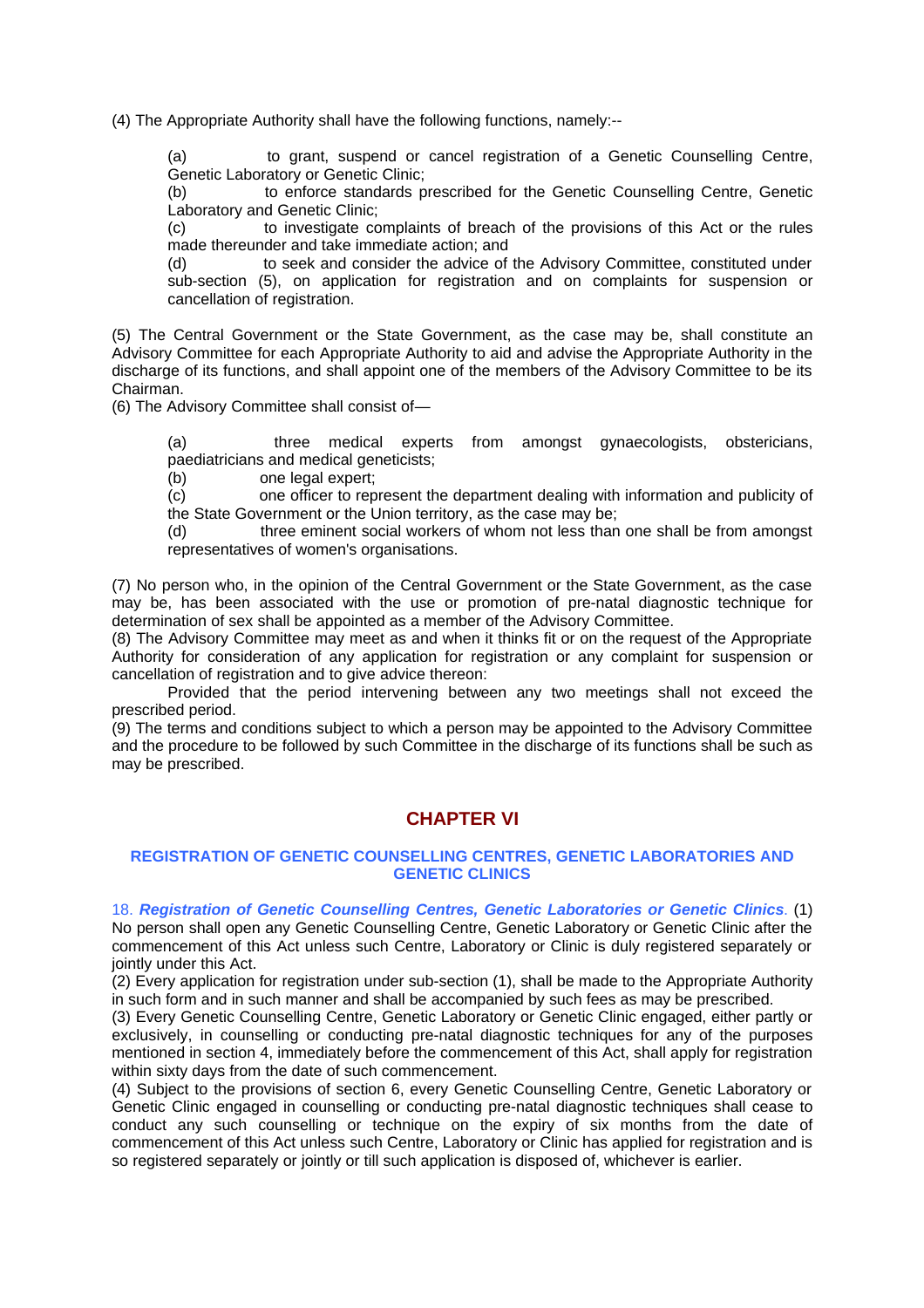(4) The Appropriate Authority shall have the following functions, namely:--

(a) to grant, suspend or cancel registration of a Genetic Counselling Centre, Genetic Laboratory or Genetic Clinic;
(b) to enforce standards prescribed for the Genetic Counselling Centre, Genetic Laboratory and Genetic Clinic;
(c) to investigate complaints of breach of the provisions of this Act or the rules made thereunder and take immediate action; and
(d) to seek and consider the advice of the Advisory Committee, constituted under sub-section (5), on application for registration and on complaints for suspension or cancellation of registration.

(5) The Central Government or the State Government, as the case may be, shall constitute an Advisory Committee for each Appropriate Authority to aid and advise the Appropriate Authority in the discharge of its functions, and shall appoint one of the members of the Advisory Committee to be its Chairman.
(6) The Advisory Committee shall consist of—

(a) three medical experts from amongst gynaecologists, obstericians, paediatricians and medical geneticists;
(b) one legal expert;
(c) one officer to represent the department dealing with information and publicity of the State Government or the Union territory, as the case may be;
(d) three eminent social workers of whom not less than one shall be from amongst representatives of women's organisations.

(7) No person who, in the opinion of the Central Government or the State Government, as the case may be, has been associated with the use or promotion of pre-natal diagnostic technique for determination of sex shall be appointed as a member of the Advisory Committee.
(8) The Advisory Committee may meet as and when it thinks fit or on the request of the Appropriate Authority for consideration of any application for registration or any complaint for suspension or cancellation of registration and to give advice thereon:

Provided that the period intervening between any two meetings shall not exceed the prescribed period.
(9) The terms and conditions subject to which a person may be appointed to the Advisory Committee and the procedure to be followed by such Committee in the discharge of its functions shall be such as may be prescribed.

## CHAPTER VI

### REGISTRATION OF GENETIC COUNSELLING CENTRES, GENETIC LABORATORIES AND GENETIC CLINICS

18. ***Registration of Genetic Counselling Centres, Genetic Laboratories or Genetic Clinics***. (1) No person shall open any Genetic Counselling Centre, Genetic Laboratory or Genetic Clinic after the commencement of this Act unless such Centre, Laboratory or Clinic is duly registered separately or jointly under this Act.
(2) Every application for registration under sub-section (1), shall be made to the Appropriate Authority in such form and in such manner and shall be accompanied by such fees as may be prescribed.
(3) Every Genetic Counselling Centre, Genetic Laboratory or Genetic Clinic engaged, either partly or exclusively, in counselling or conducting pre-natal diagnostic techniques for any of the purposes mentioned in section 4, immediately before the commencement of this Act, shall apply for registration within sixty days from the date of such commencement.
(4) Subject to the provisions of section 6, every Genetic Counselling Centre, Genetic Laboratory or Genetic Clinic engaged in counselling or conducting pre-natal diagnostic techniques shall cease to conduct any such counselling or technique on the expiry of six months from the date of commencement of this Act unless such Centre, Laboratory or Clinic has applied for registration and is so registered separately or jointly or till such application is disposed of, whichever is earlier.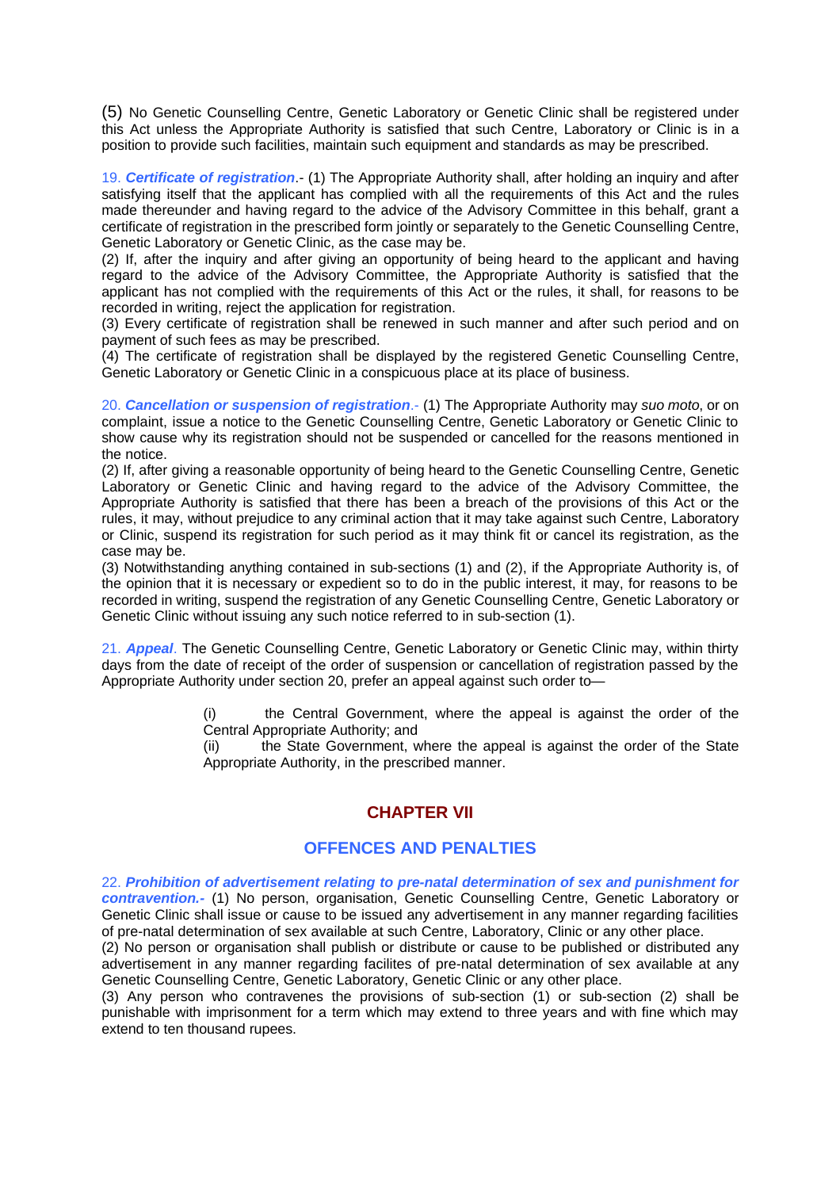(5) No Genetic Counselling Centre, Genetic Laboratory or Genetic Clinic shall be registered under this Act unless the Appropriate Authority is satisfied that such Centre, Laboratory or Clinic is in a position to provide such facilities, maintain such equipment and standards as may be prescribed.

19. ***Certificate of registration***.- (1) The Appropriate Authority shall, after holding an inquiry and after satisfying itself that the applicant has complied with all the requirements of this Act and the rules made thereunder and having regard to the advice of the Advisory Committee in this behalf, grant a certificate of registration in the prescribed form jointly or separately to the Genetic Counselling Centre, Genetic Laboratory or Genetic Clinic, as the case may be.

(2) If, after the inquiry and after giving an opportunity of being heard to the applicant and having regard to the advice of the Advisory Committee, the Appropriate Authority is satisfied that the applicant has not complied with the requirements of this Act or the rules, it shall, for reasons to be recorded in writing, reject the application for registration.

(3) Every certificate of registration shall be renewed in such manner and after such period and on payment of such fees as may be prescribed.

(4) The certificate of registration shall be displayed by the registered Genetic Counselling Centre, Genetic Laboratory or Genetic Clinic in a conspicuous place at its place of business.

20. ***Cancellation or suspension of registration***.- (1) The Appropriate Authority may *suo moto*, or on complaint, issue a notice to the Genetic Counselling Centre, Genetic Laboratory or Genetic Clinic to show cause why its registration should not be suspended or cancelled for the reasons mentioned in the notice.

(2) If, after giving a reasonable opportunity of being heard to the Genetic Counselling Centre, Genetic Laboratory or Genetic Clinic and having regard to the advice of the Advisory Committee, the Appropriate Authority is satisfied that there has been a breach of the provisions of this Act or the rules, it may, without prejudice to any criminal action that it may take against such Centre, Laboratory or Clinic, suspend its registration for such period as it may think fit or cancel its registration, as the case may be.

(3) Notwithstanding anything contained in sub-sections (1) and (2), if the Appropriate Authority is, of the opinion that it is necessary or expedient so to do in the public interest, it may, for reasons to be recorded in writing, suspend the registration of any Genetic Counselling Centre, Genetic Laboratory or Genetic Clinic without issuing any such notice referred to in sub-section (1).

21. ***Appeal***. The Genetic Counselling Centre, Genetic Laboratory or Genetic Clinic may, within thirty days from the date of receipt of the order of suspension or cancellation of registration passed by the Appropriate Authority under section 20, prefer an appeal against such order to—

> (i) the Central Government, where the appeal is against the order of the Central Appropriate Authority; and
>
> (ii) the State Government, where the appeal is against the order of the State Appropriate Authority, in the prescribed manner.

## CHAPTER VII

## OFFENCES AND PENALTIES

22. ***Prohibition of advertisement relating to pre-natal determination of sex and punishment for contravention.-*** (1) No person, organisation, Genetic Counselling Centre, Genetic Laboratory or Genetic Clinic shall issue or cause to be issued any advertisement in any manner regarding facilities of pre-natal determination of sex available at such Centre, Laboratory, Clinic or any other place.

(2) No person or organisation shall publish or distribute or cause to be published or distributed any advertisement in any manner regarding facilites of pre-natal determination of sex available at any Genetic Counselling Centre, Genetic Laboratory, Genetic Clinic or any other place.

(3) Any person who contravenes the provisions of sub-section (1) or sub-section (2) shall be punishable with imprisonment for a term which may extend to three years and with fine which may extend to ten thousand rupees.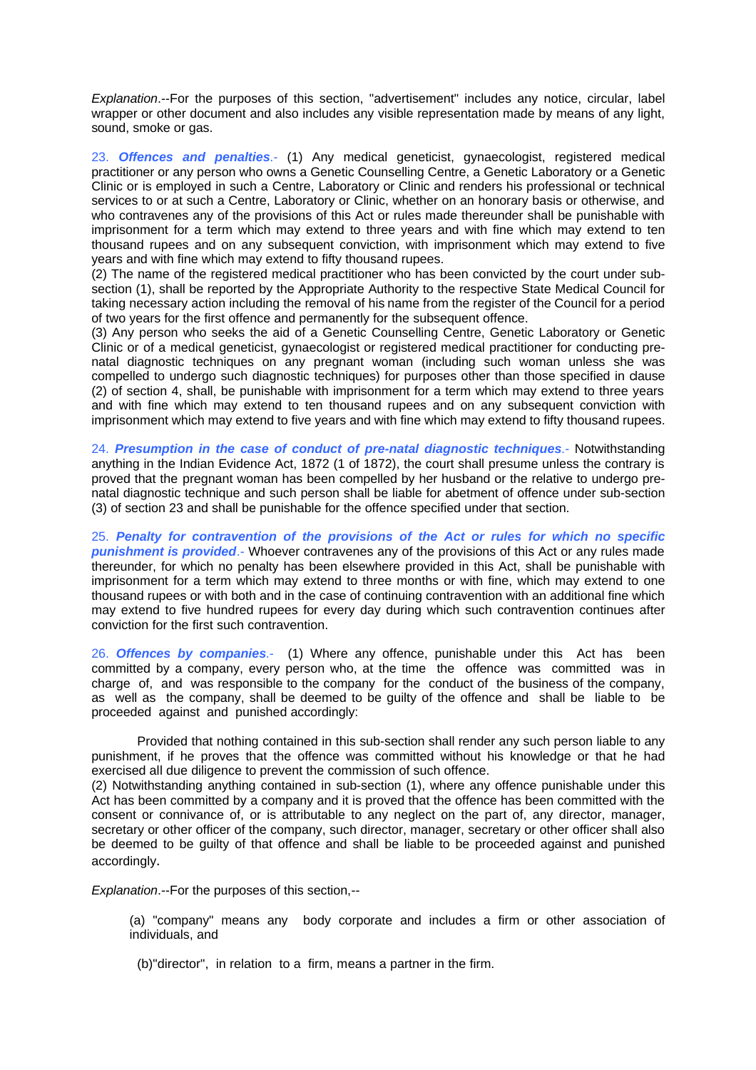*Explanation*.--For the purposes of this section, "advertisement" includes any notice, circular, label wrapper or other document and also includes any visible representation made by means of any light, sound, smoke or gas.

23. ***Offences and penalties***.- (1) Any medical geneticist, gynaecologist, registered medical practitioner or any person who owns a Genetic Counselling Centre, a Genetic Laboratory or a Genetic Clinic or is employed in such a Centre, Laboratory or Clinic and renders his professional or technical services to or at such a Centre, Laboratory or Clinic, whether on an honorary basis or otherwise, and who contravenes any of the provisions of this Act or rules made thereunder shall be punishable with imprisonment for a term which may extend to three years and with fine which may extend to ten thousand rupees and on any subsequent conviction, with imprisonment which may extend to five years and with fine which may extend to fifty thousand rupees.

(2) The name of the registered medical practitioner who has been convicted by the court under sub-section (1), shall be reported by the Appropriate Authority to the respective State Medical Council for taking necessary action including the removal of his name from the register of the Council for a period of two years for the first offence and permanently for the subsequent offence.

(3) Any person who seeks the aid of a Genetic Counselling Centre, Genetic Laboratory or Genetic Clinic or of a medical geneticist, gynaecologist or registered medical practitioner for conducting pre-natal diagnostic techniques on any pregnant woman (including such woman unless she was compelled to undergo such diagnostic techniques) for purposes other than those specified in clause (2) of section 4, shall, be punishable with imprisonment for a term which may extend to three years and with fine which may extend to ten thousand rupees and on any subsequent conviction with imprisonment which may extend to five years and with fine which may extend to fifty thousand rupees.

24. ***Presumption in the case of conduct of pre-natal diagnostic techniques***.- Notwithstanding anything in the Indian Evidence Act, 1872 (1 of 1872), the court shall presume unless the contrary is proved that the pregnant woman has been compelled by her husband or the relative to undergo pre-natal diagnostic technique and such person shall be liable for abetment of offence under sub-section (3) of section 23 and shall be punishable for the offence specified under that section.

25. ***Penalty for contravention of the provisions of the Act or rules for which no specific punishment is provided***.- Whoever contravenes any of the provisions of this Act or any rules made thereunder, for which no penalty has been elsewhere provided in this Act, shall be punishable with imprisonment for a term which may extend to three months or with fine, which may extend to one thousand rupees or with both and in the case of continuing contravention with an additional fine which may extend to five hundred rupees for every day during which such contravention continues after conviction for the first such contravention.

26. ***Offences by companies***.- (1) Where any offence, punishable under this Act has been committed by a company, every person who, at the time the offence was committed was in charge of, and was responsible to the company for the conduct of the business of the company, as well as the company, shall be deemed to be guilty of the offence and shall be liable to be proceeded against and punished accordingly:

Provided that nothing contained in this sub-section shall render any such person liable to any punishment, if he proves that the offence was committed without his knowledge or that he had exercised all due diligence to prevent the commission of such offence.

(2) Notwithstanding anything contained in sub-section (1), where any offence punishable under this Act has been committed by a company and it is proved that the offence has been committed with the consent or connivance of, or is attributable to any neglect on the part of, any director, manager, secretary or other officer of the company, such director, manager, secretary or other officer shall also be deemed to be guilty of that offence and shall be liable to be proceeded against and punished accordingly.

*Explanation*.--For the purposes of this section,--

(a) "company" means any body corporate and includes a firm or other association of individuals, and

(b)"director", in relation to a firm, means a partner in the firm.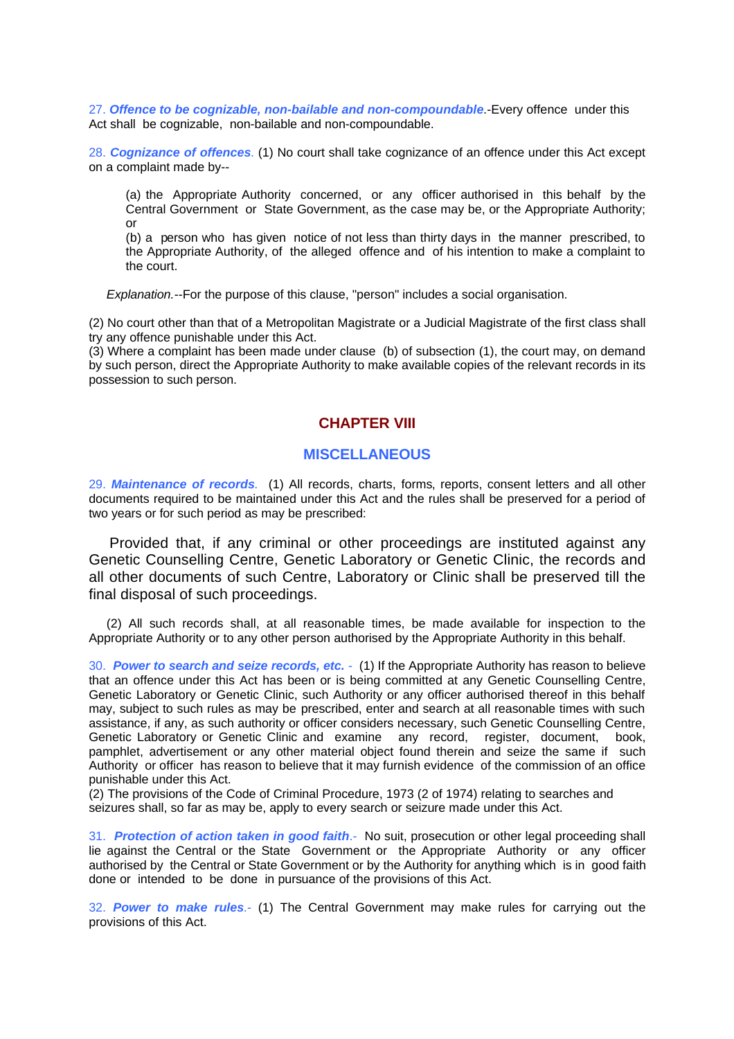27. ***Offence to be cognizable, non-bailable and non-compoundable.***-Every offence under this Act shall be cognizable, non-bailable and non-compoundable.

28. ***Cognizance of offences***. (1) No court shall take cognizance of an offence under this Act except on a complaint made by--

> (a) the Appropriate Authority concerned, or any officer authorised in this behalf by the Central Government or State Government, as the case may be, or the Appropriate Authority; or
>
> (b) a person who has given notice of not less than thirty days in the manner prescribed, to the Appropriate Authority, of the alleged offence and of his intention to make a complaint to the court.

*Explanation.*--For the purpose of this clause, "person" includes a social organisation.

(2) No court other than that of a Metropolitan Magistrate or a Judicial Magistrate of the first class shall try any offence punishable under this Act.

(3) Where a complaint has been made under clause (b) of subsection (1), the court may, on demand by such person, direct the Appropriate Authority to make available copies of the relevant records in its possession to such person.

## CHAPTER VIII

## MISCELLANEOUS

29. ***Maintenance of records***. (1) All records, charts, forms, reports, consent letters and all other documents required to be maintained under this Act and the rules shall be preserved for a period of two years or for such period as may be prescribed:

Provided that, if any criminal or other proceedings are instituted against any Genetic Counselling Centre, Genetic Laboratory or Genetic Clinic, the records and all other documents of such Centre, Laboratory or Clinic shall be preserved till the final disposal of such proceedings.

(2) All such records shall, at all reasonable times, be made available for inspection to the Appropriate Authority or to any other person authorised by the Appropriate Authority in this behalf.

30. ***Power to search and seize records, etc.*** - (1) If the Appropriate Authority has reason to believe that an offence under this Act has been or is being committed at any Genetic Counselling Centre, Genetic Laboratory or Genetic Clinic, such Authority or any officer authorised thereof in this behalf may, subject to such rules as may be prescribed, enter and search at all reasonable times with such assistance, if any, as such authority or officer considers necessary, such Genetic Counselling Centre, Genetic Laboratory or Genetic Clinic and examine any record, register, document, book, pamphlet, advertisement or any other material object found therein and seize the same if such Authority or officer has reason to believe that it may furnish evidence of the commission of an office punishable under this Act.

(2) The provisions of the Code of Criminal Procedure, 1973 (2 of 1974) relating to searches and seizures shall, so far as may be, apply to every search or seizure made under this Act.

31. ***Protection of action taken in good faith***.- No suit, prosecution or other legal proceeding shall lie against the Central or the State Government or the Appropriate Authority or any officer authorised by the Central or State Government or by the Authority for anything which is in good faith done or intended to be done in pursuance of the provisions of this Act.

32. ***Power to make rules***.- (1) The Central Government may make rules for carrying out the provisions of this Act.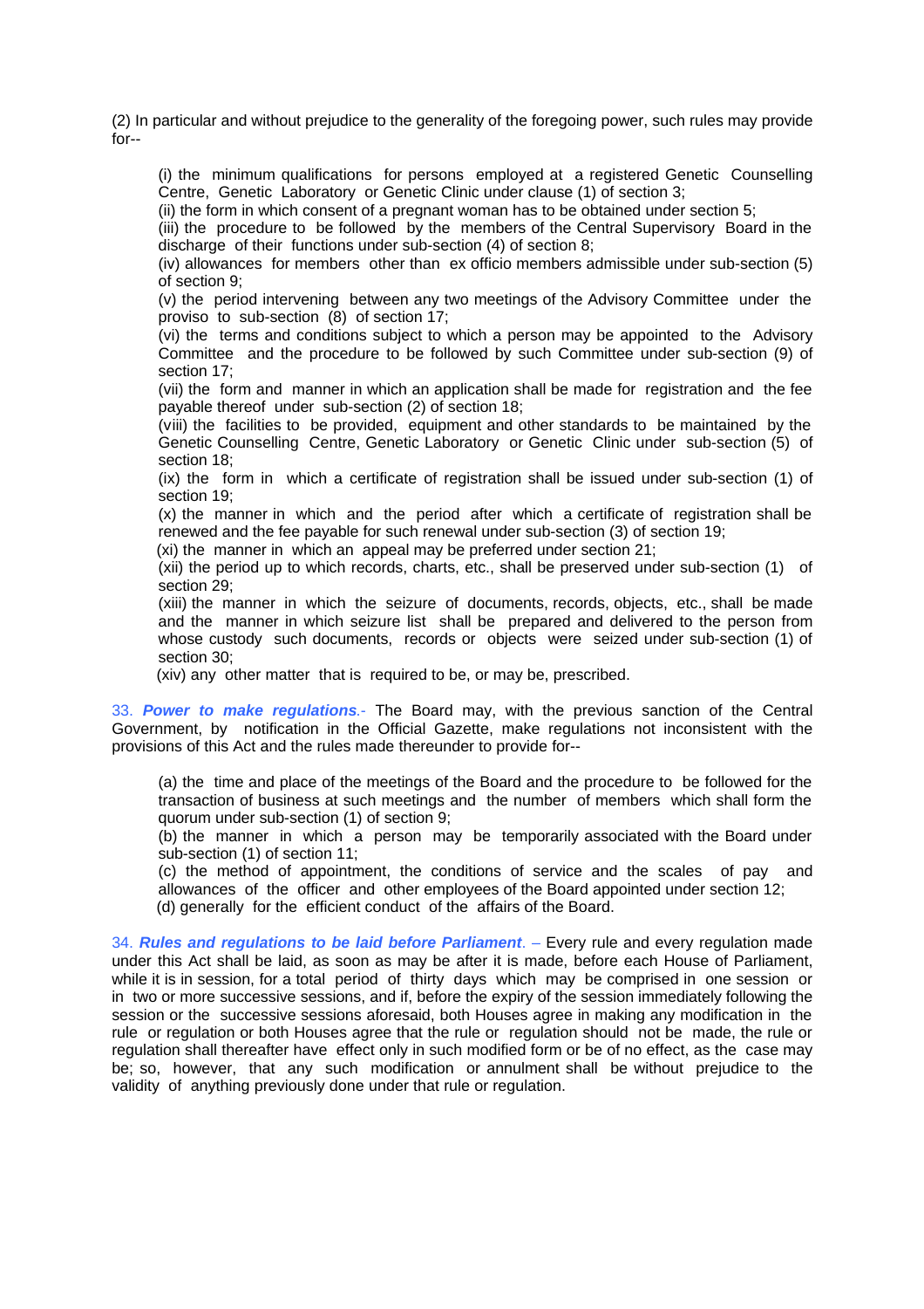(2) In particular and without prejudice to the generality of the foregoing power, such rules may provide for--

(i) the minimum qualifications for persons employed at a registered Genetic Counselling Centre, Genetic Laboratory or Genetic Clinic under clause (1) of section 3;
(ii) the form in which consent of a pregnant woman has to be obtained under section 5;
(iii) the procedure to be followed by the members of the Central Supervisory Board in the discharge of their functions under sub-section (4) of section 8;
(iv) allowances for members other than ex officio members admissible under sub-section (5) of section 9;
(v) the period intervening between any two meetings of the Advisory Committee under the proviso to sub-section (8) of section 17;
(vi) the terms and conditions subject to which a person may be appointed to the Advisory Committee and the procedure to be followed by such Committee under sub-section (9) of section 17;
(vii) the form and manner in which an application shall be made for registration and the fee payable thereof under sub-section (2) of section 18;
(viii) the facilities to be provided, equipment and other standards to be maintained by the Genetic Counselling Centre, Genetic Laboratory or Genetic Clinic under sub-section (5) of section 18;
(ix) the form in which a certificate of registration shall be issued under sub-section (1) of section 19;
(x) the manner in which and the period after which a certificate of registration shall be renewed and the fee payable for such renewal under sub-section (3) of section 19;
(xi) the manner in which an appeal may be preferred under section 21;
(xii) the period up to which records, charts, etc., shall be preserved under sub-section (1) of section 29;
(xiii) the manner in which the seizure of documents, records, objects, etc., shall be made and the manner in which seizure list shall be prepared and delivered to the person from whose custody such documents, records or objects were seized under sub-section (1) of section 30;
(xiv) any other matter that is required to be, or may be, prescribed.

33. ***Power to make regulations***.- The Board may, with the previous sanction of the Central Government, by notification in the Official Gazette, make regulations not inconsistent with the provisions of this Act and the rules made thereunder to provide for--

(a) the time and place of the meetings of the Board and the procedure to be followed for the transaction of business at such meetings and the number of members which shall form the quorum under sub-section (1) of section 9;
(b) the manner in which a person may be temporarily associated with the Board under sub-section (1) of section 11;
(c) the method of appointment, the conditions of service and the scales of pay and allowances of the officer and other employees of the Board appointed under section 12;
(d) generally for the efficient conduct of the affairs of the Board.

34. ***Rules and regulations to be laid before Parliament***. – Every rule and every regulation made under this Act shall be laid, as soon as may be after it is made, before each House of Parliament, while it is in session, for a total period of thirty days which may be comprised in one session or in two or more successive sessions, and if, before the expiry of the session immediately following the session or the successive sessions aforesaid, both Houses agree in making any modification in the rule or regulation or both Houses agree that the rule or regulation should not be made, the rule or regulation shall thereafter have effect only in such modified form or be of no effect, as the case may be; so, however, that any such modification or annulment shall be without prejudice to the validity of anything previously done under that rule or regulation.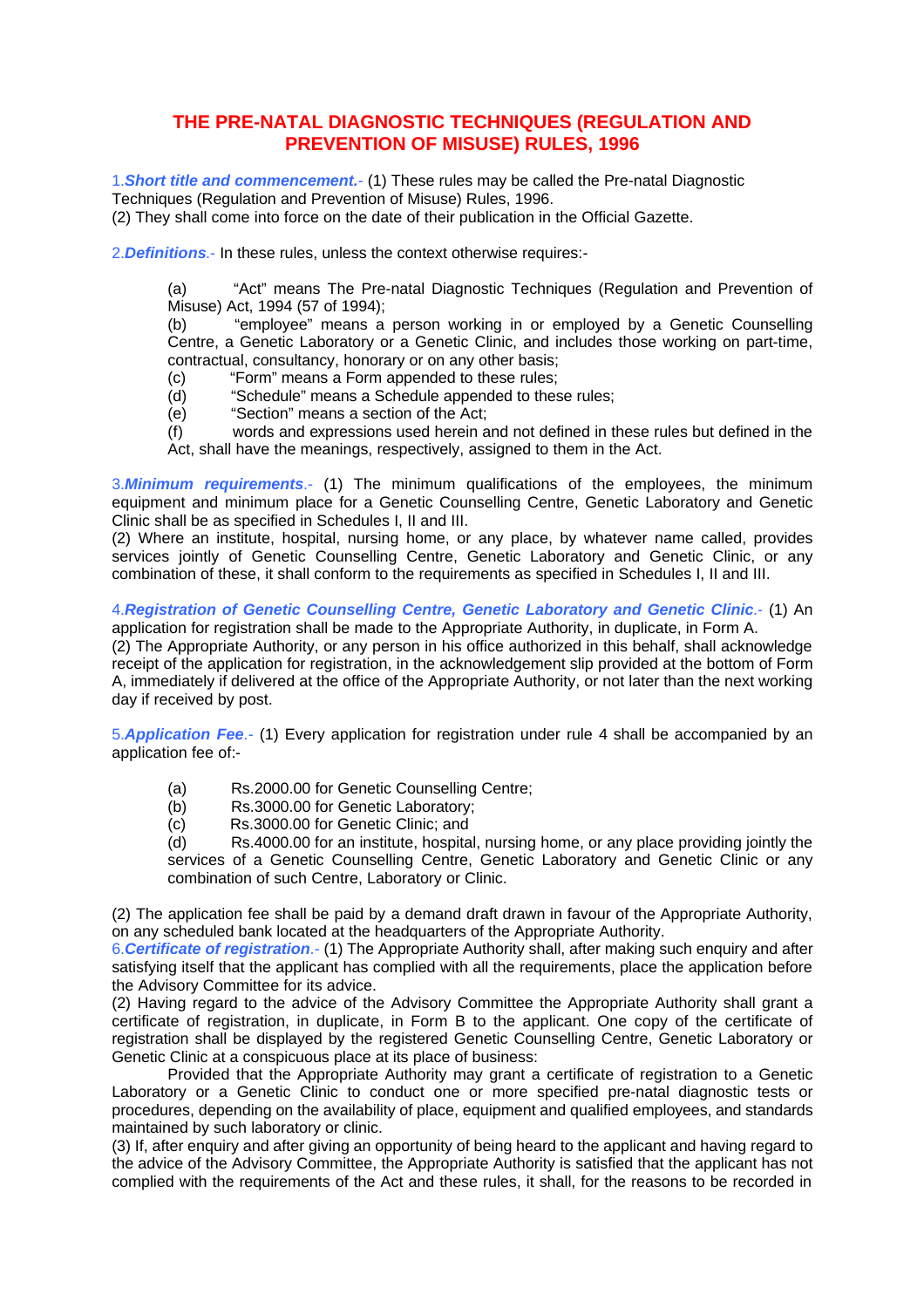# THE PRE-NATAL DIAGNOSTIC TECHNIQUES (REGULATION AND PREVENTION OF MISUSE) RULES, 1996

1.***Short title and commencement***.- (1) These rules may be called the Pre-natal Diagnostic Techniques (Regulation and Prevention of Misuse) Rules, 1996.
(2) They shall come into force on the date of their publication in the Official Gazette.

2.***Definitions***.- In these rules, unless the context otherwise requires:-

(a) "Act" means The Pre-natal Diagnostic Techniques (Regulation and Prevention of Misuse) Act, 1994 (57 of 1994);
(b) "employee" means a person working in or employed by a Genetic Counselling Centre, a Genetic Laboratory or a Genetic Clinic, and includes those working on part-time, contractual, consultancy, honorary or on any other basis;
(c) "Form" means a Form appended to these rules;
(d) "Schedule" means a Schedule appended to these rules;
(e) "Section" means a section of the Act;
(f) words and expressions used herein and not defined in these rules but defined in the Act, shall have the meanings, respectively, assigned to them in the Act.

3.***Minimum requirements***.- (1) The minimum qualifications of the employees, the minimum equipment and minimum place for a Genetic Counselling Centre, Genetic Laboratory and Genetic Clinic shall be as specified in Schedules I, II and III.
(2) Where an institute, hospital, nursing home, or any place, by whatever name called, provides services jointly of Genetic Counselling Centre, Genetic Laboratory and Genetic Clinic, or any combination of these, it shall conform to the requirements as specified in Schedules I, II and III.

4.***Registration of Genetic Counselling Centre, Genetic Laboratory and Genetic Clinic***.- (1) An application for registration shall be made to the Appropriate Authority, in duplicate, in Form A.
(2) The Appropriate Authority, or any person in his office authorized in this behalf, shall acknowledge receipt of the application for registration, in the acknowledgement slip provided at the bottom of Form A, immediately if delivered at the office of the Appropriate Authority, or not later than the next working day if received by post.

5.***Application Fee***.- (1) Every application for registration under rule 4 shall be accompanied by an application fee of:-

(a) Rs.2000.00 for Genetic Counselling Centre;
(b) Rs.3000.00 for Genetic Laboratory;
(c) Rs.3000.00 for Genetic Clinic; and
(d) Rs.4000.00 for an institute, hospital, nursing home, or any place providing jointly the services of a Genetic Counselling Centre, Genetic Laboratory and Genetic Clinic or any combination of such Centre, Laboratory or Clinic.

(2) The application fee shall be paid by a demand draft drawn in favour of the Appropriate Authority, on any scheduled bank located at the headquarters of the Appropriate Authority.

6.***Certificate of registration***.- (1) The Appropriate Authority shall, after making such enquiry and after satisfying itself that the applicant has complied with all the requirements, place the application before the Advisory Committee for its advice.
(2) Having regard to the advice of the Advisory Committee the Appropriate Authority shall grant a certificate of registration, in duplicate, in Form B to the applicant. One copy of the certificate of registration shall be displayed by the registered Genetic Counselling Centre, Genetic Laboratory or Genetic Clinic at a conspicuous place at its place of business:

Provided that the Appropriate Authority may grant a certificate of registration to a Genetic Laboratory or a Genetic Clinic to conduct one or more specified pre-natal diagnostic tests or procedures, depending on the availability of place, equipment and qualified employees, and standards maintained by such laboratory or clinic.

(3) If, after enquiry and after giving an opportunity of being heard to the applicant and having regard to the advice of the Advisory Committee, the Appropriate Authority is satisfied that the applicant has not complied with the requirements of the Act and these rules, it shall, for the reasons to be recorded in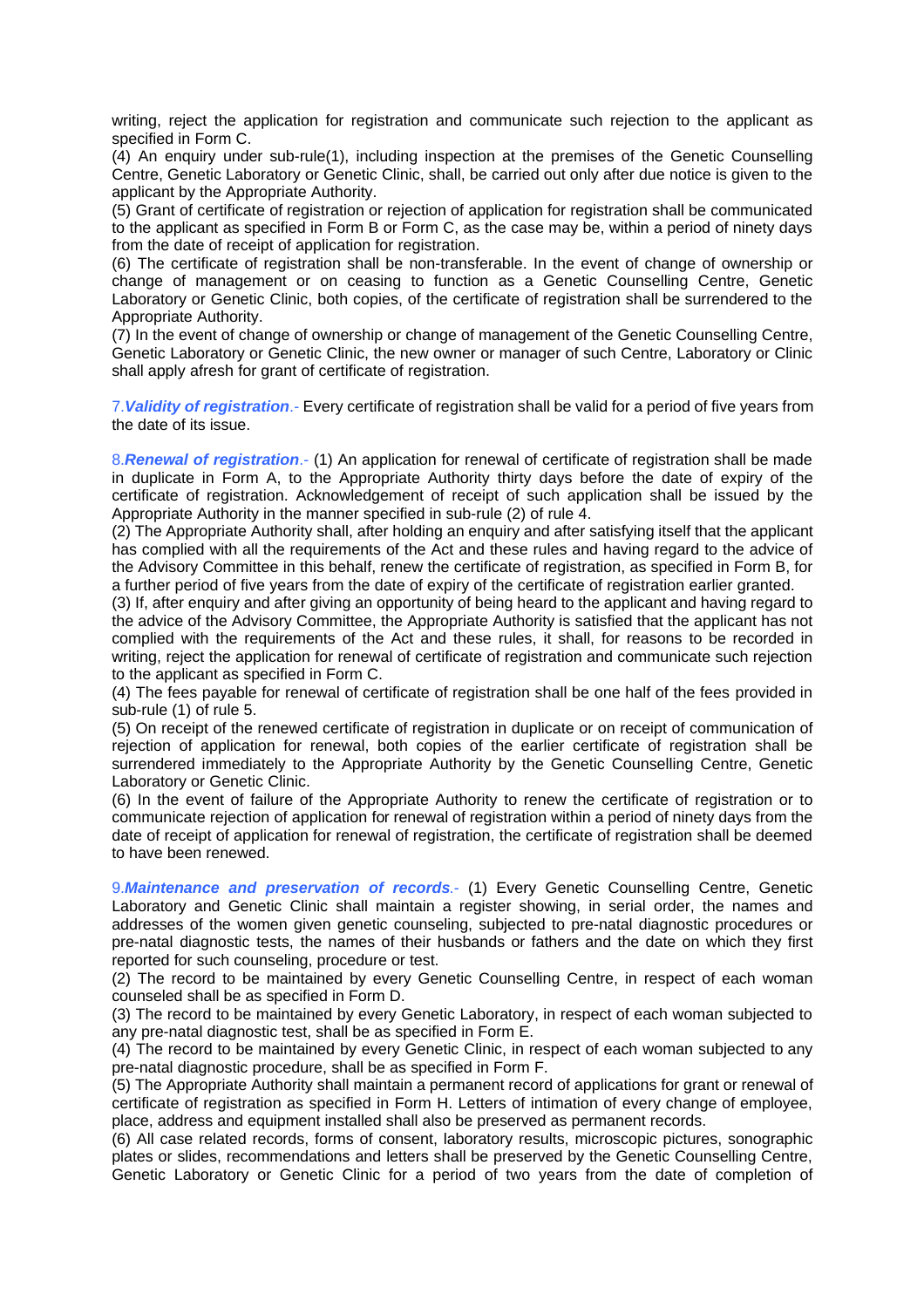writing, reject the application for registration and communicate such rejection to the applicant as specified in Form C.

(4) An enquiry under sub-rule(1), including inspection at the premises of the Genetic Counselling Centre, Genetic Laboratory or Genetic Clinic, shall, be carried out only after due notice is given to the applicant by the Appropriate Authority.

(5) Grant of certificate of registration or rejection of application for registration shall be communicated to the applicant as specified in Form B or Form C, as the case may be, within a period of ninety days from the date of receipt of application for registration.

(6) The certificate of registration shall be non-transferable. In the event of change of ownership or change of management or on ceasing to function as a Genetic Counselling Centre, Genetic Laboratory or Genetic Clinic, both copies, of the certificate of registration shall be surrendered to the Appropriate Authority.

(7) In the event of change of ownership or change of management of the Genetic Counselling Centre, Genetic Laboratory or Genetic Clinic, the new owner or manager of such Centre, Laboratory or Clinic shall apply afresh for grant of certificate of registration.

7.***Validity of registration***.- Every certificate of registration shall be valid for a period of five years from the date of its issue.

8.***Renewal of registration***.- (1) An application for renewal of certificate of registration shall be made in duplicate in Form A, to the Appropriate Authority thirty days before the date of expiry of the certificate of registration. Acknowledgement of receipt of such application shall be issued by the Appropriate Authority in the manner specified in sub-rule (2) of rule 4.

(2) The Appropriate Authority shall, after holding an enquiry and after satisfying itself that the applicant has complied with all the requirements of the Act and these rules and having regard to the advice of the Advisory Committee in this behalf, renew the certificate of registration, as specified in Form B, for a further period of five years from the date of expiry of the certificate of registration earlier granted.

(3) If, after enquiry and after giving an opportunity of being heard to the applicant and having regard to the advice of the Advisory Committee, the Appropriate Authority is satisfied that the applicant has not complied with the requirements of the Act and these rules, it shall, for reasons to be recorded in writing, reject the application for renewal of certificate of registration and communicate such rejection to the applicant as specified in Form C.

(4) The fees payable for renewal of certificate of registration shall be one half of the fees provided in sub-rule (1) of rule 5.

(5) On receipt of the renewed certificate of registration in duplicate or on receipt of communication of rejection of application for renewal, both copies of the earlier certificate of registration shall be surrendered immediately to the Appropriate Authority by the Genetic Counselling Centre, Genetic Laboratory or Genetic Clinic.

(6) In the event of failure of the Appropriate Authority to renew the certificate of registration or to communicate rejection of application for renewal of registration within a period of ninety days from the date of receipt of application for renewal of registration, the certificate of registration shall be deemed to have been renewed.

9.***Maintenance and preservation of records***.- (1) Every Genetic Counselling Centre, Genetic Laboratory and Genetic Clinic shall maintain a register showing, in serial order, the names and addresses of the women given genetic counseling, subjected to pre-natal diagnostic procedures or pre-natal diagnostic tests, the names of their husbands or fathers and the date on which they first reported for such counseling, procedure or test.

(2) The record to be maintained by every Genetic Counselling Centre, in respect of each woman counseled shall be as specified in Form D.

(3) The record to be maintained by every Genetic Laboratory, in respect of each woman subjected to any pre-natal diagnostic test, shall be as specified in Form E.

(4) The record to be maintained by every Genetic Clinic, in respect of each woman subjected to any pre-natal diagnostic procedure, shall be as specified in Form F.

(5) The Appropriate Authority shall maintain a permanent record of applications for grant or renewal of certificate of registration as specified in Form H. Letters of intimation of every change of employee, place, address and equipment installed shall also be preserved as permanent records.

(6) All case related records, forms of consent, laboratory results, microscopic pictures, sonographic plates or slides, recommendations and letters shall be preserved by the Genetic Counselling Centre, Genetic Laboratory or Genetic Clinic for a period of two years from the date of completion of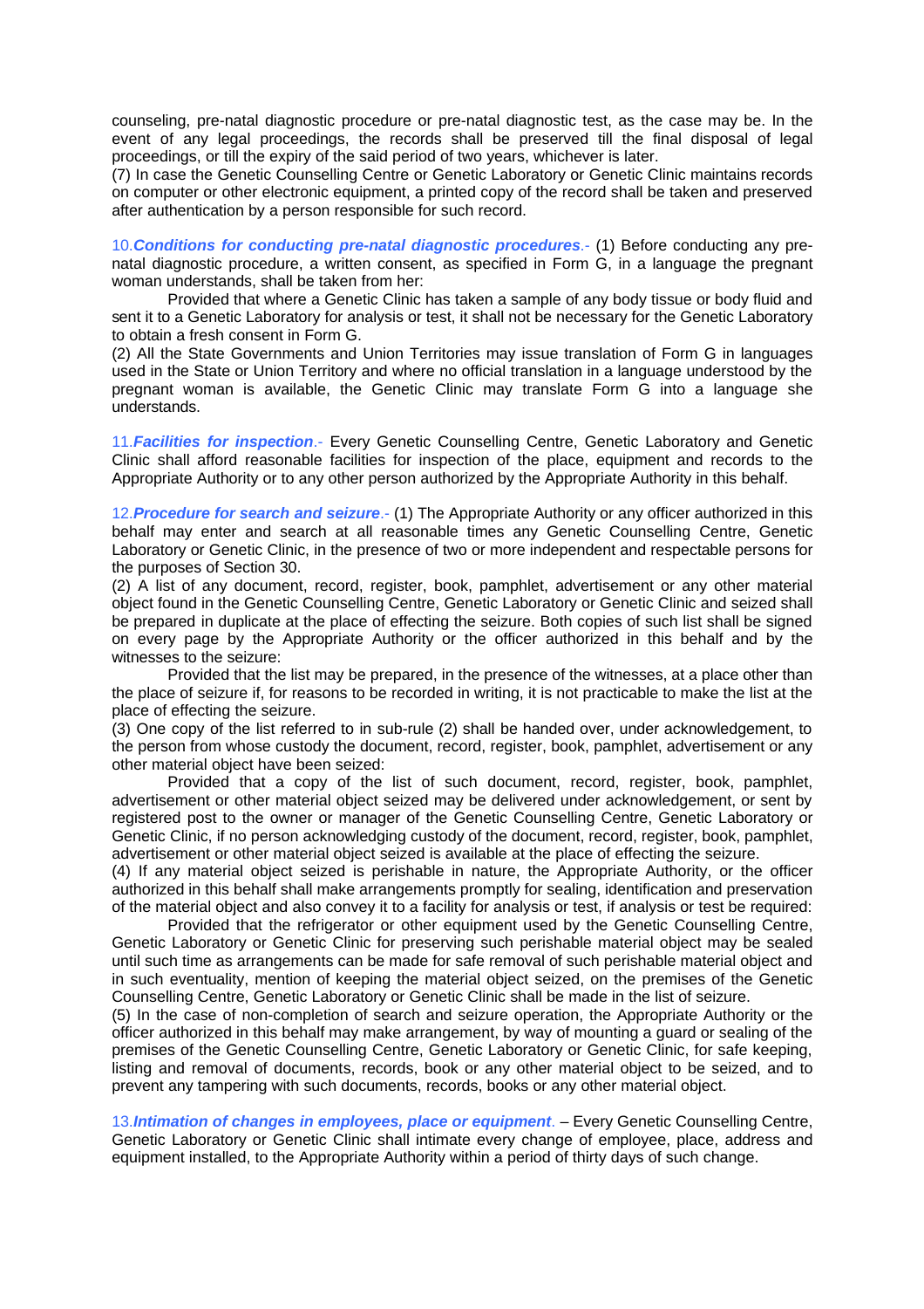counseling, pre-natal diagnostic procedure or pre-natal diagnostic test, as the case may be. In the event of any legal proceedings, the records shall be preserved till the final disposal of legal proceedings, or till the expiry of the said period of two years, whichever is later.

(7) In case the Genetic Counselling Centre or Genetic Laboratory or Genetic Clinic maintains records on computer or other electronic equipment, a printed copy of the record shall be taken and preserved after authentication by a person responsible for such record.

10.***Conditions for conducting pre-natal diagnostic procedures***.- (1) Before conducting any pre-natal diagnostic procedure, a written consent, as specified in Form G, in a language the pregnant woman understands, shall be taken from her:

Provided that where a Genetic Clinic has taken a sample of any body tissue or body fluid and sent it to a Genetic Laboratory for analysis or test, it shall not be necessary for the Genetic Laboratory to obtain a fresh consent in Form G.

(2) All the State Governments and Union Territories may issue translation of Form G in languages used in the State or Union Territory and where no official translation in a language understood by the pregnant woman is available, the Genetic Clinic may translate Form G into a language she understands.

11.***Facilities for inspection***.- Every Genetic Counselling Centre, Genetic Laboratory and Genetic Clinic shall afford reasonable facilities for inspection of the place, equipment and records to the Appropriate Authority or to any other person authorized by the Appropriate Authority in this behalf.

12.***Procedure for search and seizure***.- (1) The Appropriate Authority or any officer authorized in this behalf may enter and search at all reasonable times any Genetic Counselling Centre, Genetic Laboratory or Genetic Clinic, in the presence of two or more independent and respectable persons for the purposes of Section 30.

(2) A list of any document, record, register, book, pamphlet, advertisement or any other material object found in the Genetic Counselling Centre, Genetic Laboratory or Genetic Clinic and seized shall be prepared in duplicate at the place of effecting the seizure. Both copies of such list shall be signed on every page by the Appropriate Authority or the officer authorized in this behalf and by the witnesses to the seizure:

Provided that the list may be prepared, in the presence of the witnesses, at a place other than the place of seizure if, for reasons to be recorded in writing, it is not practicable to make the list at the place of effecting the seizure.

(3) One copy of the list referred to in sub-rule (2) shall be handed over, under acknowledgement, to the person from whose custody the document, record, register, book, pamphlet, advertisement or any other material object have been seized:

Provided that a copy of the list of such document, record, register, book, pamphlet, advertisement or other material object seized may be delivered under acknowledgement, or sent by registered post to the owner or manager of the Genetic Counselling Centre, Genetic Laboratory or Genetic Clinic, if no person acknowledging custody of the document, record, register, book, pamphlet, advertisement or other material object seized is available at the place of effecting the seizure.

(4) If any material object seized is perishable in nature, the Appropriate Authority, or the officer authorized in this behalf shall make arrangements promptly for sealing, identification and preservation of the material object and also convey it to a facility for analysis or test, if analysis or test be required:

Provided that the refrigerator or other equipment used by the Genetic Counselling Centre, Genetic Laboratory or Genetic Clinic for preserving such perishable material object may be sealed until such time as arrangements can be made for safe removal of such perishable material object and in such eventuality, mention of keeping the material object seized, on the premises of the Genetic Counselling Centre, Genetic Laboratory or Genetic Clinic shall be made in the list of seizure.

(5) In the case of non-completion of search and seizure operation, the Appropriate Authority or the officer authorized in this behalf may make arrangement, by way of mounting a guard or sealing of the premises of the Genetic Counselling Centre, Genetic Laboratory or Genetic Clinic, for safe keeping, listing and removal of documents, records, book or any other material object to be seized, and to prevent any tampering with such documents, records, books or any other material object.

13.***Intimation of changes in employees, place or equipment***. – Every Genetic Counselling Centre, Genetic Laboratory or Genetic Clinic shall intimate every change of employee, place, address and equipment installed, to the Appropriate Authority within a period of thirty days of such change.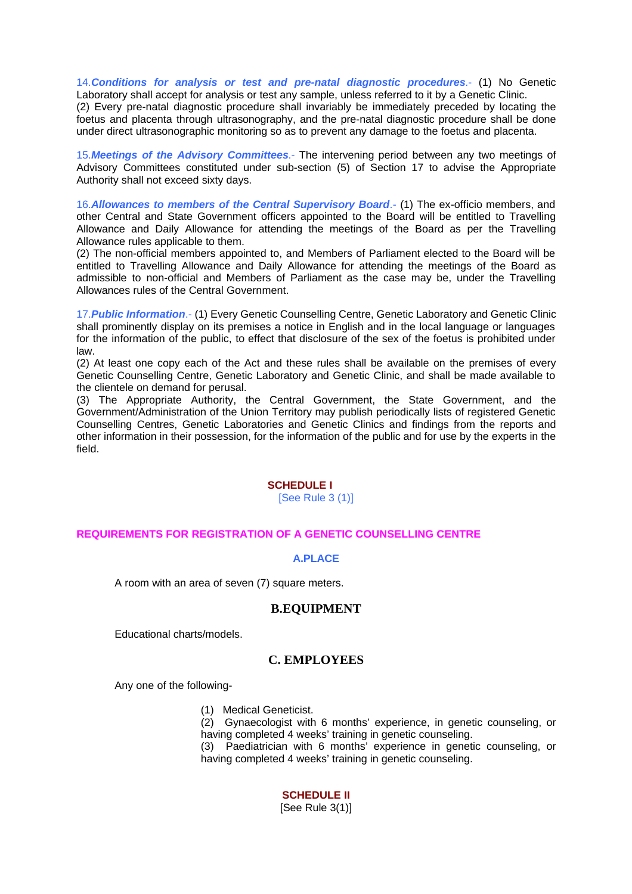14.***Conditions for analysis or test and pre-natal diagnostic procedures***.- (1) No Genetic Laboratory shall accept for analysis or test any sample, unless referred to it by a Genetic Clinic.
(2) Every pre-natal diagnostic procedure shall invariably be immediately preceded by locating the foetus and placenta through ultrasonography, and the pre-natal diagnostic procedure shall be done under direct ultrasonographic monitoring so as to prevent any damage to the foetus and placenta.

15.***Meetings of the Advisory Committees***.- The intervening period between any two meetings of Advisory Committees constituted under sub-section (5) of Section 17 to advise the Appropriate Authority shall not exceed sixty days.

16.***Allowances to members of the Central Supervisory Board***.- (1) The ex-officio members, and other Central and State Government officers appointed to the Board will be entitled to Travelling Allowance and Daily Allowance for attending the meetings of the Board as per the Travelling Allowance rules applicable to them.
(2) The non-official members appointed to, and Members of Parliament elected to the Board will be entitled to Travelling Allowance and Daily Allowance for attending the meetings of the Board as admissible to non-official and Members of Parliament as the case may be, under the Travelling Allowances rules of the Central Government.

17.***Public Information***.- (1) Every Genetic Counselling Centre, Genetic Laboratory and Genetic Clinic shall prominently display on its premises a notice in English and in the local language or languages for the information of the public, to effect that disclosure of the sex of the foetus is prohibited under law.
(2) At least one copy each of the Act and these rules shall be available on the premises of every Genetic Counselling Centre, Genetic Laboratory and Genetic Clinic, and shall be made available to the clientele on demand for perusal.
(3) The Appropriate Authority, the Central Government, the State Government, and the Government/Administration of the Union Territory may publish periodically lists of registered Genetic Counselling Centres, Genetic Laboratories and Genetic Clinics and findings from the reports and other information in their possession, for the information of the public and for use by the experts in the field.

## SCHEDULE I

[See Rule 3 (1)]

### REQUIREMENTS FOR REGISTRATION OF A GENETIC COUNSELLING CENTRE

#### A.PLACE

A room with an area of seven (7) square meters.

#### B.EQUIPMENT

Educational charts/models.

#### C. EMPLOYEES

Any one of the following-

(1) Medical Geneticist.
(2) Gynaecologist with 6 months' experience, in genetic counseling, or having completed 4 weeks' training in genetic counseling.
(3) Paediatrician with 6 months' experience in genetic counseling, or having completed 4 weeks' training in genetic counseling.

## SCHEDULE II

[See Rule 3(1)]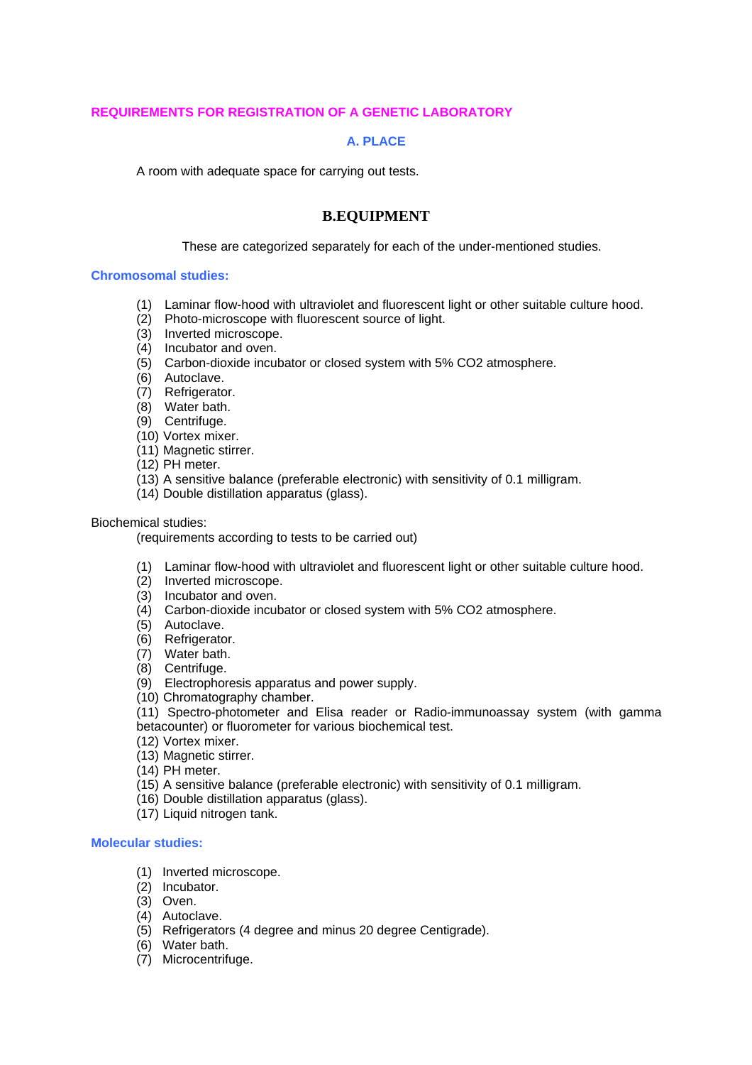## REQUIREMENTS FOR REGISTRATION OF A GENETIC LABORATORY

### A. PLACE

A room with adequate space for carrying out tests.

### B.EQUIPMENT

These are categorized separately for each of the under-mentioned studies.

**Chromosomal studies:**

(1) Laminar flow-hood with ultraviolet and fluorescent light or other suitable culture hood.
(2) Photo-microscope with fluorescent source of light.
(3) Inverted microscope.
(4) Incubator and oven.
(5) Carbon-dioxide incubator or closed system with 5% $CO_2$ atmosphere.
(6) Autoclave.
(7) Refrigerator.
(8) Water bath.
(9) Centrifuge.
(10) Vortex mixer.
(11) Magnetic stirrer.
(12) PH meter.
(13) A sensitive balance (preferable electronic) with sensitivity of 0.1 milligram.
(14) Double distillation apparatus (glass).

Biochemical studies:
(requirements according to tests to be carried out)

(1) Laminar flow-hood with ultraviolet and fluorescent light or other suitable culture hood.
(2) Inverted microscope.
(3) Incubator and oven.
(4) Carbon-dioxide incubator or closed system with 5% $CO_2$ atmosphere.
(5) Autoclave.
(6) Refrigerator.
(7) Water bath.
(8) Centrifuge.
(9) Electrophoresis apparatus and power supply.
(10) Chromatography chamber.
(11) Spectro-photometer and Elisa reader or Radio-immunoassay system (with gamma betacounter) or fluorometer for various biochemical test.
(12) Vortex mixer.
(13) Magnetic stirrer.
(14) PH meter.
(15) A sensitive balance (preferable electronic) with sensitivity of 0.1 milligram.
(16) Double distillation apparatus (glass).
(17) Liquid nitrogen tank.

**Molecular studies:**

(1) Inverted microscope.
(2) Incubator.
(3) Oven.
(4) Autoclave.
(5) Refrigerators (4 degree and minus 20 degree Centigrade).
(6) Water bath.
(7) Microcentrifuge.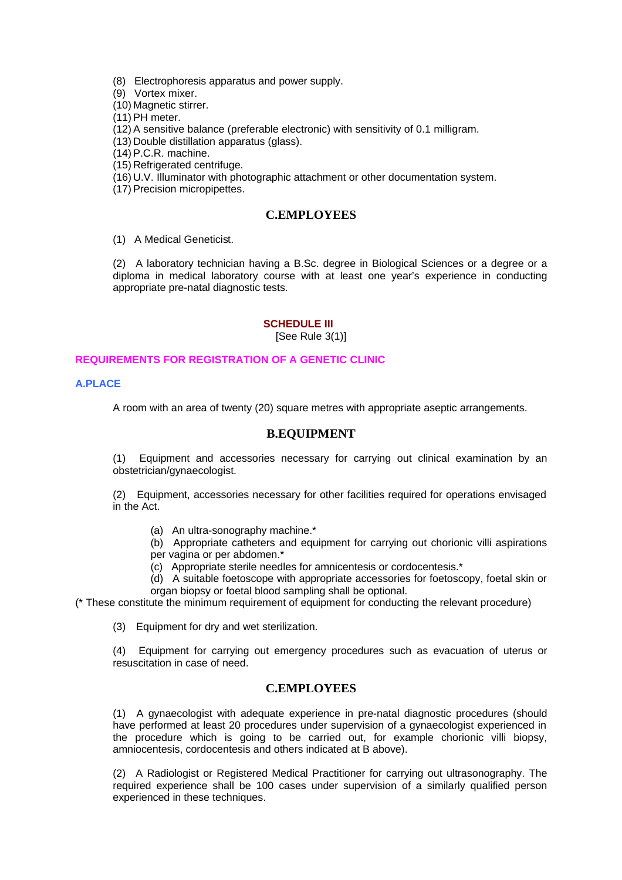(8) Electrophoresis apparatus and power supply.
(9) Vortex mixer.
(10) Magnetic stirrer.
(11) PH meter.
(12) A sensitive balance (preferable electronic) with sensitivity of 0.1 milligram.
(13) Double distillation apparatus (glass).
(14) P.C.R. machine.
(15) Refrigerated centrifuge.
(16) U.V. Illuminator with photographic attachment or other documentation system.
(17) Precision micropipettes.

### C.EMPLOYEES

(1) A Medical Geneticist.

(2) A laboratory technician having a B.Sc. degree in Biological Sciences or a degree or a diploma in medical laboratory course with at least one year's experience in conducting appropriate pre-natal diagnostic tests.

## SCHEDULE III

[See Rule 3(1)]

## REQUIREMENTS FOR REGISTRATION OF A GENETIC CLINIC

### A.PLACE

A room with an area of twenty (20) square metres with appropriate aseptic arrangements.

### B.EQUIPMENT

(1) Equipment and accessories necessary for carrying out clinical examination by an obstetrician/gynaecologist.

(2) Equipment, accessories necessary for other facilities required for operations envisaged in the Act.

(a) An ultra-sonography machine.*

(b) Appropriate catheters and equipment for carrying out chorionic villi aspirations per vagina or per abdomen.*

(c) Appropriate sterile needles for amnicentesis or cordocentesis.*

(d) A suitable foetoscope with appropriate accessories for foetoscopy, foetal skin or organ biopsy or foetal blood sampling shall be optional.

(* These constitute the minimum requirement of equipment for conducting the relevant procedure)

(3) Equipment for dry and wet sterilization.

(4) Equipment for carrying out emergency procedures such as evacuation of uterus or resuscitation in case of need.

### C.EMPLOYEES

(1) A gynaecologist with adequate experience in pre-natal diagnostic procedures (should have performed at least 20 procedures under supervision of a gynaecologist experienced in the procedure which is going to be carried out, for example chorionic villi biopsy, amniocentesis, cordocentesis and others indicated at B above).

(2) A Radiologist or Registered Medical Practitioner for carrying out ultrasonography. The required experience shall be 100 cases under supervision of a similarly qualified person experienced in these techniques.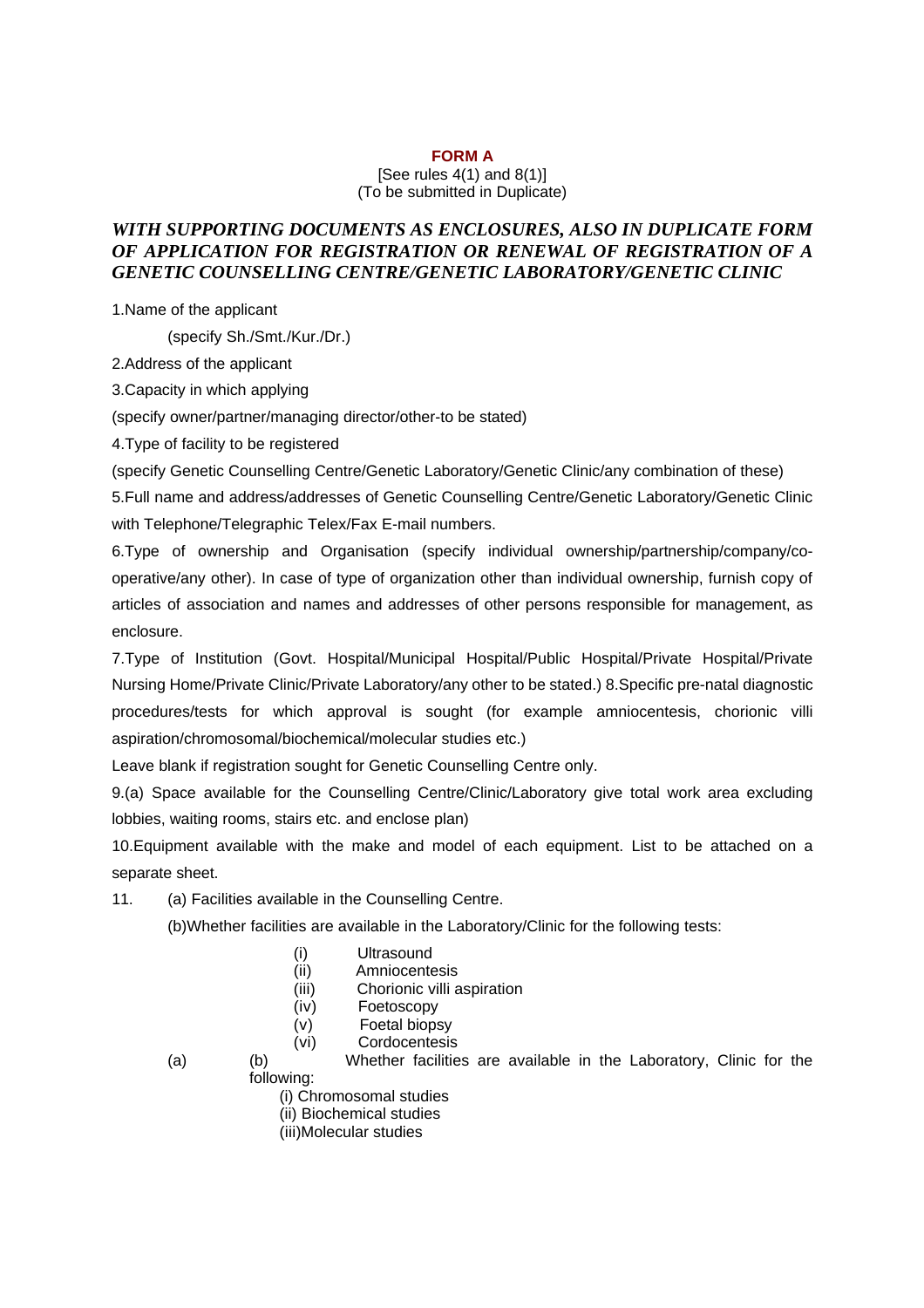# FORM A

[See rules 4(1) and 8(1)]
(To be submitted in Duplicate)

***WITH SUPPORTING DOCUMENTS AS ENCLOSURES, ALSO IN DUPLICATE FORM OF APPLICATION FOR REGISTRATION OR RENEWAL OF REGISTRATION OF A GENETIC COUNSELLING CENTRE/GENETIC LABORATORY/GENETIC CLINIC***

1.Name of the applicant

(specify Sh./Smt./Kur./Dr.)

2.Address of the applicant

3.Capacity in which applying

(specify owner/partner/managing director/other-to be stated)

4.Type of facility to be registered

(specify Genetic Counselling Centre/Genetic Laboratory/Genetic Clinic/any combination of these)

5.Full name and address/addresses of Genetic Counselling Centre/Genetic Laboratory/Genetic Clinic with Telephone/Telegraphic Telex/Fax E-mail numbers.

6.Type of ownership and Organisation (specify individual ownership/partnership/company/co-operative/any other). In case of type of organization other than individual ownership, furnish copy of articles of association and names and addresses of other persons responsible for management, as enclosure.

7.Type of Institution (Govt. Hospital/Municipal Hospital/Public Hospital/Private Hospital/Private Nursing Home/Private Clinic/Private Laboratory/any other to be stated.) 8.Specific pre-natal diagnostic procedures/tests for which approval is sought (for example amniocentesis, chorionic villi aspiration/chromosomal/biochemical/molecular studies etc.)

Leave blank if registration sought for Genetic Counselling Centre only.

9.(a) Space available for the Counselling Centre/Clinic/Laboratory give total work area excluding lobbies, waiting rooms, stairs etc. and enclose plan)

10.Equipment available with the make and model of each equipment. List to be attached on a separate sheet.

11. (a) Facilities available in the Counselling Centre.

(b)Whether facilities are available in the Laboratory/Clinic for the following tests:

(i) Ultrasound
(ii) Amniocentesis
(iii) Chorionic villi aspiration
(iv) Foetoscopy
(v) Foetal biopsy
(vi) Cordocentesis

(a) (b) Whether facilities are available in the Laboratory, Clinic for the following:

(i) Chromosomal studies
(ii) Biochemical studies
(iii)Molecular studies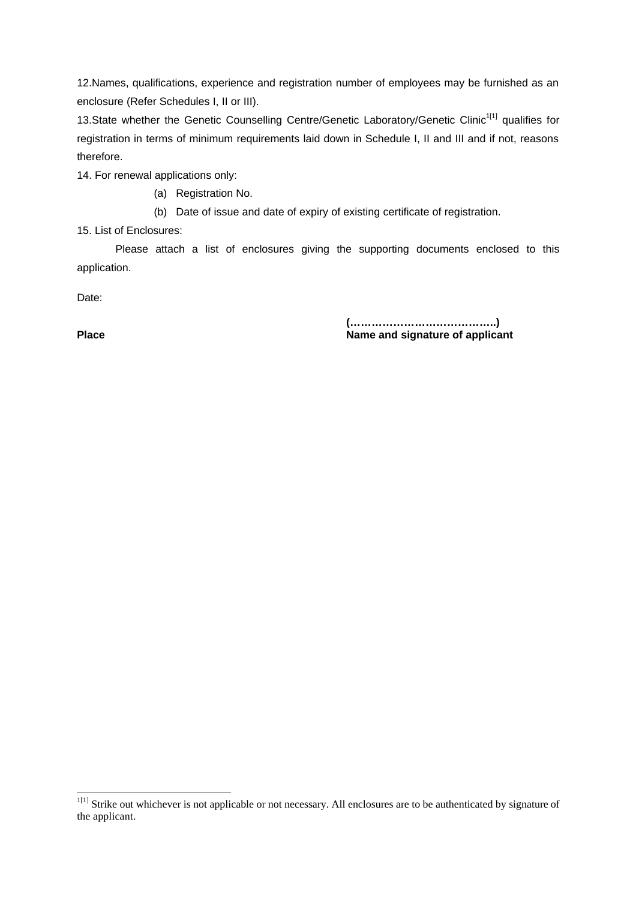12.Names, qualifications, experience and registration number of employees may be furnished as an enclosure (Refer Schedules I, II or III).

13.State whether the Genetic Counselling Centre/Genetic Laboratory/Genetic Clinic[1[1]] qualifies for registration in terms of minimum requirements laid down in Schedule I, II and III and if not, reasons therefore.

14. For renewal applications only:

(a) Registration No.

(b) Date of issue and date of expiry of existing certificate of registration.

15. List of Enclosures:

Please attach a list of enclosures giving the supporting documents enclosed to this application.

Date:

**Place** **(…………………………………..)**
**Name and signature of applicant**

---

[1[1]] Strike out whichever is not applicable or not necessary. All enclosures are to be authenticated by signature of the applicant.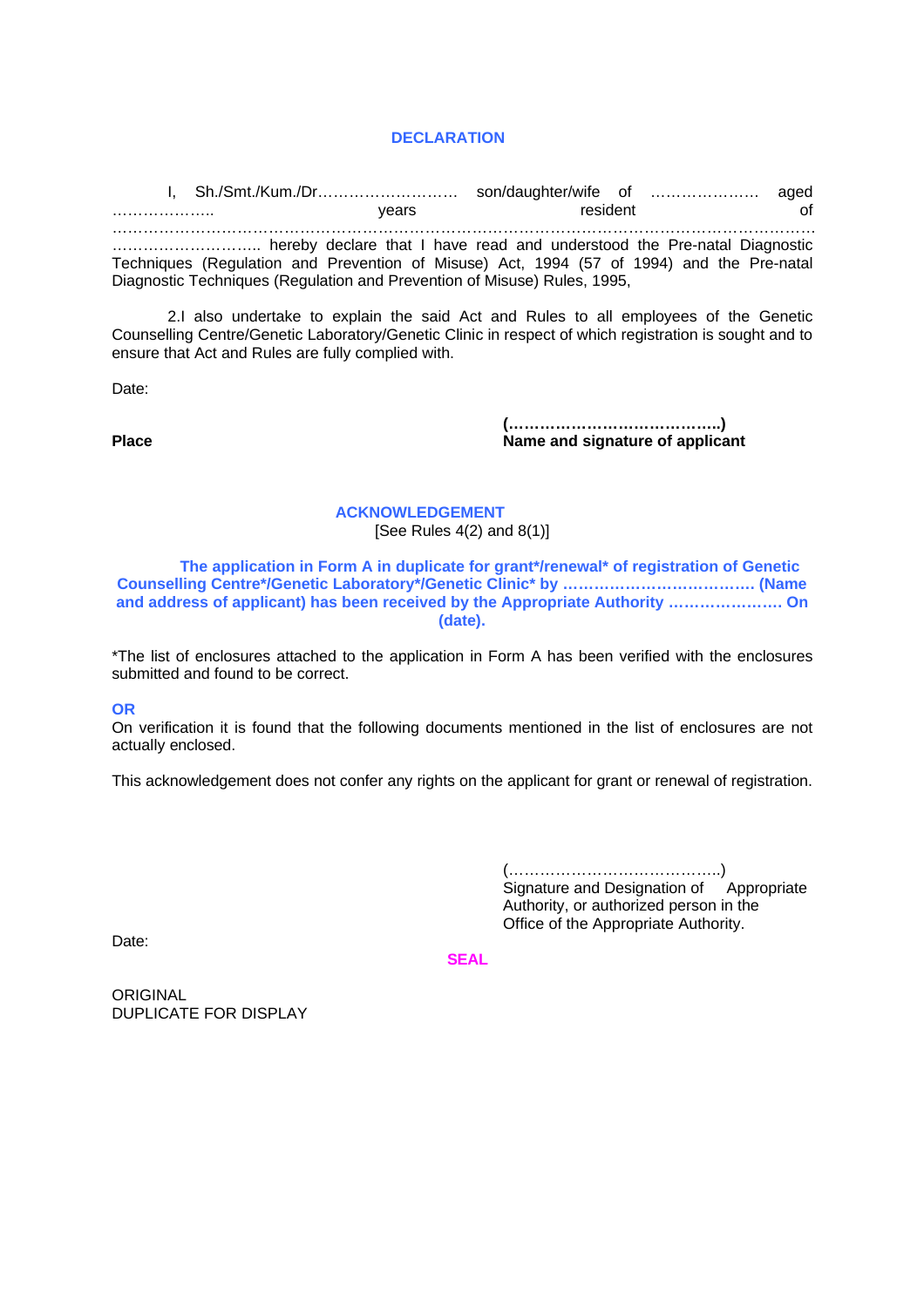## DECLARATION

I, Sh./Smt./Kum./Dr……………………… son/daughter/wife of ………………… aged ……………….. years resident of ……………………………………………………………………………………………………………… ……………………….. hereby declare that I have read and understood the Pre-natal Diagnostic Techniques (Regulation and Prevention of Misuse) Act, 1994 (57 of 1994) and the Pre-natal Diagnostic Techniques (Regulation and Prevention of Misuse) Rules, 1995,

2.I also undertake to explain the said Act and Rules to all employees of the Genetic Counselling Centre/Genetic Laboratory/Genetic Clinic in respect of which registration is sought and to ensure that Act and Rules are fully complied with.

Date:

**Place**

**(…………………………………..)**
**Name and signature of applicant**

## ACKNOWLEDGEMENT

[See Rules 4(2) and 8(1)]

**The application in Form A in duplicate for grant*/renewal* of registration of Genetic Counselling Centre*/Genetic Laboratory*/Genetic Clinic* by ………………………………. (Name and address of applicant) has been received by the Appropriate Authority …………………. On (date).**

*The list of enclosures attached to the application in Form A has been verified with the enclosures submitted and found to be correct.

**OR**

On verification it is found that the following documents mentioned in the list of enclosures are not actually enclosed.

This acknowledgement does not confer any rights on the applicant for grant or renewal of registration.

(…………………………………..)
Signature and Designation of Appropriate Authority, or authorized person in the Office of the Appropriate Authority.

Date:

**SEAL**

ORIGINAL
DUPLICATE FOR DISPLAY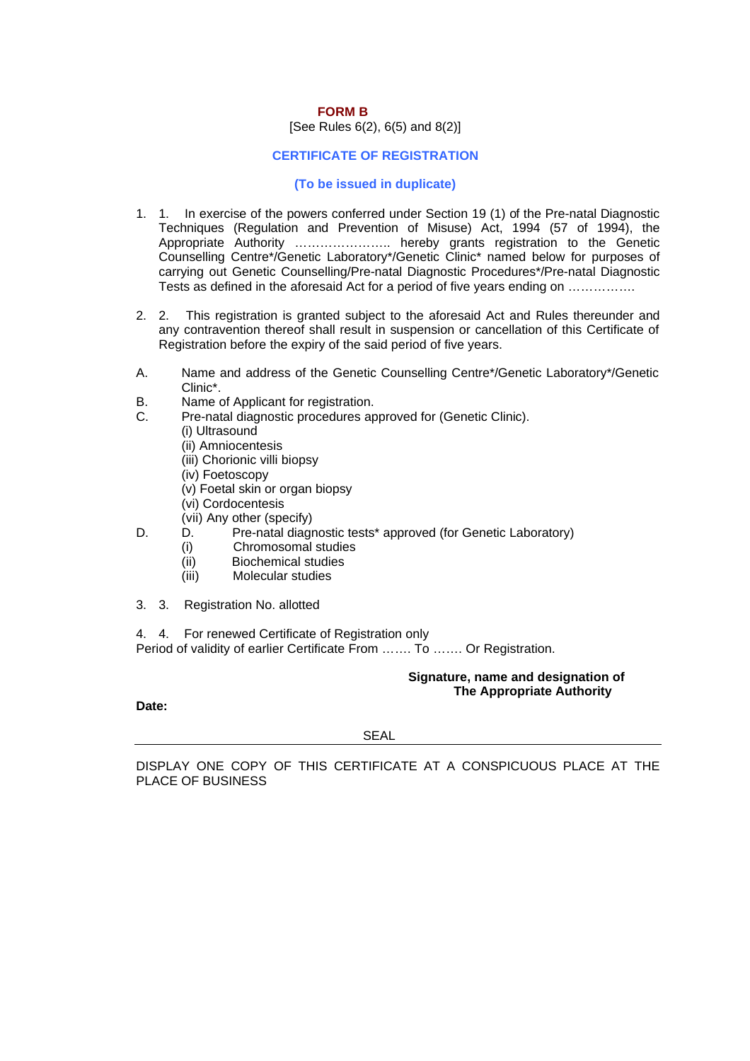# FORM B

[See Rules 6(2), 6(5) and 8(2)]

## CERTIFICATE OF REGISTRATION

**(To be issued in duplicate)**

1. 1. In exercise of the powers conferred under Section 19 (1) of the Pre-natal Diagnostic Techniques (Regulation and Prevention of Misuse) Act, 1994 (57 of 1994), the Appropriate Authority ………………….. hereby grants registration to the Genetic Counselling Centre*/Genetic Laboratory*/Genetic Clinic* named below for purposes of carrying out Genetic Counselling/Pre-natal Diagnostic Procedures*/Pre-natal Diagnostic Tests as defined in the aforesaid Act for a period of five years ending on …………….

2. 2. This registration is granted subject to the aforesaid Act and Rules thereunder and any contravention thereof shall result in suspension or cancellation of this Certificate of Registration before the expiry of the said period of five years.

A. Name and address of the Genetic Counselling Centre*/Genetic Laboratory*/Genetic Clinic*.

B. Name of Applicant for registration.

C. Pre-natal diagnostic procedures approved for (Genetic Clinic).
   (i) Ultrasound
   (ii) Amniocentesis
   (iii) Chorionic villi biopsy
   (iv) Foetoscopy
   (v) Foetal skin or organ biopsy
   (vi) Cordocentesis
   (vii) Any other (specify)

D. D. Pre-natal diagnostic tests* approved (for Genetic Laboratory)
   (i) Chromosomal studies
   (ii) Biochemical studies
   (iii) Molecular studies

3. 3. Registration No. allotted

4. 4. For renewed Certificate of Registration only
Period of validity of earlier Certificate From ……. To ……. Or Registration.

**Signature, name and designation of**
**The Appropriate Authority**

**Date:**

SEAL

---

DISPLAY ONE COPY OF THIS CERTIFICATE AT A CONSPICUOUS PLACE AT THE PLACE OF BUSINESS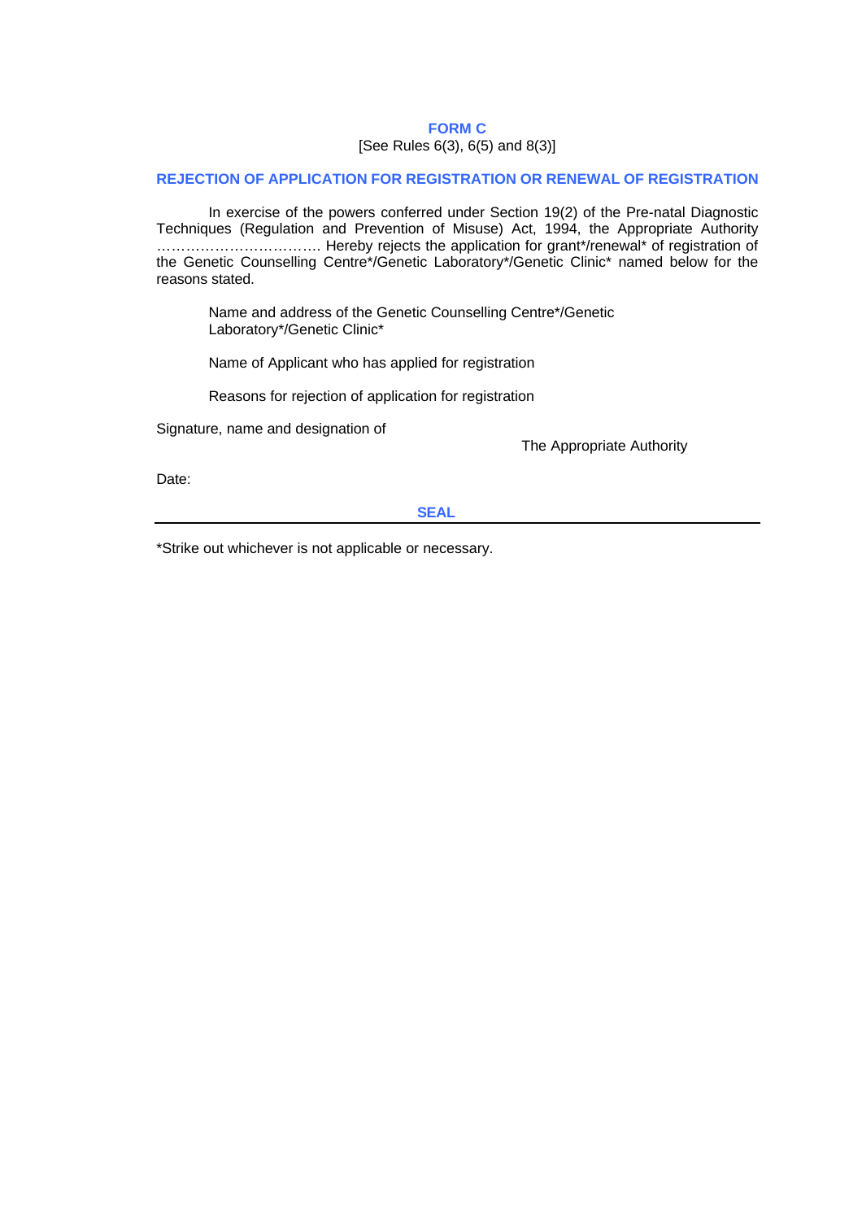# FORM C

[See Rules 6(3), 6(5) and 8(3)]

## REJECTION OF APPLICATION FOR REGISTRATION OR RENEWAL OF REGISTRATION

In exercise of the powers conferred under Section 19(2) of the Pre-natal Diagnostic Techniques (Regulation and Prevention of Misuse) Act, 1994, the Appropriate Authority ……………………………. Hereby rejects the application for grant*/renewal* of registration of the Genetic Counselling Centre*/Genetic Laboratory*/Genetic Clinic* named below for the reasons stated.

Name and address of the Genetic Counselling Centre*/Genetic Laboratory*/Genetic Clinic*

Name of Applicant who has applied for registration

Reasons for rejection of application for registration

Signature, name and designation of

The Appropriate Authority

Date:

**SEAL**

---

*Strike out whichever is not applicable or necessary.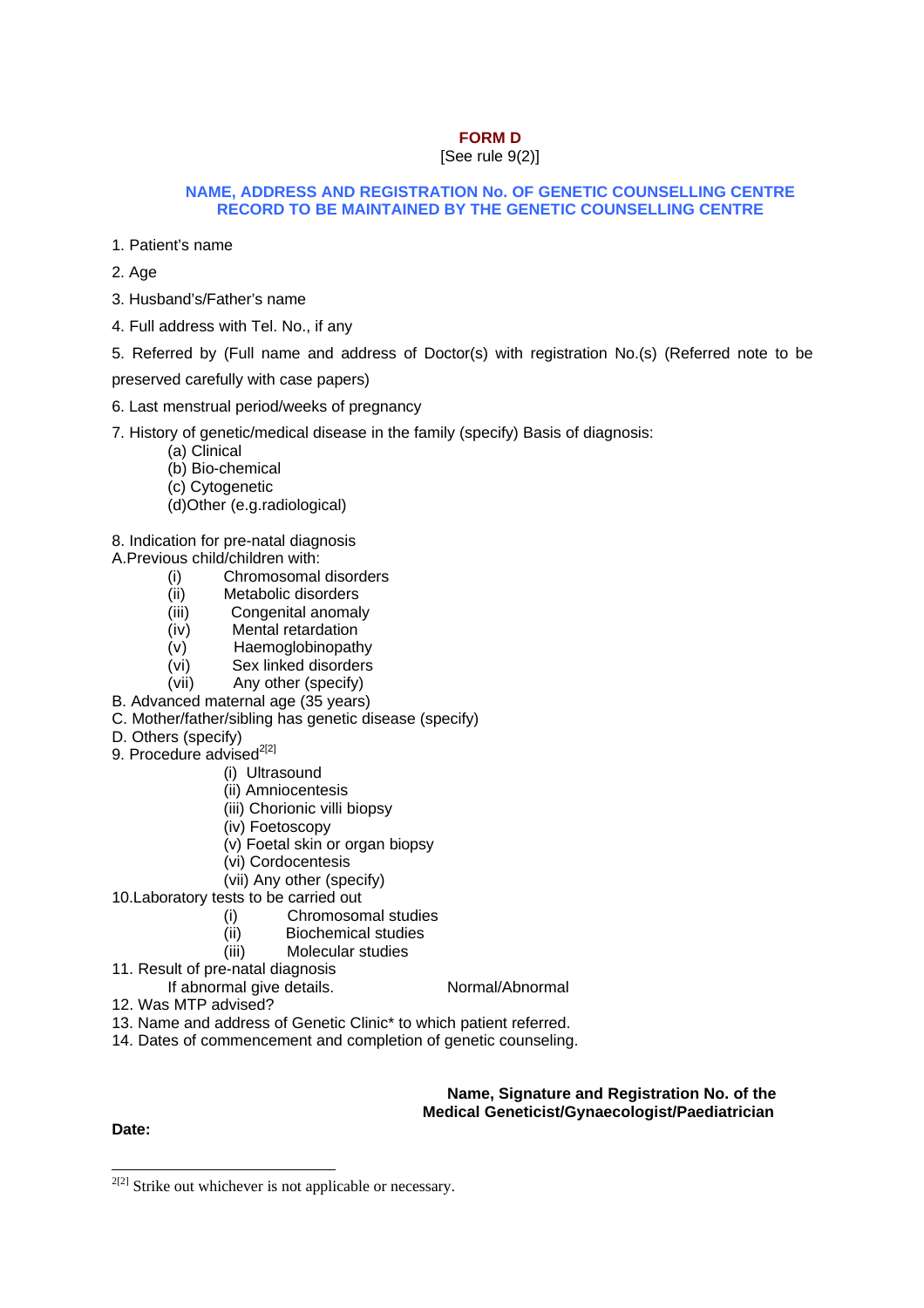# FORM D

[See rule 9(2)]

## NAME, ADDRESS AND REGISTRATION No. OF GENETIC COUNSELLING CENTRE RECORD TO BE MAINTAINED BY THE GENETIC COUNSELLING CENTRE

1. Patient's name

2. Age

3. Husband's/Father's name

4. Full address with Tel. No., if any

5. Referred by (Full name and address of Doctor(s) with registration No.(s) (Referred note to be preserved carefully with case papers)

6. Last menstrual period/weeks of pregnancy

7. History of genetic/medical disease in the family (specify) Basis of diagnosis:
   - (a) Clinical
   - (b) Bio-chemical
   - (c) Cytogenetic
   - (d)Other (e.g.radiological)

8. Indication for pre-natal diagnosis

A.Previous child/children with:
   - (i) Chromosomal disorders
   - (ii) Metabolic disorders
   - (iii) Congenital anomaly
   - (iv) Mental retardation
   - (v) Haemoglobinopathy
   - (vi) Sex linked disorders
   - (vii) Any other (specify)

B. Advanced maternal age (35 years)

C. Mother/father/sibling has genetic disease (specify)

D. Others (specify)

9. Procedure advised[2[2]]
   - (i) Ultrasound
   - (ii) Amniocentesis
   - (iii) Chorionic villi biopsy
   - (iv) Foetoscopy
   - (v) Foetal skin or organ biopsy
   - (vi) Cordocentesis
   - (vii) Any other (specify)

10.Laboratory tests to be carried out
   - (i) Chromosomal studies
   - (ii) Biochemical studies
   - (iii) Molecular studies

11. Result of pre-natal diagnosis

    If abnormal give details. Normal/Abnormal

12. Was MTP advised?

13. Name and address of Genetic Clinic* to which patient referred.

14. Dates of commencement and completion of genetic counseling.

**Name, Signature and Registration No. of the Medical Geneticist/Gynaecologist/Paediatrician**

**Date:**

---

[2[2]] Strike out whichever is not applicable or necessary.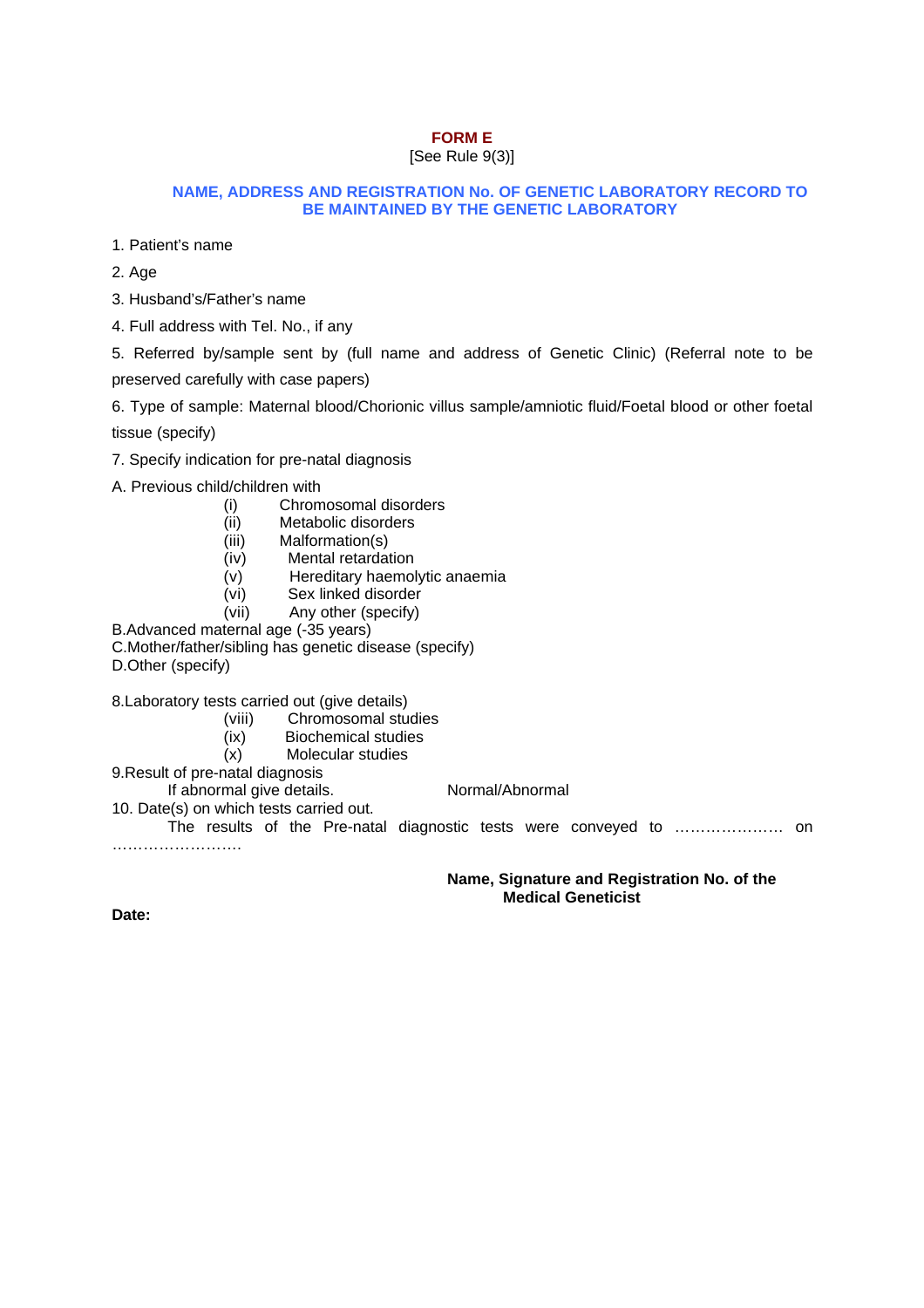## FORM E

[See Rule 9(3)]

### NAME, ADDRESS AND REGISTRATION No. OF GENETIC LABORATORY RECORD TO BE MAINTAINED BY THE GENETIC LABORATORY

1. Patient's name

2. Age

3. Husband's/Father's name

4. Full address with Tel. No., if any

5. Referred by/sample sent by (full name and address of Genetic Clinic) (Referral note to be preserved carefully with case papers)

6. Type of sample: Maternal blood/Chorionic villus sample/amniotic fluid/Foetal blood or other foetal tissue (specify)

7. Specify indication for pre-natal diagnosis

A. Previous child/children with

- (i) Chromosomal disorders
- (ii) Metabolic disorders
- (iii) Malformation(s)
- (iv) Mental retardation
- (v) Hereditary haemolytic anaemia
- (vi) Sex linked disorder
- (vii) Any other (specify)

B.Advanced maternal age (-35 years)

C.Mother/father/sibling has genetic disease (specify)

D.Other (specify)

8.Laboratory tests carried out (give details)

- (viii) Chromosomal studies
- (ix) Biochemical studies
- (x) Molecular studies

9.Result of pre-natal diagnosis

If abnormal give details. Normal/Abnormal

10. Date(s) on which tests carried out.

The results of the Pre-natal diagnostic tests were conveyed to ………………… on …………………….

**Name, Signature and Registration No. of the Medical Geneticist**

**Date:**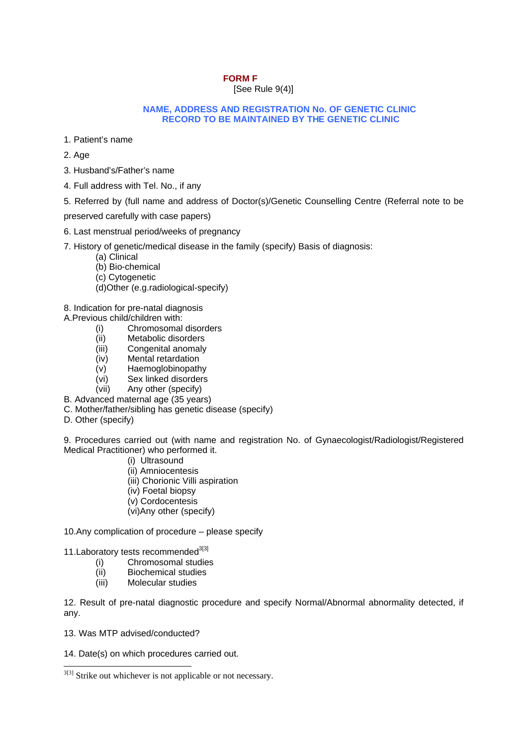# FORM F

[See Rule 9(4)]

### NAME, ADDRESS AND REGISTRATION No. OF GENETIC CLINIC
### RECORD TO BE MAINTAINED BY THE GENETIC CLINIC

1. Patient's name

2. Age

3. Husband's/Father's name

4. Full address with Tel. No., if any

5. Referred by (full name and address of Doctor(s)/Genetic Counselling Centre (Referral note to be preserved carefully with case papers)

6. Last menstrual period/weeks of pregnancy

7. History of genetic/medical disease in the family (specify) Basis of diagnosis:
   - (a) Clinical
   - (b) Bio-chemical
   - (c) Cytogenetic
   - (d)Other (e.g.radiological-specify)

8. Indication for pre-natal diagnosis

A.Previous child/children with:
   - (i) Chromosomal disorders
   - (ii) Metabolic disorders
   - (iii) Congenital anomaly
   - (iv) Mental retardation
   - (v) Haemoglobinopathy
   - (vi) Sex linked disorders
   - (vii) Any other (specify)

B. Advanced maternal age (35 years)

C. Mother/father/sibling has genetic disease (specify)

D. Other (specify)

9. Procedures carried out (with name and registration No. of Gynaecologist/Radiologist/Registered Medical Practitioner) who performed it.
   - (i) Ultrasound
   - (ii) Amniocentesis
   - (iii) Chorionic Villi aspiration
   - (iv) Foetal biopsy
   - (v) Cordocentesis
   - (vi)Any other (specify)

10.Any complication of procedure – please specify

11.Laboratory tests recommended[3[3]]
   - (i) Chromosomal studies
   - (ii) Biochemical studies
   - (iii) Molecular studies

12. Result of pre-natal diagnostic procedure and specify Normal/Abnormal abnormality detected, if any.

13. Was MTP advised/conducted?

14. Date(s) on which procedures carried out.

---

[3[3]] Strike out whichever is not applicable or not necessary.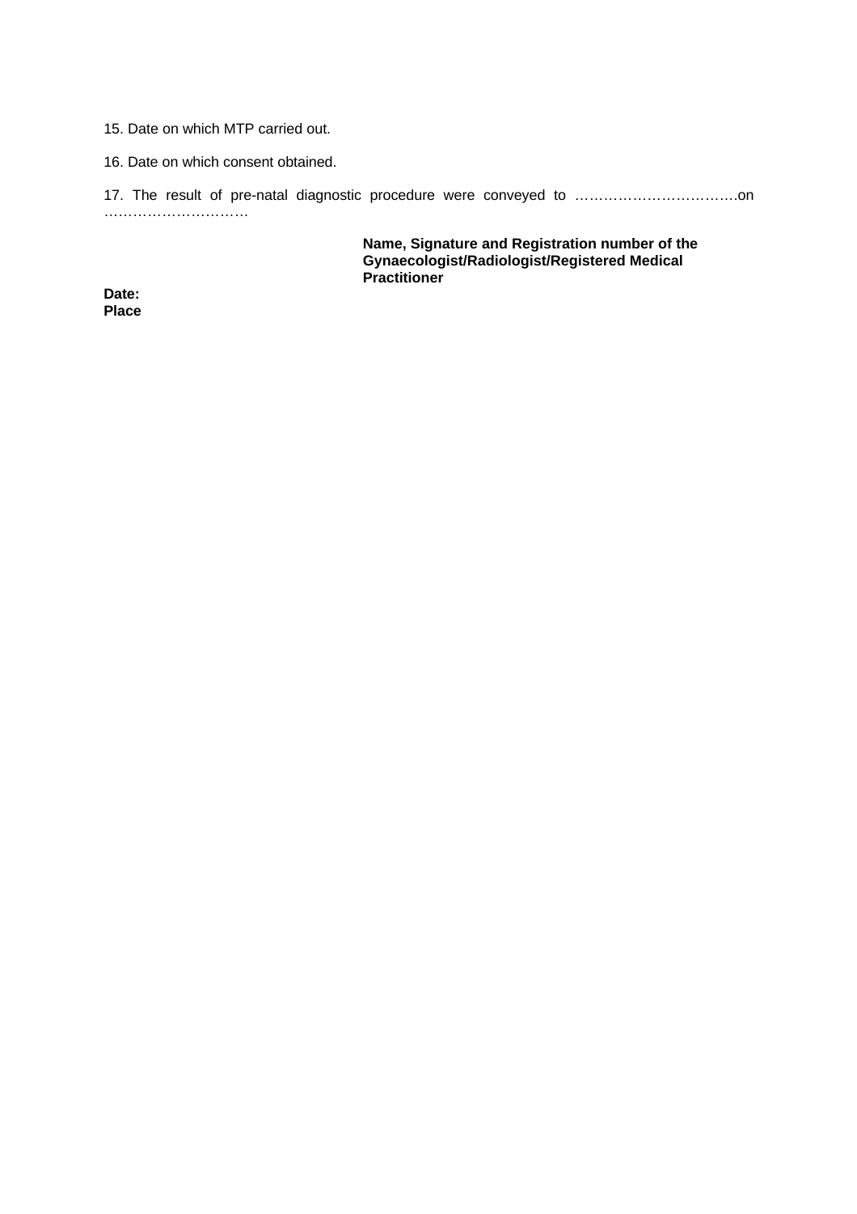15. Date on which MTP carried out.

16. Date on which consent obtained.

17. The result of pre-natal diagnostic procedure were conveyed to …………………………….on …………………………

**Name, Signature and Registration number of the Gynaecologist/Radiologist/Registered Medical Practitioner**

**Date:**
**Place**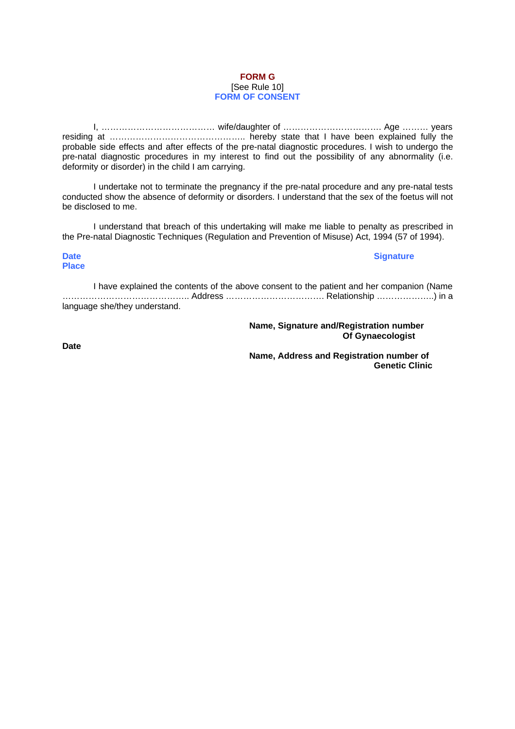**FORM G**

[See Rule 10]

**FORM OF CONSENT**

I, ………………………………… wife/daughter of ……………………………. Age ……… years residing at ……………………………………….. hereby state that I have been explained fully the probable side effects and after effects of the pre-natal diagnostic procedures. I wish to undergo the pre-natal diagnostic procedures in my interest to find out the possibility of any abnormality (i.e. deformity or disorder) in the child I am carrying.

I undertake not to terminate the pregnancy if the pre-natal procedure and any pre-natal tests conducted show the absence of deformity or disorders. I understand that the sex of the foetus will not be disclosed to me.

I understand that breach of this undertaking will make me liable to penalty as prescribed in the Pre-natal Diagnostic Techniques (Regulation and Prevention of Misuse) Act, 1994 (57 of 1994).

**Date** **Signature**

**Place**

I have explained the contents of the above consent to the patient and her companion (Name …………………………………….. Address ……………………………. Relationship ………………..) in a language she/they understand.

**Name, Signature and/Registration number Of Gynaecologist**

**Date**

**Name, Address and Registration number of Genetic Clinic**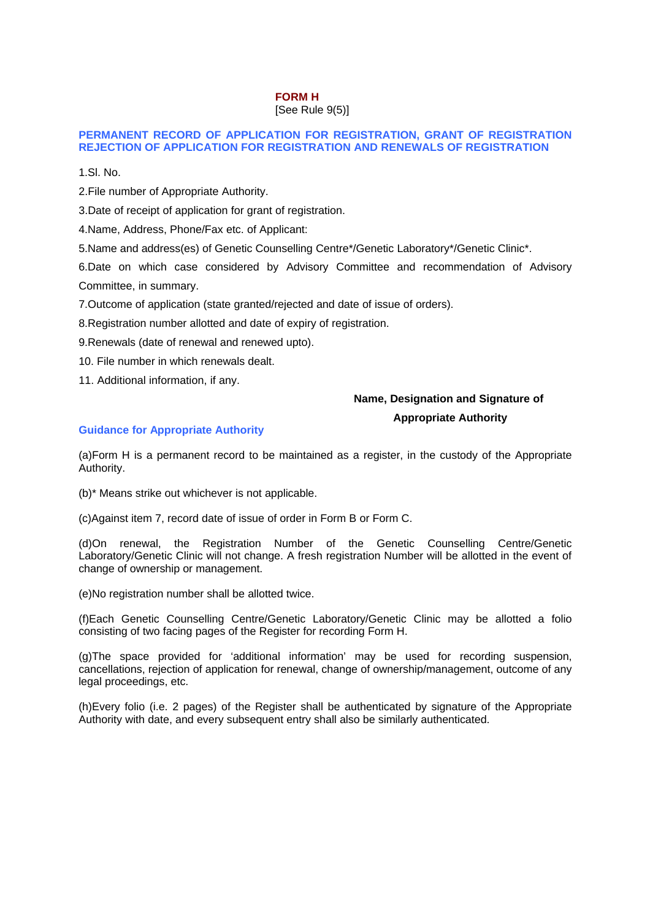# FORM H

[See Rule 9(5)]

## PERMANENT RECORD OF APPLICATION FOR REGISTRATION, GRANT OF REGISTRATION REJECTION OF APPLICATION FOR REGISTRATION AND RENEWALS OF REGISTRATION

1.Sl. No.

2.File number of Appropriate Authority.

3.Date of receipt of application for grant of registration.

4.Name, Address, Phone/Fax etc. of Applicant:

5.Name and address(es) of Genetic Counselling Centre*/Genetic Laboratory*/Genetic Clinic*.

6.Date on which case considered by Advisory Committee and recommendation of Advisory Committee, in summary.

7.Outcome of application (state granted/rejected and date of issue of orders).

8.Registration number allotted and date of expiry of registration.

9.Renewals (date of renewal and renewed upto).

10. File number in which renewals dealt.

11. Additional information, if any.

**Name, Designation and Signature of**

**Appropriate Authority**

### Guidance for Appropriate Authority

(a)Form H is a permanent record to be maintained as a register, in the custody of the Appropriate Authority.

(b)* Means strike out whichever is not applicable.

(c)Against item 7, record date of issue of order in Form B or Form C.

(d)On renewal, the Registration Number of the Genetic Counselling Centre/Genetic Laboratory/Genetic Clinic will not change. A fresh registration Number will be allotted in the event of change of ownership or management.

(e)No registration number shall be allotted twice.

(f)Each Genetic Counselling Centre/Genetic Laboratory/Genetic Clinic may be allotted a folio consisting of two facing pages of the Register for recording Form H.

(g)The space provided for 'additional information' may be used for recording suspension, cancellations, rejection of application for renewal, change of ownership/management, outcome of any legal proceedings, etc.

(h)Every folio (i.e. 2 pages) of the Register shall be authenticated by signature of the Appropriate Authority with date, and every subsequent entry shall also be similarly authenticated.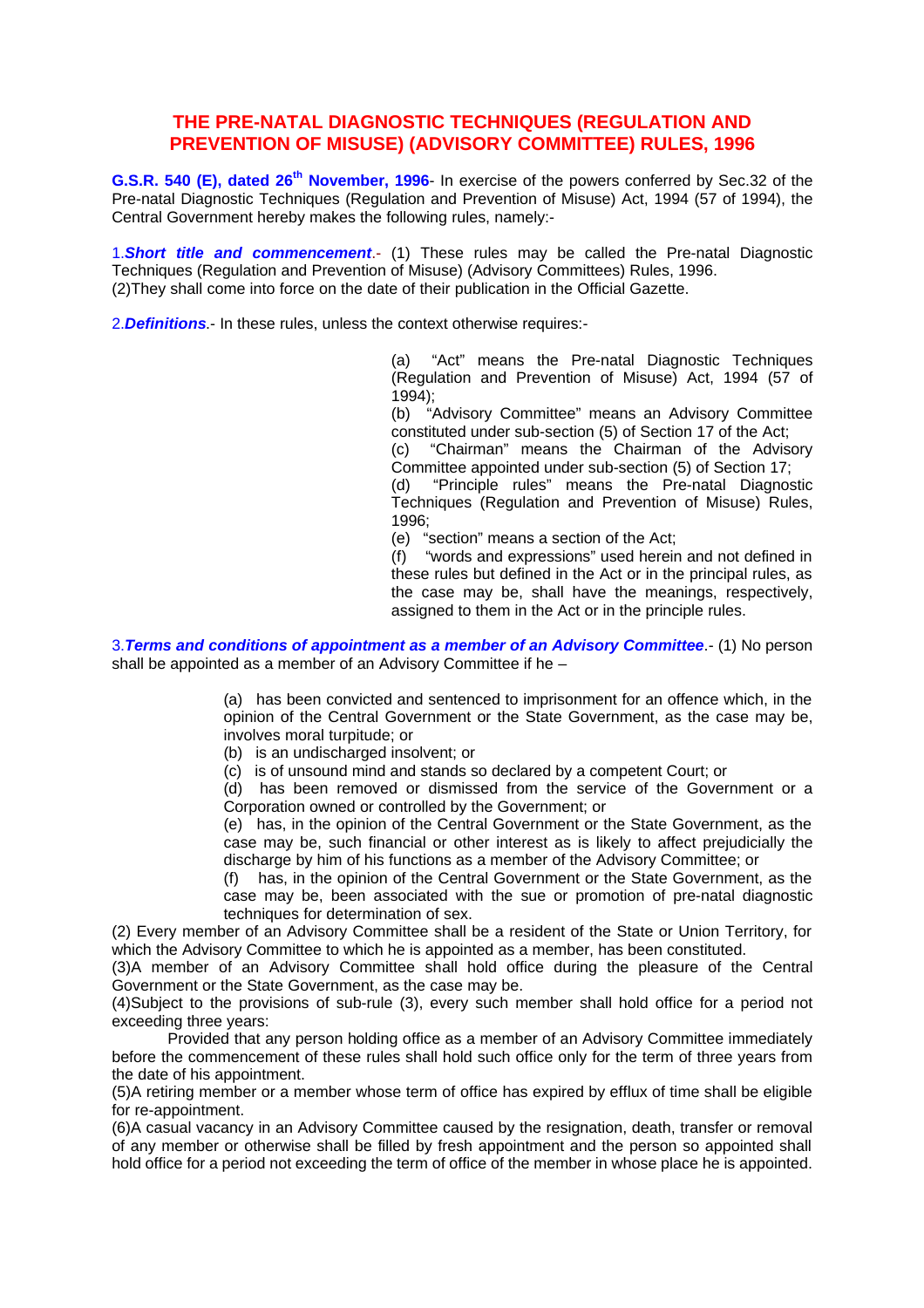## THE PRE-NATAL DIAGNOSTIC TECHNIQUES (REGULATION AND PREVENTION OF MISUSE) (ADVISORY COMMITTEE) RULES, 1996

**G.S.R. 540 (E), dated 26th November, 1996**- In exercise of the powers conferred by Sec.32 of the Pre-natal Diagnostic Techniques (Regulation and Prevention of Misuse) Act, 1994 (57 of 1994), the Central Government hereby makes the following rules, namely:-

1.***Short title and commencement***.- (1) These rules may be called the Pre-natal Diagnostic Techniques (Regulation and Prevention of Misuse) (Advisory Committees) Rules, 1996.
(2)They shall come into force on the date of their publication in the Official Gazette.

2.***Definitions***.- In these rules, unless the context otherwise requires:-

(a) "Act" means the Pre-natal Diagnostic Techniques (Regulation and Prevention of Misuse) Act, 1994 (57 of 1994);
(b) "Advisory Committee" means an Advisory Committee constituted under sub-section (5) of Section 17 of the Act;
(c) "Chairman" means the Chairman of the Advisory Committee appointed under sub-section (5) of Section 17;
(d) "Principle rules" means the Pre-natal Diagnostic Techniques (Regulation and Prevention of Misuse) Rules, 1996;
(e) "section" means a section of the Act;
(f) "words and expressions" used herein and not defined in these rules but defined in the Act or in the principal rules, as the case may be, shall have the meanings, respectively, assigned to them in the Act or in the principle rules.

3.***Terms and conditions of appointment as a member of an Advisory Committee***.- (1) No person shall be appointed as a member of an Advisory Committee if he –

(a) has been convicted and sentenced to imprisonment for an offence which, in the opinion of the Central Government or the State Government, as the case may be, involves moral turpitude; or
(b) is an undischarged insolvent; or
(c) is of unsound mind and stands so declared by a competent Court; or
(d) has been removed or dismissed from the service of the Government or a Corporation owned or controlled by the Government; or
(e) has, in the opinion of the Central Government or the State Government, as the case may be, such financial or other interest as is likely to affect prejudicially the discharge by him of his functions as a member of the Advisory Committee; or
(f) has, in the opinion of the Central Government or the State Government, as the case may be, been associated with the sue or promotion of pre-natal diagnostic techniques for determination of sex.

(2) Every member of an Advisory Committee shall be a resident of the State or Union Territory, for which the Advisory Committee to which he is appointed as a member, has been constituted.
(3)A member of an Advisory Committee shall hold office during the pleasure of the Central Government or the State Government, as the case may be.
(4)Subject to the provisions of sub-rule (3), every such member shall hold office for a period not exceeding three years:

Provided that any person holding office as a member of an Advisory Committee immediately before the commencement of these rules shall hold such office only for the term of three years from the date of his appointment.

(5)A retiring member or a member whose term of office has expired by efflux of time shall be eligible for re-appointment.
(6)A casual vacancy in an Advisory Committee caused by the resignation, death, transfer or removal of any member or otherwise shall be filled by fresh appointment and the person so appointed shall hold office for a period not exceeding the term of office of the member in whose place he is appointed.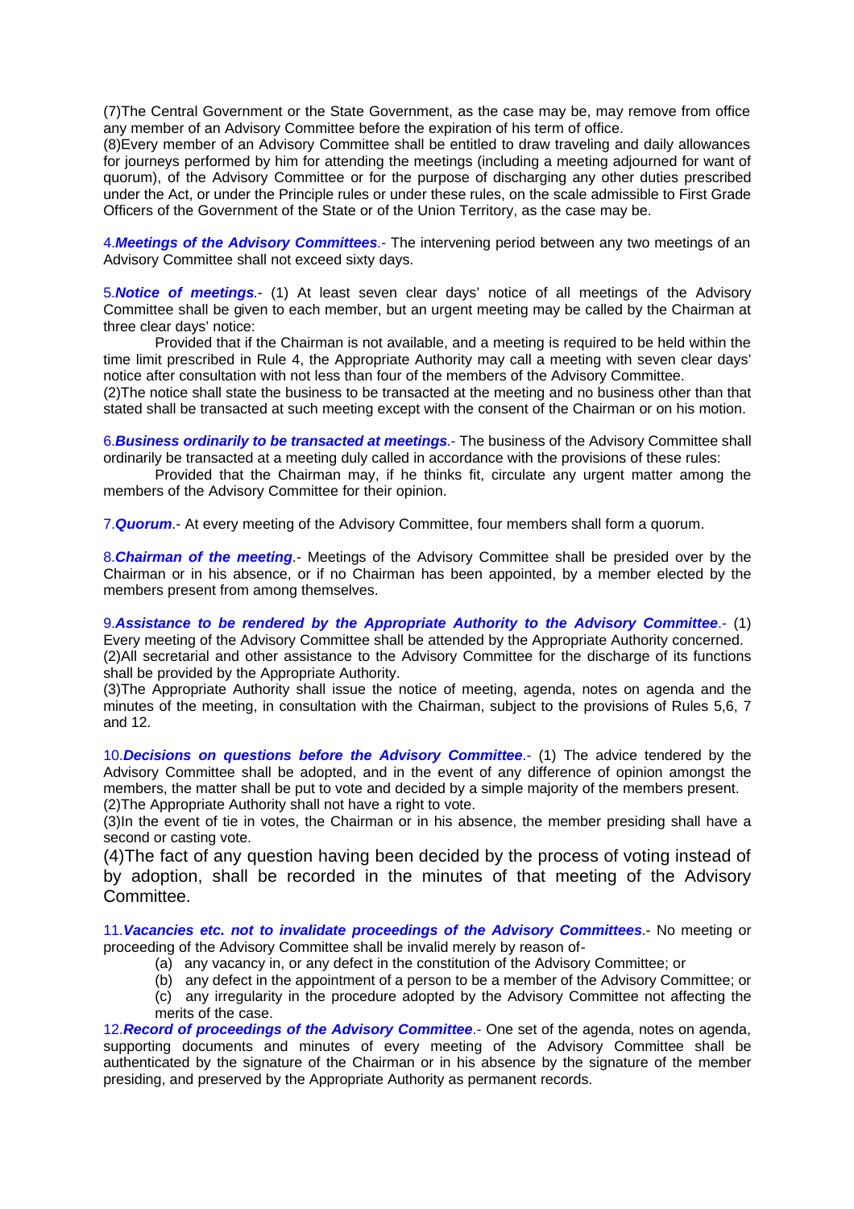(7)The Central Government or the State Government, as the case may be, may remove from office any member of an Advisory Committee before the expiration of his term of office.

(8)Every member of an Advisory Committee shall be entitled to draw traveling and daily allowances for journeys performed by him for attending the meetings (including a meeting adjourned for want of quorum), of the Advisory Committee or for the purpose of discharging any other duties prescribed under the Act, or under the Principle rules or under these rules, on the scale admissible to First Grade Officers of the Government of the State or of the Union Territory, as the case may be.

4.***Meetings of the Advisory Committees***.- The intervening period between any two meetings of an Advisory Committee shall not exceed sixty days.

5.***Notice of meetings***.- (1) At least seven clear days' notice of all meetings of the Advisory Committee shall be given to each member, but an urgent meeting may be called by the Chairman at three clear days' notice:

Provided that if the Chairman is not available, and a meeting is required to be held within the time limit prescribed in Rule 4, the Appropriate Authority may call a meeting with seven clear days' notice after consultation with not less than four of the members of the Advisory Committee.

(2)The notice shall state the business to be transacted at the meeting and no business other than that stated shall be transacted at such meeting except with the consent of the Chairman or on his motion.

6.***Business ordinarily to be transacted at meetings***.- The business of the Advisory Committee shall ordinarily be transacted at a meeting duly called in accordance with the provisions of these rules:

Provided that the Chairman may, if he thinks fit, circulate any urgent matter among the members of the Advisory Committee for their opinion.

7.***Quorum***.- At every meeting of the Advisory Committee, four members shall form a quorum.

8.***Chairman of the meeting***.- Meetings of the Advisory Committee shall be presided over by the Chairman or in his absence, or if no Chairman has been appointed, by a member elected by the members present from among themselves.

9.***Assistance to be rendered by the Appropriate Authority to the Advisory Committee***.- (1) Every meeting of the Advisory Committee shall be attended by the Appropriate Authority concerned.

(2)All secretarial and other assistance to the Advisory Committee for the discharge of its functions shall be provided by the Appropriate Authority.

(3)The Appropriate Authority shall issue the notice of meeting, agenda, notes on agenda and the minutes of the meeting, in consultation with the Chairman, subject to the provisions of Rules 5,6, 7 and 12.

10.***Decisions on questions before the Advisory Committee***.- (1) The advice tendered by the Advisory Committee shall be adopted, and in the event of any difference of opinion amongst the members, the matter shall be put to vote and decided by a simple majority of the members present.

(2)The Appropriate Authority shall not have a right to vote.

(3)In the event of tie in votes, the Chairman or in his absence, the member presiding shall have a second or casting vote.

(4)The fact of any question having been decided by the process of voting instead of by adoption, shall be recorded in the minutes of that meeting of the Advisory Committee.

11.***Vacancies etc. not to invalidate proceedings of the Advisory Committees***.- No meeting or proceeding of the Advisory Committee shall be invalid merely by reason of-

(a) any vacancy in, or any defect in the constitution of the Advisory Committee; or

(b) any defect in the appointment of a person to be a member of the Advisory Committee; or

(c) any irregularity in the procedure adopted by the Advisory Committee not affecting the merits of the case.

12.***Record of proceedings of the Advisory Committee***.- One set of the agenda, notes on agenda, supporting documents and minutes of every meeting of the Advisory Committee shall be authenticated by the signature of the Chairman or in his absence by the signature of the member presiding, and preserved by the Appropriate Authority as permanent records.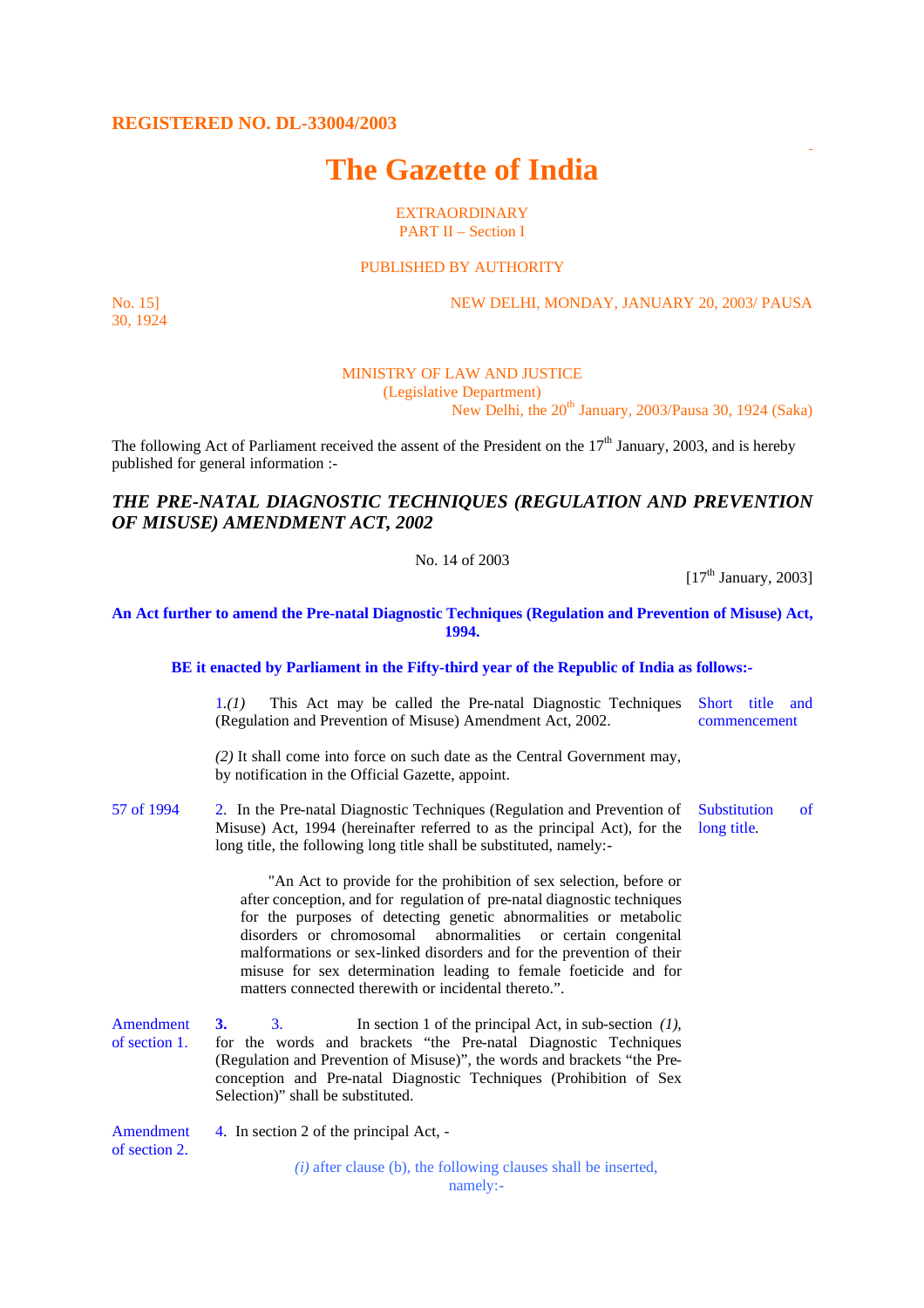**REGISTERED NO. DL-33004/2003**

# The Gazette of India

EXTRAORDINARY
PART II – Section I

PUBLISHED BY AUTHORITY

No. 15] NEW DELHI, MONDAY, JANUARY 20, 2003/ PAUSA 30, 1924

MINISTRY OF LAW AND JUSTICE
(Legislative Department)
New Delhi, the 20th January, 2003/Pausa 30, 1924 (Saka)

The following Act of Parliament received the assent of the President on the 17th January, 2003, and is hereby published for general information :-

## *THE PRE-NATAL DIAGNOSTIC TECHNIQUES (REGULATION AND PREVENTION OF MISUSE) AMENDMENT ACT, 2002*

No. 14 of 2003

[17th January, 2003]

**An Act further to amend the Pre-natal Diagnostic Techniques (Regulation and Prevention of Misuse) Act, 1994.**

**BE it enacted by Parliament in the Fifty-third year of the Republic of India as follows:-**

*Short title and commencement*

1.*(1)* This Act may be called the Pre-natal Diagnostic Techniques (Regulation and Prevention of Misuse) Amendment Act, 2002.

*(2)* It shall come into force on such date as the Central Government may, by notification in the Official Gazette, appoint.

*Substitution of long title.*

57 of 1994

2. In the Pre-natal Diagnostic Techniques (Regulation and Prevention of Misuse) Act, 1994 (hereinafter referred to as the principal Act), for the long title, the following long title shall be substituted, namely:-

"An Act to provide for the prohibition of sex selection, before or after conception, and for regulation of pre-natal diagnostic techniques for the purposes of detecting genetic abnormalities or metabolic disorders or chromosomal abnormalities or certain congenital malformations or sex-linked disorders and for the prevention of their misuse for sex determination leading to female foeticide and for matters connected therewith or incidental thereto.".

*Amendment of section 1.*

**3.** 3. In section 1 of the principal Act, in sub-section *(1)*, for the words and brackets "the Pre-natal Diagnostic Techniques (Regulation and Prevention of Misuse)", the words and brackets "the Pre-conception and Pre-natal Diagnostic Techniques (Prohibition of Sex Selection)" shall be substituted.

*Amendment of section 2.*

4. In section 2 of the principal Act, -

*(i)* after clause (b), the following clauses shall be inserted, namely:-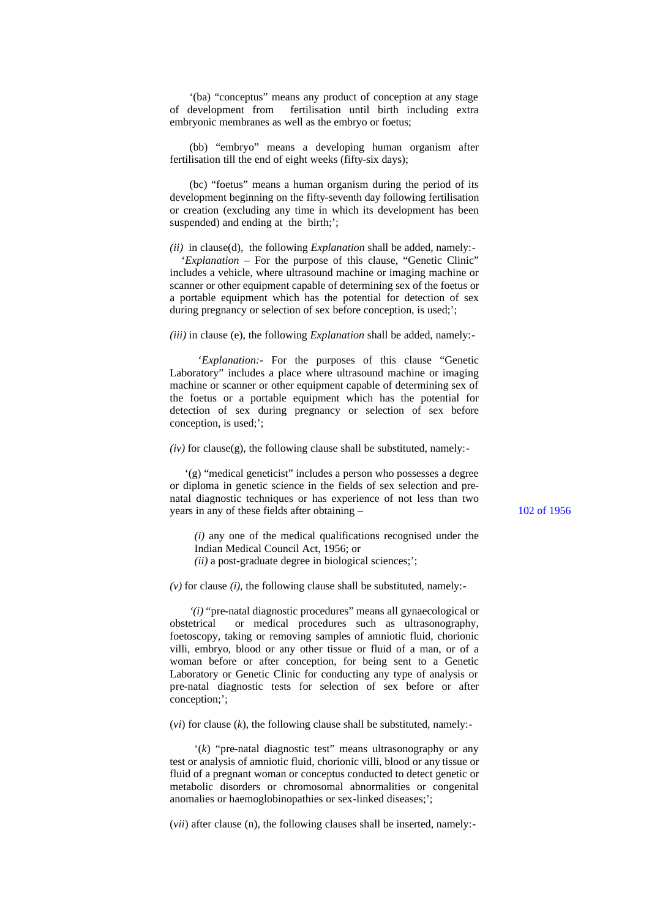'(ba) "conceptus" means any product of conception at any stage of development from fertilisation until birth including extra embryonic membranes as well as the embryo or foetus;

(bb) "embryo" means a developing human organism after fertilisation till the end of eight weeks (fifty-six days);

(bc) "foetus" means a human organism during the period of its development beginning on the fifty-seventh day following fertilisation or creation (excluding any time in which its development has been suspended) and ending at the birth;';

*(ii)* in clause(d), the following *Explanation* shall be added, namely:-

'*Explanation* – For the purpose of this clause, "Genetic Clinic" includes a vehicle, where ultrasound machine or imaging machine or scanner or other equipment capable of determining sex of the foetus or a portable equipment which has the potential for detection of sex during pregnancy or selection of sex before conception, is used;';

*(iii)* in clause (e), the following *Explanation* shall be added, namely:-

'*Explanation:-* For the purposes of this clause "Genetic Laboratory" includes a place where ultrasound machine or imaging machine or scanner or other equipment capable of determining sex of the foetus or a portable equipment which has the potential for detection of sex during pregnancy or selection of sex before conception, is used;';

*(iv)* for clause(g), the following clause shall be substituted, namely:-

'(g) "medical geneticist" includes a person who possesses a degree or diploma in genetic science in the fields of sex selection and pre-natal diagnostic techniques or has experience of not less than two years in any of these fields after obtaining –

102 of 1956

*(i)* any one of the medical qualifications recognised under the Indian Medical Council Act, 1956; or

*(ii)* a post-graduate degree in biological sciences;';

*(v)* for clause *(i)*, the following clause shall be substituted, namely:-

'*(i)* "pre-natal diagnostic procedures" means all gynaecological or obstetrical or medical procedures such as ultrasonography, foetoscopy, taking or removing samples of amniotic fluid, chorionic villi, embryo, blood or any other tissue or fluid of a man, or of a woman before or after conception, for being sent to a Genetic Laboratory or Genetic Clinic for conducting any type of analysis or pre-natal diagnostic tests for selection of sex before or after conception;';

(*vi*) for clause (*k*), the following clause shall be substituted, namely:-

'(*k*) "pre-natal diagnostic test" means ultrasonography or any test or analysis of amniotic fluid, chorionic villi, blood or any tissue or fluid of a pregnant woman or conceptus conducted to detect genetic or metabolic disorders or chromosomal abnormalities or congenital anomalies or haemoglobinopathies or sex-linked diseases;';

(*vii*) after clause (n), the following clauses shall be inserted, namely:-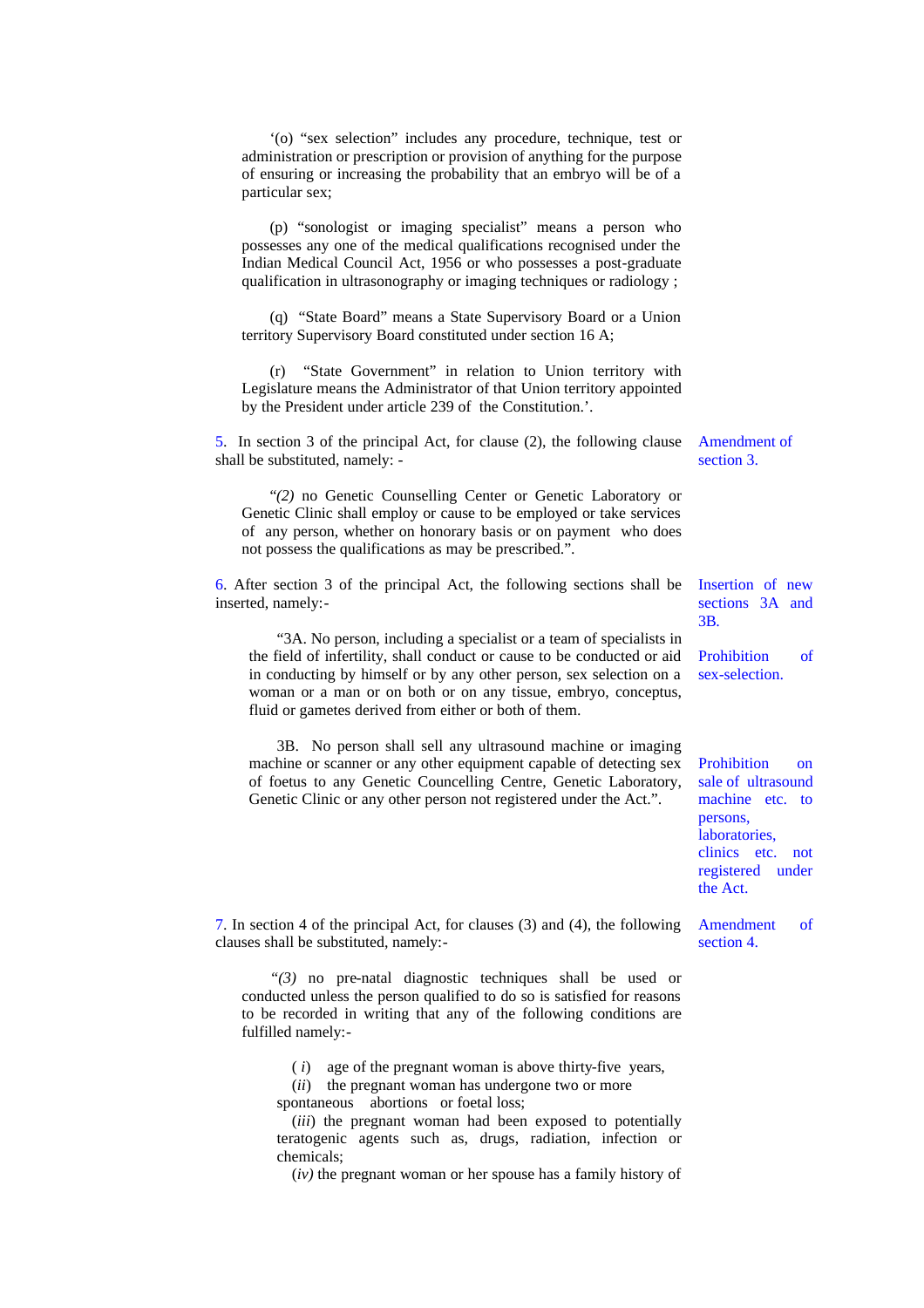'(o) "sex selection" includes any procedure, technique, test or administration or prescription or provision of anything for the purpose of ensuring or increasing the probability that an embryo will be of a particular sex;

(p) "sonologist or imaging specialist" means a person who possesses any one of the medical qualifications recognised under the Indian Medical Council Act, 1956 or who possesses a post-graduate qualification in ultrasonography or imaging techniques or radiology ;

(q) "State Board" means a State Supervisory Board or a Union territory Supervisory Board constituted under section 16 A;

(r) "State Government" in relation to Union territory with Legislature means the Administrator of that Union territory appointed by the President under article 239 of the Constitution.'.

5. In section 3 of the principal Act, for clause (2), the following clause shall be substituted, namely: -

*Amendment of section 3.*

"*(2)* no Genetic Counselling Center or Genetic Laboratory or Genetic Clinic shall employ or cause to be employed or take services of any person, whether on honorary basis or on payment who does not possess the qualifications as may be prescribed.".

6. After section 3 of the principal Act, the following sections shall be inserted, namely:-

*Insertion of new sections 3A and 3B.*

*Prohibition of sex-selection.*

"3A. No person, including a specialist or a team of specialists in the field of infertility, shall conduct or cause to be conducted or aid in conducting by himself or by any other person, sex selection on a woman or a man or on both or on any tissue, embryo, conceptus, fluid or gametes derived from either or both of them.

*Prohibition on sale of ultrasound machine etc. to persons, laboratories, clinics etc. not registered under the Act.*

3B. No person shall sell any ultrasound machine or imaging machine or scanner or any other equipment capable of detecting sex of foetus to any Genetic Councelling Centre, Genetic Laboratory, Genetic Clinic or any other person not registered under the Act.".

7. In section 4 of the principal Act, for clauses (3) and (4), the following clauses shall be substituted, namely:-

*Amendment of section 4.*

"*(3)* no pre-natal diagnostic techniques shall be used or conducted unless the person qualified to do so is satisfied for reasons to be recorded in writing that any of the following conditions are fulfilled namely:-

( *i* ) age of the pregnant woman is above thirty-five years,

(*ii*) the pregnant woman has undergone two or more spontaneous abortions or foetal loss;

(*iii*) the pregnant woman had been exposed to potentially teratogenic agents such as, drugs, radiation, infection or chemicals;

(*iv)* the pregnant woman or her spouse has a family history of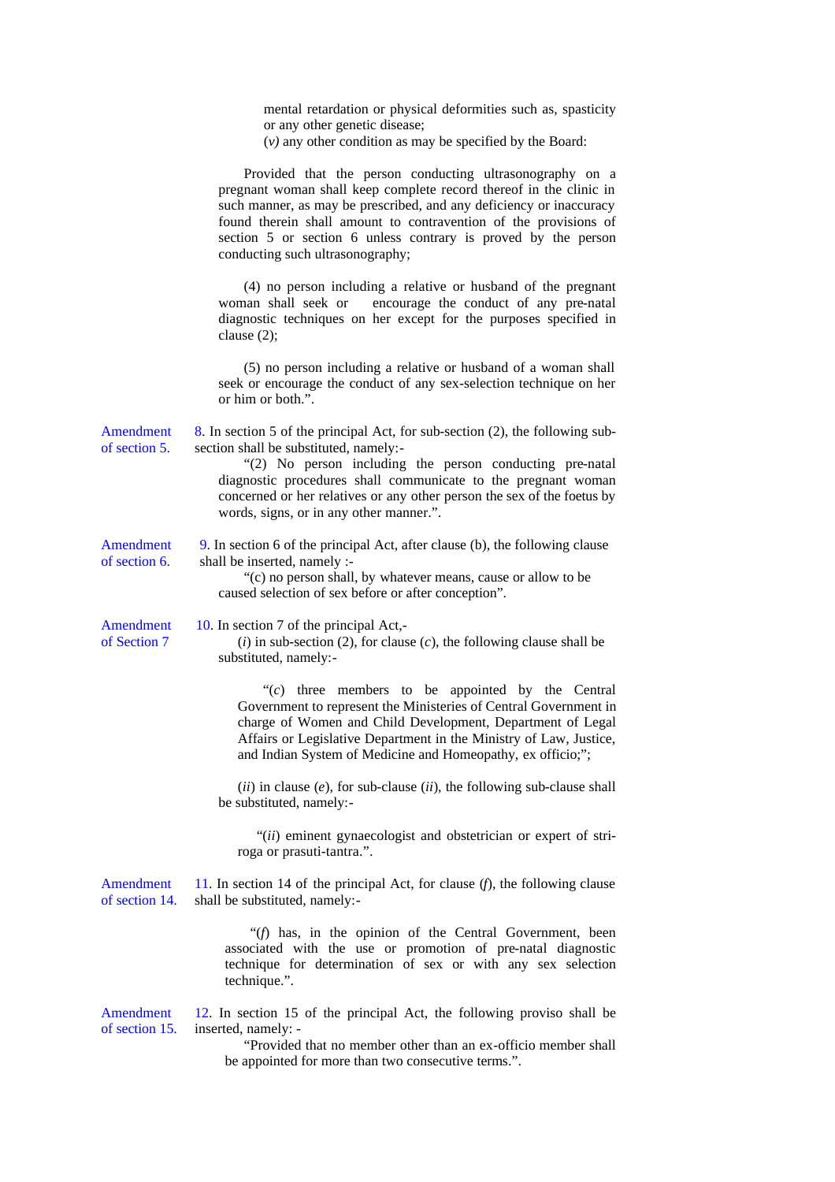mental retardation or physical deformities such as, spasticity or any other genetic disease;

(*v)* any other condition as may be specified by the Board:

Provided that the person conducting ultrasonography on a pregnant woman shall keep complete record thereof in the clinic in such manner, as may be prescribed, and any deficiency or inaccuracy found therein shall amount to contravention of the provisions of section 5 or section 6 unless contrary is proved by the person conducting such ultrasonography;

(4) no person including a relative or husband of the pregnant woman shall seek or encourage the conduct of any pre-natal diagnostic techniques on her except for the purposes specified in clause (2);

(5) no person including a relative or husband of a woman shall seek or encourage the conduct of any sex-selection technique on her or him or both.".

Amendment of section 5.

8. In section 5 of the principal Act, for sub-section (2), the following sub-section shall be substituted, namely:-

"(2) No person including the person conducting pre-natal diagnostic procedures shall communicate to the pregnant woman concerned or her relatives or any other person the sex of the foetus by words, signs, or in any other manner.".

Amendment of section 6.

9. In section 6 of the principal Act, after clause (b), the following clause shall be inserted, namely :-

"(c) no person shall, by whatever means, cause or allow to be caused selection of sex before or after conception".

Amendment of Section 7

10. In section 7 of the principal Act,-

(*i*) in sub-section (2), for clause (*c*), the following clause shall be substituted, namely:-

"(*c*) three members to be appointed by the Central Government to represent the Ministeries of Central Government in charge of Women and Child Development, Department of Legal Affairs or Legislative Department in the Ministry of Law, Justice, and Indian System of Medicine and Homeopathy, ex officio;";

(*ii*) in clause (*e*), for sub-clause (*ii*), the following sub-clause shall be substituted, namely:-

"(*ii*) eminent gynaecologist and obstetrician or expert of stri-roga or prasuti-tantra.".

Amendment of section 14.

11. In section 14 of the principal Act, for clause (*f*), the following clause shall be substituted, namely:-

"(*f*) has, in the opinion of the Central Government, been associated with the use or promotion of pre-natal diagnostic technique for determination of sex or with any sex selection technique.".

Amendment of section 15.

12. In section 15 of the principal Act, the following proviso shall be inserted, namely: -

"Provided that no member other than an ex-officio member shall be appointed for more than two consecutive terms.".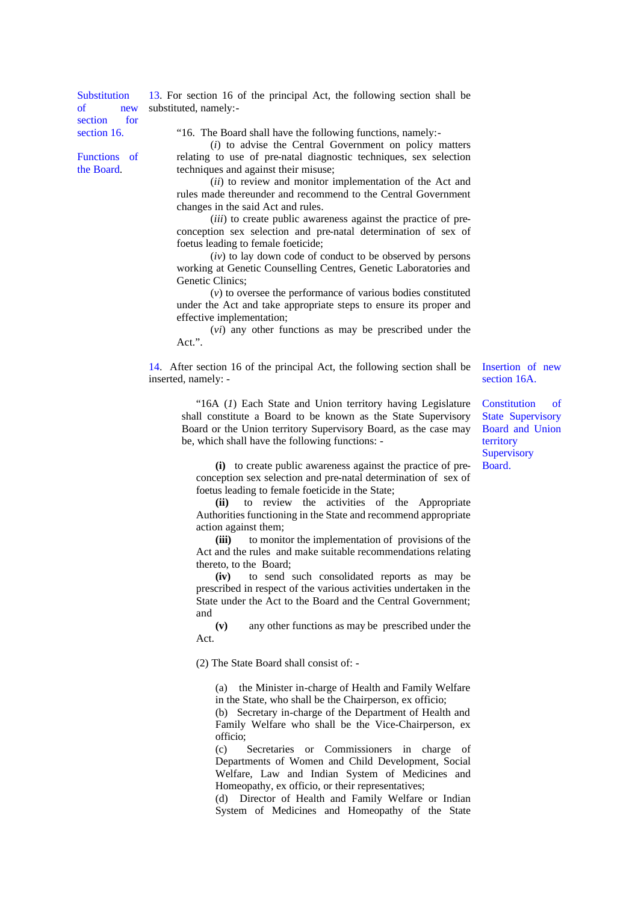*Substitution of new section for section 16.*

13. For section 16 of the principal Act, the following section shall be substituted, namely:-

*Functions of the Board.*

"16. The Board shall have the following functions, namely:-

(*i*) to advise the Central Government on policy matters relating to use of pre-natal diagnostic techniques, sex selection techniques and against their misuse;

(*ii*) to review and monitor implementation of the Act and rules made thereunder and recommend to the Central Government changes in the said Act and rules.

(*iii*) to create public awareness against the practice of pre-conception sex selection and pre-natal determination of sex of foetus leading to female foeticide;

(*iv*) to lay down code of conduct to be observed by persons working at Genetic Counselling Centres, Genetic Laboratories and Genetic Clinics;

(*v*) to oversee the performance of various bodies constituted under the Act and take appropriate steps to ensure its proper and effective implementation;

(*vi*) any other functions as may be prescribed under the Act.".

*Insertion of new section 16A.*

14. After section 16 of the principal Act, the following section shall be inserted, namely: -

*Constitution of State Supervisory Board and Union territory Supervisory Board.*

"16A (*1*) Each State and Union territory having Legislature shall constitute a Board to be known as the State Supervisory Board or the Union territory Supervisory Board, as the case may be, which shall have the following functions: -

**(i)** to create public awareness against the practice of pre-conception sex selection and pre-natal determination of sex of foetus leading to female foeticide in the State;

**(ii)** to review the activities of the Appropriate Authorities functioning in the State and recommend appropriate action against them;

**(iii)** to monitor the implementation of provisions of the Act and the rules and make suitable recommendations relating thereto, to the Board;

**(iv)** to send such consolidated reports as may be prescribed in respect of the various activities undertaken in the State under the Act to the Board and the Central Government; and

**(v)** any other functions as may be prescribed under the Act.

(2) The State Board shall consist of: -

(a) the Minister in-charge of Health and Family Welfare in the State, who shall be the Chairperson, ex officio;

(b) Secretary in-charge of the Department of Health and Family Welfare who shall be the Vice-Chairperson, ex officio;

(c) Secretaries or Commissioners in charge of Departments of Women and Child Development, Social Welfare, Law and Indian System of Medicines and Homeopathy, ex officio, or their representatives;

(d) Director of Health and Family Welfare or Indian System of Medicines and Homeopathy of the State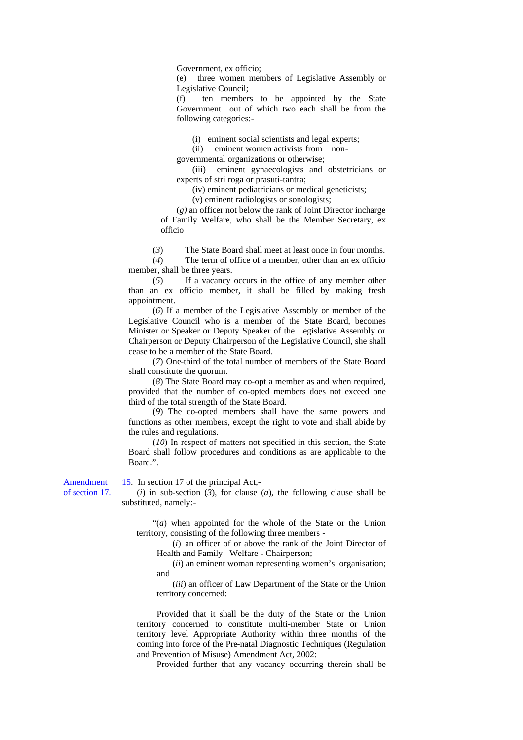Government, ex officio;

(e) three women members of Legislative Assembly or Legislative Council;

(f) ten members to be appointed by the State Government out of which two each shall be from the following categories:-

(i) eminent social scientists and legal experts;

(ii) eminent women activists from non-governmental organizations or otherwise;

(iii) eminent gynaecologists and obstetricians or experts of stri roga or prasuti-tantra;

(iv) eminent pediatricians or medical geneticists;

(v) eminent radiologists or sonologists;

(*g)* an officer not below the rank of Joint Director incharge of Family Welfare, who shall be the Member Secretary, ex officio

(*3*) The State Board shall meet at least once in four months.

(*4*) The term of office of a member, other than an ex officio member, shall be three years.

(*5*) If a vacancy occurs in the office of any member other than an ex officio member, it shall be filled by making fresh appointment.

(*6*) If a member of the Legislative Assembly or member of the Legislative Council who is a member of the State Board, becomes Minister or Speaker or Deputy Speaker of the Legislative Assembly or Chairperson or Deputy Chairperson of the Legislative Council, she shall cease to be a member of the State Board.

(*7*) One-third of the total number of members of the State Board shall constitute the quorum.

(*8*) The State Board may co-opt a member as and when required, provided that the number of co-opted members does not exceed one third of the total strength of the State Board.

(*9*) The co-opted members shall have the same powers and functions as other members, except the right to vote and shall abide by the rules and regulations.

(*10*) In respect of matters not specified in this section, the State Board shall follow procedures and conditions as are applicable to the Board.".

Amendment of section 17.

15. In section 17 of the principal Act,-

(*i*) in sub-section (*3*), for clause (*a*), the following clause shall be substituted, namely:-

"(*a*) when appointed for the whole of the State or the Union territory, consisting of the following three members -

(*i*) an officer of or above the rank of the Joint Director of Health and Family Welfare - Chairperson;

(*ii*) an eminent woman representing women's organisation; and

(*iii*) an officer of Law Department of the State or the Union territory concerned:

Provided that it shall be the duty of the State or the Union territory concerned to constitute multi-member State or Union territory level Appropriate Authority within three months of the coming into force of the Pre-natal Diagnostic Techniques (Regulation and Prevention of Misuse) Amendment Act, 2002:

Provided further that any vacancy occurring therein shall be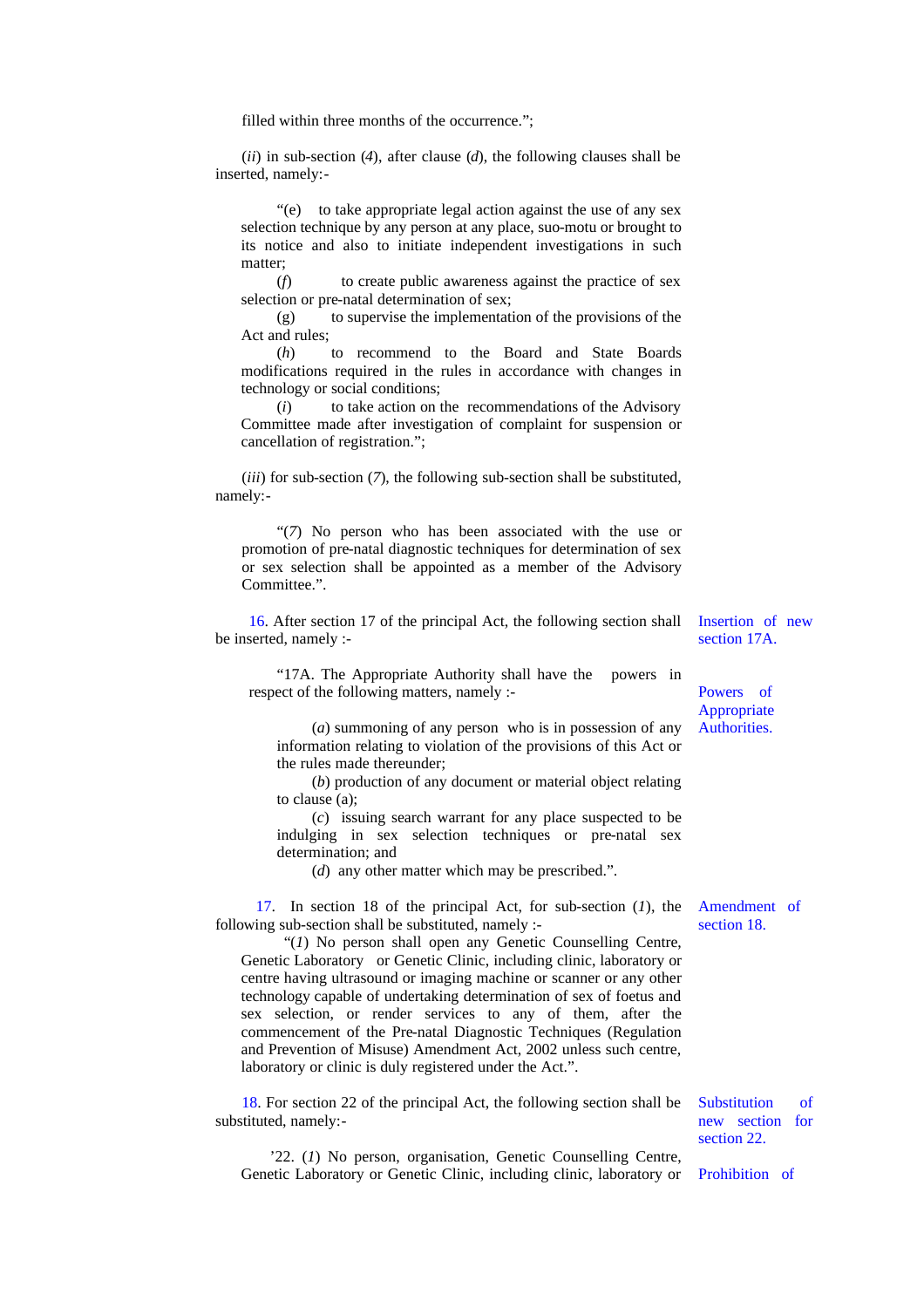filled within three months of the occurrence.";

(*ii*) in sub-section (*4*), after clause (*d*), the following clauses shall be inserted, namely:-

> "(e) to take appropriate legal action against the use of any sex selection technique by any person at any place, suo-motu or brought to its notice and also to initiate independent investigations in such matter;
>
> (*f*) to create public awareness against the practice of sex selection or pre-natal determination of sex;
>
> (g) to supervise the implementation of the provisions of the Act and rules;
>
> (*h*) to recommend to the Board and State Boards modifications required in the rules in accordance with changes in technology or social conditions;
>
> (*i*) to take action on the recommendations of the Advisory Committee made after investigation of complaint for suspension or cancellation of registration.";

(*iii*) for sub-section (*7*), the following sub-section shall be substituted, namely:-

> "(*7*) No person who has been associated with the use or promotion of pre-natal diagnostic techniques for determination of sex or sex selection shall be appointed as a member of the Advisory Committee.".

Insertion of new section 17A.

16. After section 17 of the principal Act, the following section shall be inserted, namely :-

Powers of Appropriate Authorities.

> "17A. The Appropriate Authority shall have the powers in respect of the following matters, namely :-
>
> (*a*) summoning of any person who is in possession of any information relating to violation of the provisions of this Act or the rules made thereunder;
>
> (*b*) production of any document or material object relating to clause (a);
>
> (*c*) issuing search warrant for any place suspected to be indulging in sex selection techniques or pre-natal sex determination; and
>
> (*d*) any other matter which may be prescribed.".

Amendment of section 18.

17. In section 18 of the principal Act, for sub-section (*1*), the following sub-section shall be substituted, namely :-

> "(*1*) No person shall open any Genetic Counselling Centre, Genetic Laboratory or Genetic Clinic, including clinic, laboratory or centre having ultrasound or imaging machine or scanner or any other technology capable of undertaking determination of sex of foetus and sex selection, or render services to any of them, after the commencement of the Pre-natal Diagnostic Techniques (Regulation and Prevention of Misuse) Amendment Act, 2002 unless such centre, laboratory or clinic is duly registered under the Act.".

Substitution of new section for section 22.

18. For section 22 of the principal Act, the following section shall be substituted, namely:-

Prohibition of

> '22. (*1*) No person, organisation, Genetic Counselling Centre, Genetic Laboratory or Genetic Clinic, including clinic, laboratory or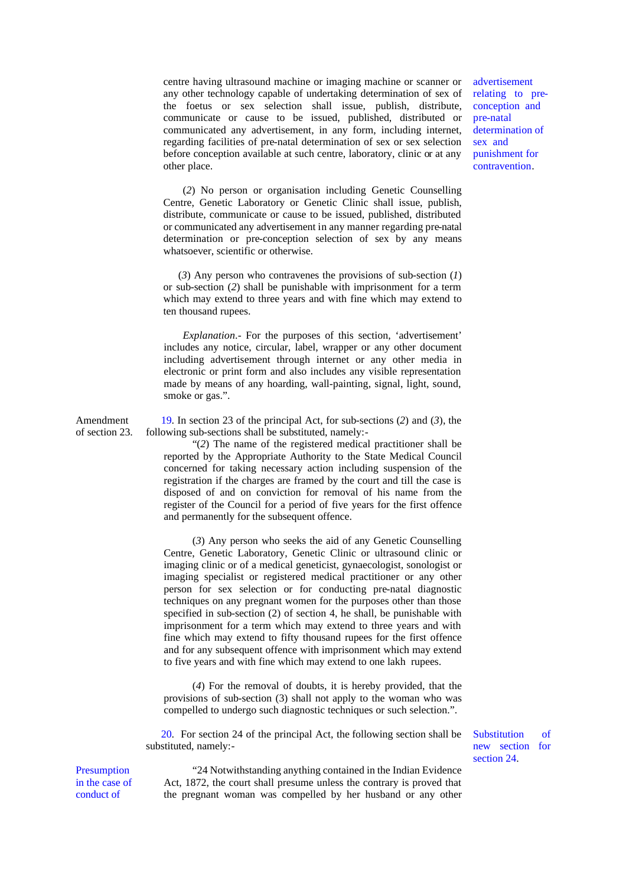centre having ultrasound machine or imaging machine or scanner or any other technology capable of undertaking determination of sex of the foetus or sex selection shall issue, publish, distribute, communicate or cause to be issued, published, distributed or communicated any advertisement, in any form, including internet, regarding facilities of pre-natal determination of sex or sex selection before conception available at such centre, laboratory, clinic or at any other place.

advertisement relating to pre-conception and pre-natal determination of sex and punishment for contravention.

(*2*) No person or organisation including Genetic Counselling Centre, Genetic Laboratory or Genetic Clinic shall issue, publish, distribute, communicate or cause to be issued, published, distributed or communicated any advertisement in any manner regarding pre-natal determination or pre-conception selection of sex by any means whatsoever, scientific or otherwise.

(*3*) Any person who contravenes the provisions of sub-section (*1*) or sub-section (*2*) shall be punishable with imprisonment for a term which may extend to three years and with fine which may extend to ten thousand rupees.

*Explanation*.- For the purposes of this section, 'advertisement' includes any notice, circular, label, wrapper or any other document including advertisement through internet or any other media in electronic or print form and also includes any visible representation made by means of any hoarding, wall-painting, signal, light, sound, smoke or gas.".

Amendment of section 23.

19. In section 23 of the principal Act, for sub-sections (*2*) and (*3*), the following sub-sections shall be substituted, namely:-

"(*2*) The name of the registered medical practitioner shall be reported by the Appropriate Authority to the State Medical Council concerned for taking necessary action including suspension of the registration if the charges are framed by the court and till the case is disposed of and on conviction for removal of his name from the register of the Council for a period of five years for the first offence and permanently for the subsequent offence.

(*3*) Any person who seeks the aid of any Genetic Counselling Centre, Genetic Laboratory, Genetic Clinic or ultrasound clinic or imaging clinic or of a medical geneticist, gynaecologist, sonologist or imaging specialist or registered medical practitioner or any other person for sex selection or for conducting pre-natal diagnostic techniques on any pregnant women for the purposes other than those specified in sub-section (2) of section 4, he shall, be punishable with imprisonment for a term which may extend to three years and with fine which may extend to fifty thousand rupees for the first offence and for any subsequent offence with imprisonment which may extend to five years and with fine which may extend to one lakh rupees.

(*4*) For the removal of doubts, it is hereby provided, that the provisions of sub-section (3) shall not apply to the woman who was compelled to undergo such diagnostic techniques or such selection.".

20. For section 24 of the principal Act, the following section shall be substituted, namely:-

Substitution of new section for section 24.

Presumption in the case of conduct of

"24 Notwithstanding anything contained in the Indian Evidence Act, 1872, the court shall presume unless the contrary is proved that the pregnant woman was compelled by her husband or any other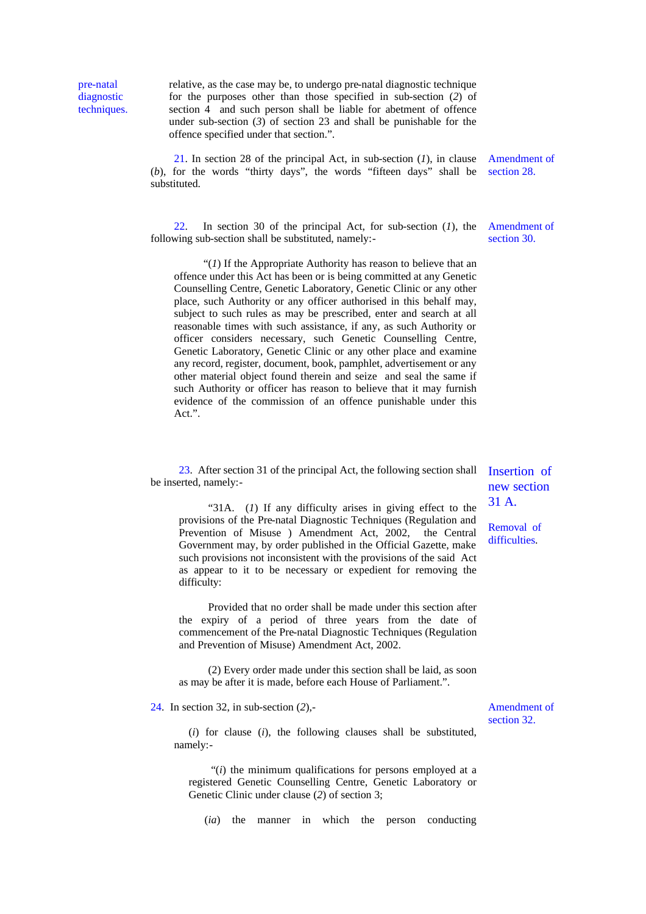relative, as the case may be, to undergo pre-natal diagnostic technique for the purposes other than those specified in sub-section (*2*) of section 4 and such person shall be liable for abetment of offence under sub-section (*3*) of section 23 and shall be punishable for the offence specified under that section.".

pre-natal diagnostic techniques.

21. In section 28 of the principal Act, in sub-section (*1*), in clause (*b*), for the words "thirty days", the words "fifteen days" shall be substituted.

Amendment of section 28.

22. In section 30 of the principal Act, for sub-section (*1*), the following sub-section shall be substituted, namely:-

Amendment of section 30.

"(*1*) If the Appropriate Authority has reason to believe that an offence under this Act has been or is being committed at any Genetic Counselling Centre, Genetic Laboratory, Genetic Clinic or any other place, such Authority or any officer authorised in this behalf may, subject to such rules as may be prescribed, enter and search at all reasonable times with such assistance, if any, as such Authority or officer considers necessary, such Genetic Counselling Centre, Genetic Laboratory, Genetic Clinic or any other place and examine any record, register, document, book, pamphlet, advertisement or any other material object found therein and seize and seal the same if such Authority or officer has reason to believe that it may furnish evidence of the commission of an offence punishable under this Act.".

23. After section 31 of the principal Act, the following section shall be inserted, namely:-

Insertion of new section 31 A.

"31A. (*1*) If any difficulty arises in giving effect to the provisions of the Pre-natal Diagnostic Techniques (Regulation and Prevention of Misuse ) Amendment Act, 2002, the Central Government may, by order published in the Official Gazette, make such provisions not inconsistent with the provisions of the said Act as appear to it to be necessary or expedient for removing the difficulty:

Removal of difficulties.

Provided that no order shall be made under this section after the expiry of a period of three years from the date of commencement of the Pre-natal Diagnostic Techniques (Regulation and Prevention of Misuse) Amendment Act, 2002.

(2) Every order made under this section shall be laid, as soon as may be after it is made, before each House of Parliament.".

24. In section 32, in sub-section (*2*),-

Amendment of section 32.

(*i*) for clause (*i*), the following clauses shall be substituted, namely:-

"(*i*) the minimum qualifications for persons employed at a registered Genetic Counselling Centre, Genetic Laboratory or Genetic Clinic under clause (*2*) of section 3;

(*ia*) the manner in which the person conducting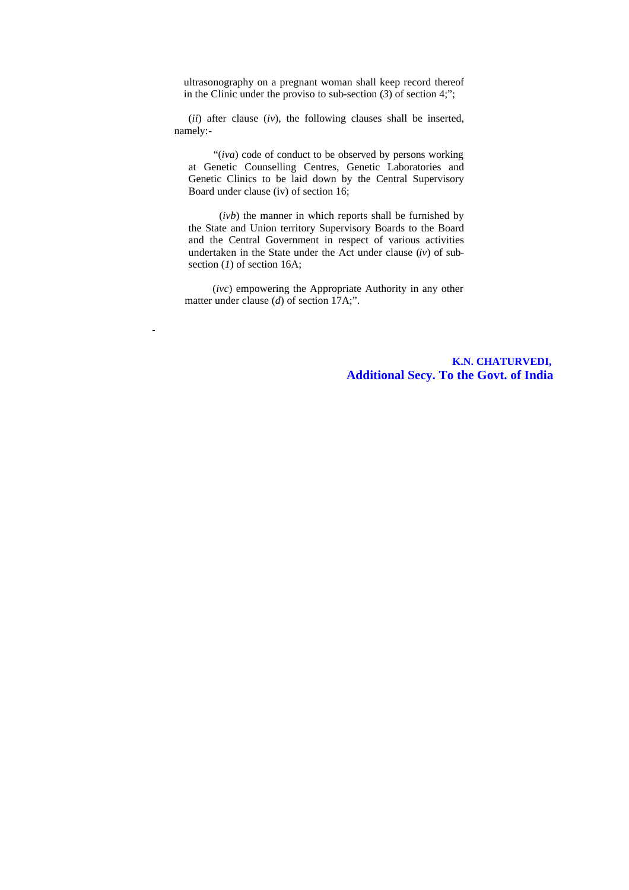ultrasonography on a pregnant woman shall keep record thereof in the Clinic under the proviso to sub-section (*3*) of section 4;";

(*ii*) after clause (*iv*), the following clauses shall be inserted, namely:-

"(*iva*) code of conduct to be observed by persons working at Genetic Counselling Centres, Genetic Laboratories and Genetic Clinics to be laid down by the Central Supervisory Board under clause (iv) of section 16;

(*ivb*) the manner in which reports shall be furnished by the State and Union territory Supervisory Boards to the Board and the Central Government in respect of various activities undertaken in the State under the Act under clause (*iv*) of sub-section (*1*) of section 16A;

(*ivc*) empowering the Appropriate Authority in any other matter under clause (*d*) of section 17A;".

**K.N. CHATURVEDI,**
**Additional Secy. To the Govt. of India**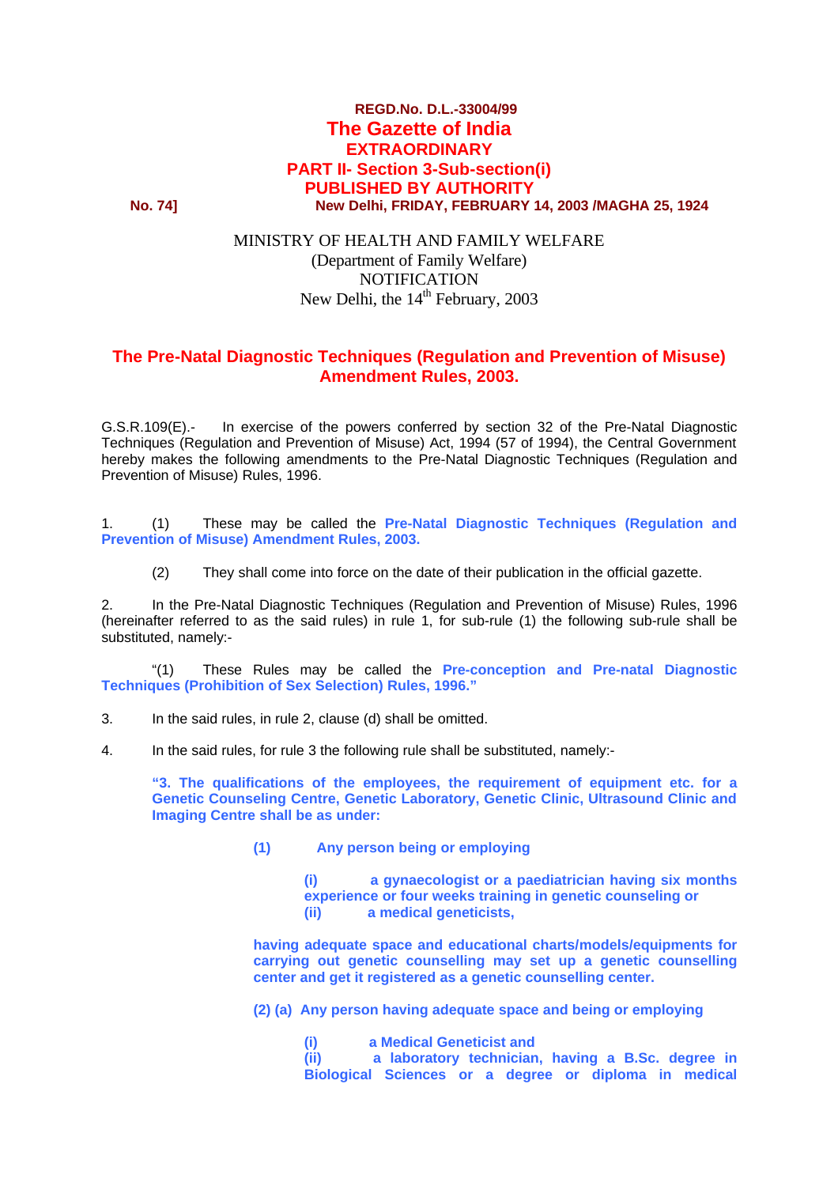**REGD.No. D.L.-33004/99**

# The Gazette of India

**EXTRAORDINARY**

**PART II- Section 3-Sub-section(i)**

**PUBLISHED BY AUTHORITY**

**No. 74]** **New Delhi, FRIDAY, FEBRUARY 14, 2003 /MAGHA 25, 1924**

MINISTRY OF HEALTH AND FAMILY WELFARE
(Department of Family Welfare)
NOTIFICATION
New Delhi, the 14th February, 2003

## The Pre-Natal Diagnostic Techniques (Regulation and Prevention of Misuse) Amendment Rules, 2003.

G.S.R.109(E).- In exercise of the powers conferred by section 32 of the Pre-Natal Diagnostic Techniques (Regulation and Prevention of Misuse) Act, 1994 (57 of 1994), the Central Government hereby makes the following amendments to the Pre-Natal Diagnostic Techniques (Regulation and Prevention of Misuse) Rules, 1996.

1. (1) These may be called the **Pre-Natal Diagnostic Techniques (Regulation and Prevention of Misuse) Amendment Rules, 2003.**

   (2) They shall come into force on the date of their publication in the official gazette.

2. In the Pre-Natal Diagnostic Techniques (Regulation and Prevention of Misuse) Rules, 1996 (hereinafter referred to as the said rules) in rule 1, for sub-rule (1) the following sub-rule shall be substituted, namely:-

   "(1) These Rules may be called the **Pre-conception and Pre-natal Diagnostic Techniques (Prohibition of Sex Selection) Rules, 1996."**

3. In the said rules, in rule 2, clause (d) shall be omitted.

4. In the said rules, for rule 3 the following rule shall be substituted, namely:-

   **"3. The qualifications of the employees, the requirement of equipment etc. for a Genetic Counseling Centre, Genetic Laboratory, Genetic Clinic, Ultrasound Clinic and Imaging Centre shall be as under:**

   **(1) Any person being or employing**

   **(i) a gynaecologist or a paediatrician having six months experience or four weeks training in genetic counseling or**
   **(ii) a medical geneticists,**

   **having adequate space and educational charts/models/equipments for carrying out genetic counselling may set up a genetic counselling center and get it registered as a genetic counselling center.**

   **(2) (a) Any person having adequate space and being or employing**

   **(i) a Medical Geneticist and**
   **(ii) a laboratory technician, having a B.Sc. degree in Biological Sciences or a degree or diploma in medical**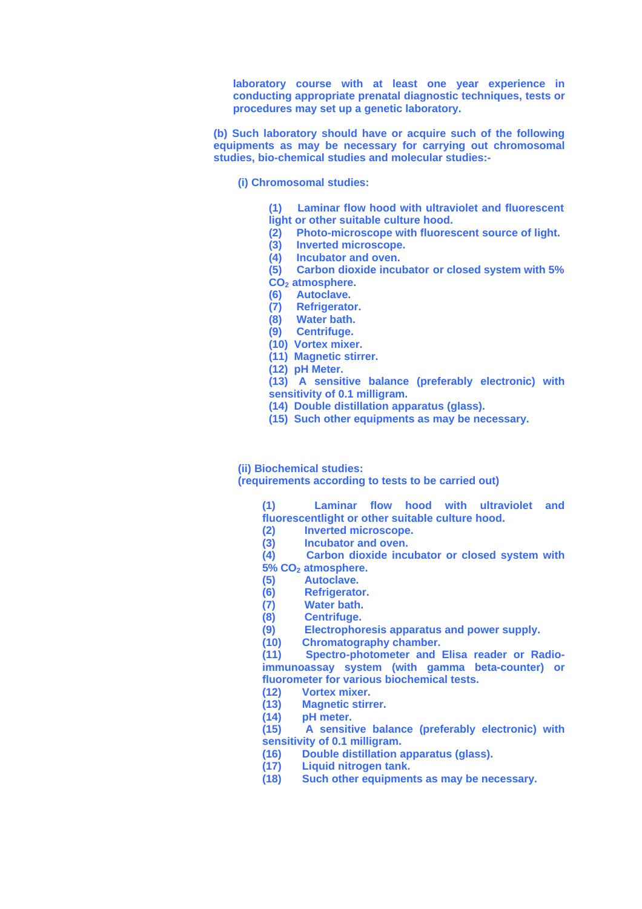**laboratory course with at least one year experience in conducting appropriate prenatal diagnostic techniques, tests or procedures may set up a genetic laboratory.**

**(b) Such laboratory should have or acquire such of the following equipments as may be necessary for carrying out chromosomal studies, bio-chemical studies and molecular studies:-**

**(i) Chromosomal studies:**

**(1) Laminar flow hood with ultraviolet and fluorescent light or other suitable culture hood.**
**(2) Photo-microscope with fluorescent source of light.**
**(3) Inverted microscope.**
**(4) Incubator and oven.**
**(5) Carbon dioxide incubator or closed system with 5% $CO_2$ atmosphere.**
**(6) Autoclave.**
**(7) Refrigerator.**
**(8) Water bath.**
**(9) Centrifuge.**
**(10) Vortex mixer.**
**(11) Magnetic stirrer.**
**(12) pH Meter.**
**(13) A sensitive balance (preferably electronic) with sensitivity of 0.1 milligram.**
**(14) Double distillation apparatus (glass).**
**(15) Such other equipments as may be necessary.**

**(ii) Biochemical studies:**
**(requirements according to tests to be carried out)**

**(1) Laminar flow hood with ultraviolet and fluorescentlight or other suitable culture hood.**
**(2) Inverted microscope.**
**(3) Incubator and oven.**
**(4) Carbon dioxide incubator or closed system with 5% $CO_2$ atmosphere.**
**(5) Autoclave.**
**(6) Refrigerator.**
**(7) Water bath.**
**(8) Centrifuge.**
**(9) Electrophoresis apparatus and power supply.**
**(10) Chromatography chamber.**
**(11) Spectro-photometer and Elisa reader or Radio-immunoassay system (with gamma beta-counter) or fluorometer for various biochemical tests.**
**(12) Vortex mixer.**
**(13) Magnetic stirrer.**
**(14) pH meter.**
**(15) A sensitive balance (preferably electronic) with sensitivity of 0.1 milligram.**
**(16) Double distillation apparatus (glass).**
**(17) Liquid nitrogen tank.**
**(18) Such other equipments as may be necessary.**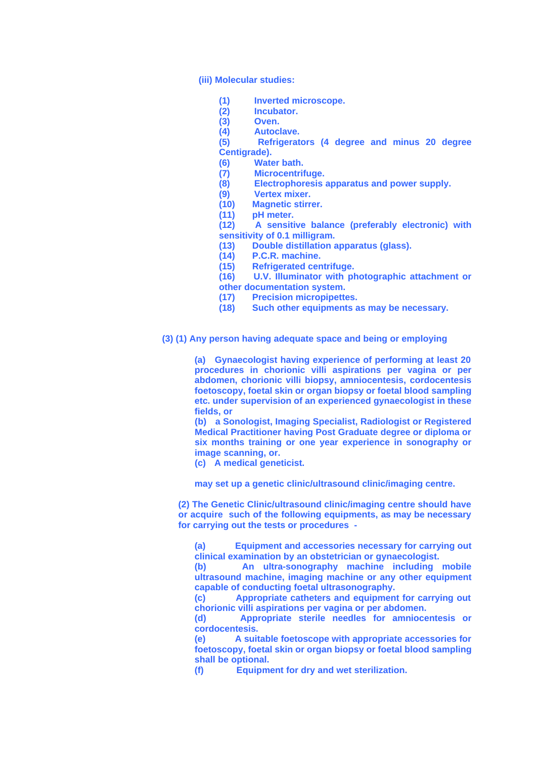**(iii) Molecular studies:**

**(1) Inverted microscope.**
**(2) Incubator.**
**(3) Oven.**
**(4) Autoclave.**
**(5) Refrigerators (4 degree and minus 20 degree Centigrade).**
**(6) Water bath.**
**(7) Microcentrifuge.**
**(8) Electrophoresis apparatus and power supply.**
**(9) Vertex mixer.**
**(10) Magnetic stirrer.**
**(11) pH meter.**
**(12) A sensitive balance (preferably electronic) with sensitivity of 0.1 milligram.**
**(13) Double distillation apparatus (glass).**
**(14) P.C.R. machine.**
**(15) Refrigerated centrifuge.**
**(16) U.V. Illuminator with photographic attachment or other documentation system.**
**(17) Precision micropipettes.**
**(18) Such other equipments as may be necessary.**

**(3) (1) Any person having adequate space and being or employing**

**(a) Gynaecologist having experience of performing at least 20 procedures in chorionic villi aspirations per vagina or per abdomen, chorionic villi biopsy, amniocentesis, cordocentesis foetoscopy, foetal skin or organ biopsy or foetal blood sampling etc. under supervision of an experienced gynaecologist in these fields, or**
**(b) a Sonologist, Imaging Specialist, Radiologist or Registered Medical Practitioner having Post Graduate degree or diploma or six months training or one year experience in sonography or image scanning, or.**
**(c) A medical geneticist.**

**may set up a genetic clinic/ultrasound clinic/imaging centre.**

**(2) The Genetic Clinic/ultrasound clinic/imaging centre should have or acquire such of the following equipments, as may be necessary for carrying out the tests or procedures -**

**(a) Equipment and accessories necessary for carrying out clinical examination by an obstetrician or gynaecologist.**
**(b) An ultra-sonography machine including mobile ultrasound machine, imaging machine or any other equipment capable of conducting foetal ultrasonography.**
**(c) Appropriate catheters and equipment for carrying out chorionic villi aspirations per vagina or per abdomen.**
**(d) Appropriate sterile needles for amniocentesis or cordocentesis.**
**(e) A suitable foetoscope with appropriate accessories for foetoscopy, foetal skin or organ biopsy or foetal blood sampling shall be optional.**
**(f) Equipment for dry and wet sterilization.**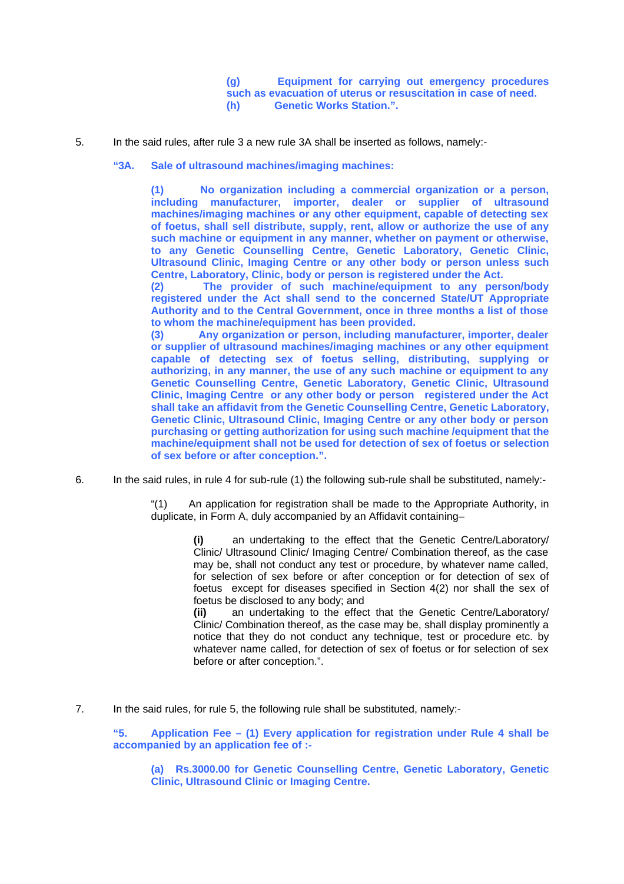**(g)** **Equipment for carrying out emergency procedures such as evacuation of uterus or resuscitation in case of need.**
**(h)** **Genetic Works Station.".**

5. In the said rules, after rule 3 a new rule 3A shall be inserted as follows, namely:-

**"3A. Sale of ultrasound machines/imaging machines:**

**(1) No organization including a commercial organization or a person, including manufacturer, importer, dealer or supplier of ultrasound machines/imaging machines or any other equipment, capable of detecting sex of foetus, shall sell distribute, supply, rent, allow or authorize the use of any such machine or equipment in any manner, whether on payment or otherwise, to any Genetic Counselling Centre, Genetic Laboratory, Genetic Clinic, Ultrasound Clinic, Imaging Centre or any other body or person unless such Centre, Laboratory, Clinic, body or person is registered under the Act.**
**(2) The provider of such machine/equipment to any person/body registered under the Act shall send to the concerned State/UT Appropriate Authority and to the Central Government, once in three months a list of those to whom the machine/equipment has been provided.**
**(3) Any organization or person, including manufacturer, importer, dealer or supplier of ultrasound machines/imaging machines or any other equipment capable of detecting sex of foetus selling, distributing, supplying or authorizing, in any manner, the use of any such machine or equipment to any Genetic Counselling Centre, Genetic Laboratory, Genetic Clinic, Ultrasound Clinic, Imaging Centre or any other body or person registered under the Act shall take an affidavit from the Genetic Counselling Centre, Genetic Laboratory, Genetic Clinic, Ultrasound Clinic, Imaging Centre or any other body or person purchasing or getting authorization for using such machine /equipment that the machine/equipment shall not be used for detection of sex of foetus or selection of sex before or after conception.".**

6. In the said rules, in rule 4 for sub-rule (1) the following sub-rule shall be substituted, namely:-

"(1) An application for registration shall be made to the Appropriate Authority, in duplicate, in Form A, duly accompanied by an Affidavit containing–

**(i)** an undertaking to the effect that the Genetic Centre/Laboratory/ Clinic/ Ultrasound Clinic/ Imaging Centre/ Combination thereof, as the case may be, shall not conduct any test or procedure, by whatever name called, for selection of sex before or after conception or for detection of sex of foetus except for diseases specified in Section 4(2) nor shall the sex of foetus be disclosed to any body; and
**(ii)** an undertaking to the effect that the Genetic Centre/Laboratory/ Clinic/ Combination thereof, as the case may be, shall display prominently a notice that they do not conduct any technique, test or procedure etc. by whatever name called, for detection of sex of foetus or for selection of sex before or after conception.".

7. In the said rules, for rule 5, the following rule shall be substituted, namely:-

**"5. Application Fee – (1) Every application for registration under Rule 4 shall be accompanied by an application fee of :-**

**(a) Rs.3000.00 for Genetic Counselling Centre, Genetic Laboratory, Genetic Clinic, Ultrasound Clinic or Imaging Centre.**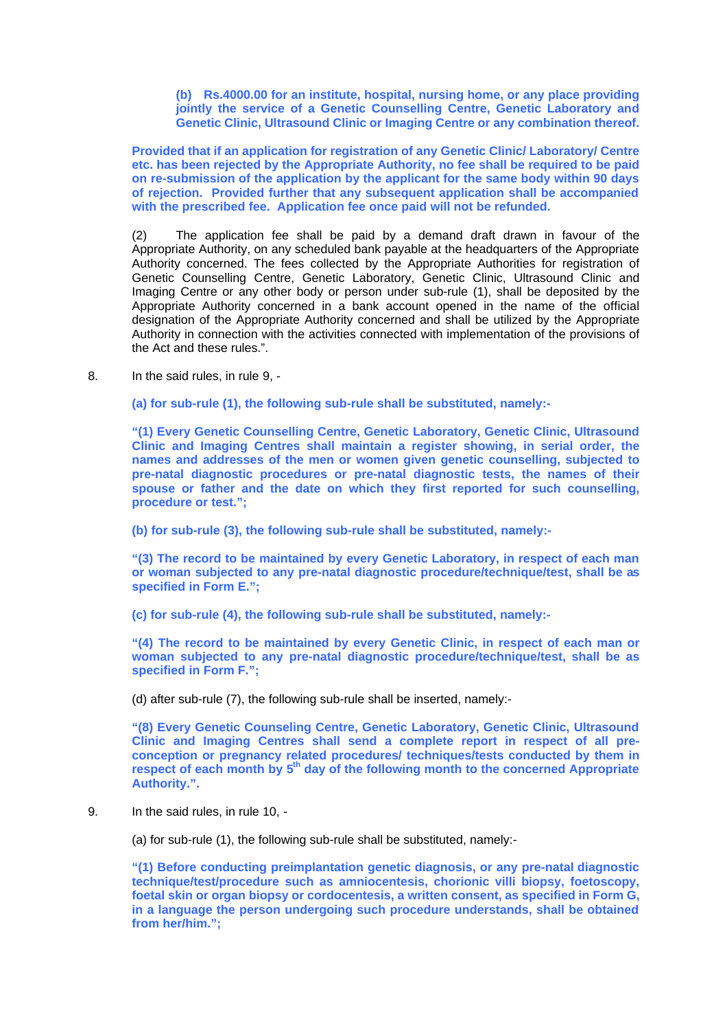**(b) Rs.4000.00 for an institute, hospital, nursing home, or any place providing jointly the service of a Genetic Counselling Centre, Genetic Laboratory and Genetic Clinic, Ultrasound Clinic or Imaging Centre or any combination thereof.**

**Provided that if an application for registration of any Genetic Clinic/ Laboratory/ Centre etc. has been rejected by the Appropriate Authority, no fee shall be required to be paid on re-submission of the application by the applicant for the same body within 90 days of rejection. Provided further that any subsequent application shall be accompanied with the prescribed fee. Application fee once paid will not be refunded.**

(2) The application fee shall be paid by a demand draft drawn in favour of the Appropriate Authority, on any scheduled bank payable at the headquarters of the Appropriate Authority concerned. The fees collected by the Appropriate Authorities for registration of Genetic Counselling Centre, Genetic Laboratory, Genetic Clinic, Ultrasound Clinic and Imaging Centre or any other body or person under sub-rule (1), shall be deposited by the Appropriate Authority concerned in a bank account opened in the name of the official designation of the Appropriate Authority concerned and shall be utilized by the Appropriate Authority in connection with the activities connected with implementation of the provisions of the Act and these rules.".

8. In the said rules, in rule 9, -

**(a) for sub-rule (1), the following sub-rule shall be substituted, namely:-**

**"(1) Every Genetic Counselling Centre, Genetic Laboratory, Genetic Clinic, Ultrasound Clinic and Imaging Centres shall maintain a register showing, in serial order, the names and addresses of the men or women given genetic counselling, subjected to pre-natal diagnostic procedures or pre-natal diagnostic tests, the names of their spouse or father and the date on which they first reported for such counselling, procedure or test.";**

**(b) for sub-rule (3), the following sub-rule shall be substituted, namely:-**

**"(3) The record to be maintained by every Genetic Laboratory, in respect of each man or woman subjected to any pre-natal diagnostic procedure/technique/test, shall be as specified in Form E.";**

**(c) for sub-rule (4), the following sub-rule shall be substituted, namely:-**

**"(4) The record to be maintained by every Genetic Clinic, in respect of each man or woman subjected to any pre-natal diagnostic procedure/technique/test, shall be as specified in Form F.";**

(d) after sub-rule (7), the following sub-rule shall be inserted, namely:-

**"(8) Every Genetic Counseling Centre, Genetic Laboratory, Genetic Clinic, Ultrasound Clinic and Imaging Centres shall send a complete report in respect of all pre-conception or pregnancy related procedures/ techniques/tests conducted by them in respect of each month by 5th day of the following month to the concerned Appropriate Authority.".**

9. In the said rules, in rule 10, -

(a) for sub-rule (1), the following sub-rule shall be substituted, namely:-

**"(1) Before conducting preimplantation genetic diagnosis, or any pre-natal diagnostic technique/test/procedure such as amniocentesis, chorionic villi biopsy, foetoscopy, foetal skin or organ biopsy or cordocentesis, a written consent, as specified in Form G, in a language the person undergoing such procedure understands, shall be obtained from her/him.";**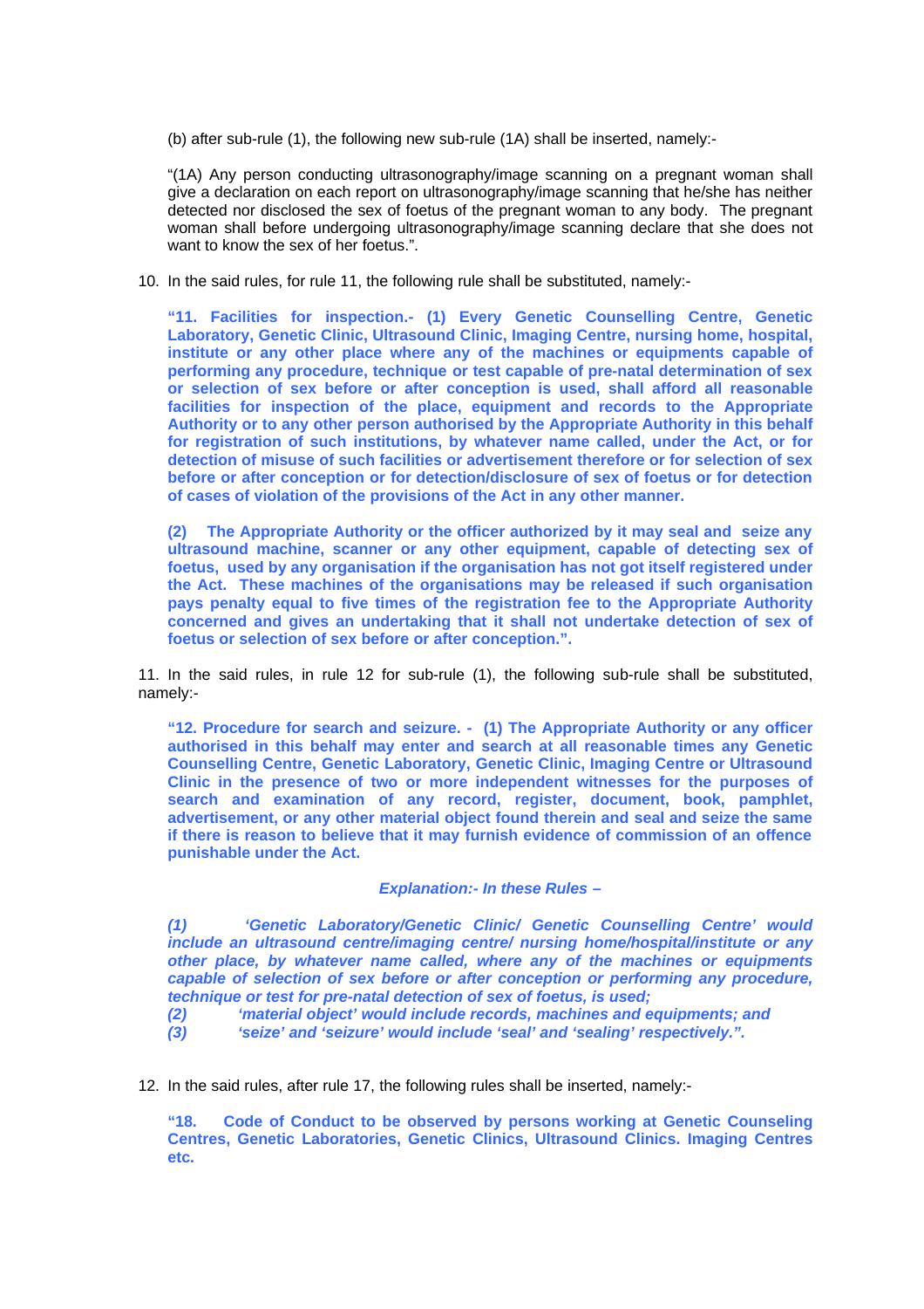(b) after sub-rule (1), the following new sub-rule (1A) shall be inserted, namely:-

"(1A) Any person conducting ultrasonography/image scanning on a pregnant woman shall give a declaration on each report on ultrasonography/image scanning that he/she has neither detected nor disclosed the sex of foetus of the pregnant woman to any body. The pregnant woman shall before undergoing ultrasonography/image scanning declare that she does not want to know the sex of her foetus.".

10. In the said rules, for rule 11, the following rule shall be substituted, namely:-

**"11. Facilities for inspection.- (1) Every Genetic Counselling Centre, Genetic Laboratory, Genetic Clinic, Ultrasound Clinic, Imaging Centre, nursing home, hospital, institute or any other place where any of the machines or equipments capable of performing any procedure, technique or test capable of pre-natal determination of sex or selection of sex before or after conception is used, shall afford all reasonable facilities for inspection of the place, equipment and records to the Appropriate Authority or to any other person authorised by the Appropriate Authority in this behalf for registration of such institutions, by whatever name called, under the Act, or for detection of misuse of such facilities or advertisement therefore or for selection of sex before or after conception or for detection/disclosure of sex of foetus or for detection of cases of violation of the provisions of the Act in any other manner.**

**(2) The Appropriate Authority or the officer authorized by it may seal and seize any ultrasound machine, scanner or any other equipment, capable of detecting sex of foetus, used by any organisation if the organisation has not got itself registered under the Act. These machines of the organisations may be released if such organisation pays penalty equal to five times of the registration fee to the Appropriate Authority concerned and gives an undertaking that it shall not undertake detection of sex of foetus or selection of sex before or after conception.".**

11. In the said rules, in rule 12 for sub-rule (1), the following sub-rule shall be substituted, namely:-

**"12. Procedure for search and seizure. - (1) The Appropriate Authority or any officer authorised in this behalf may enter and search at all reasonable times any Genetic Counselling Centre, Genetic Laboratory, Genetic Clinic, Imaging Centre or Ultrasound Clinic in the presence of two or more independent witnesses for the purposes of search and examination of any record, register, document, book, pamphlet, advertisement, or any other material object found therein and seal and seize the same if there is reason to believe that it may furnish evidence of commission of an offence punishable under the Act.**

***Explanation:- In these Rules –***

***(1) 'Genetic Laboratory/Genetic Clinic/ Genetic Counselling Centre' would include an ultrasound centre/imaging centre/ nursing home/hospital/institute or any other place, by whatever name called, where any of the machines or equipments capable of selection of sex before or after conception or performing any procedure, technique or test for pre-natal detection of sex of foetus, is used;***

***(2) 'material object' would include records, machines and equipments; and***

***(3) 'seize' and 'seizure' would include 'seal' and 'sealing' respectively.".***

12. In the said rules, after rule 17, the following rules shall be inserted, namely:-

**"18. Code of Conduct to be observed by persons working at Genetic Counseling Centres, Genetic Laboratories, Genetic Clinics, Ultrasound Clinics. Imaging Centres etc.**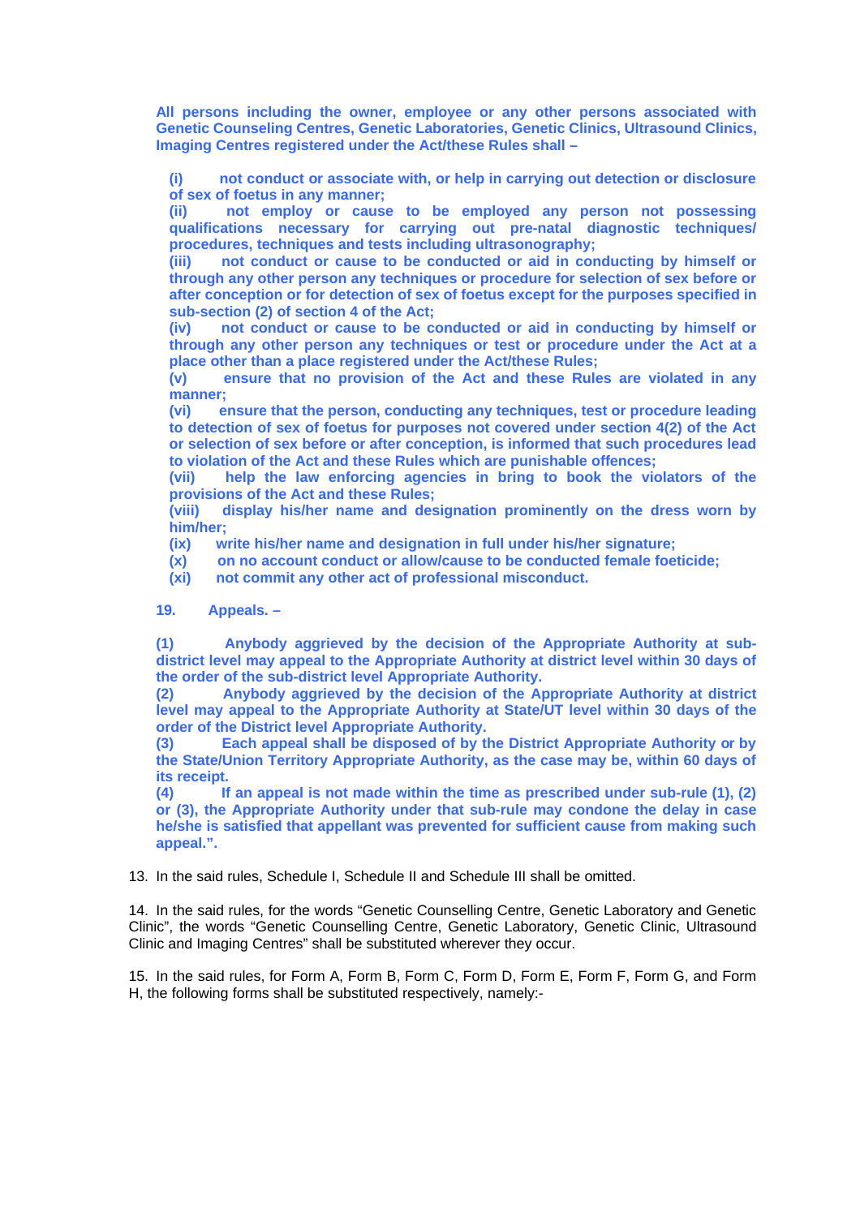**All persons including the owner, employee or any other persons associated with Genetic Counseling Centres, Genetic Laboratories, Genetic Clinics, Ultrasound Clinics, Imaging Centres registered under the Act/these Rules shall –**

**(i) not conduct or associate with, or help in carrying out detection or disclosure of sex of foetus in any manner;**
**(ii) not employ or cause to be employed any person not possessing qualifications necessary for carrying out pre-natal diagnostic techniques/ procedures, techniques and tests including ultrasonography;**
**(iii) not conduct or cause to be conducted or aid in conducting by himself or through any other person any techniques or procedure for selection of sex before or after conception or for detection of sex of foetus except for the purposes specified in sub-section (2) of section 4 of the Act;**
**(iv) not conduct or cause to be conducted or aid in conducting by himself or through any other person any technique or test or procedure under the Act at a place other than a place registered under the Act/these Rules;**
**(v) ensure that no provision of the Act and these Rules are violated in any manner;**
**(vi) ensure that the person, conducting any techniques, test or procedure leading to detection of sex of foetus for purposes not covered under section 4(2) of the Act or selection of sex before or after conception, is informed that such procedures lead to violation of the Act and these Rules which are punishable offences;**
**(vii) help the law enforcing agencies in bring to book the violators of the provisions of the Act and these Rules;**
**(viii) display his/her name and designation prominently on the dress worn by him/her;**
**(ix) write his/her name and designation in full under his/her signature;**
**(x) on no account conduct or allow/cause to be conducted female foeticide;**
**(xi) not commit any other act of professional misconduct.**

**19. Appeals. –**

**(1) Anybody aggrieved by the decision of the Appropriate Authority at sub-district level may appeal to the Appropriate Authority at district level within 30 days of the order of the sub-district level Appropriate Authority.**
**(2) Anybody aggrieved by the decision of the Appropriate Authority at district level may appeal to the Appropriate Authority at State/UT level within 30 days of the order of the District level Appropriate Authority.**
**(3) Each appeal shall be disposed of by the District Appropriate Authority or by the State/Union Territory Appropriate Authority, as the case may be, within 60 days of its receipt.**
**(4) If an appeal is not made within the time as prescribed under sub-rule (1), (2) or (3), the Appropriate Authority under that sub-rule may condone the delay in case he/she is satisfied that appellant was prevented for sufficient cause from making such appeal.".**

13. In the said rules, Schedule I, Schedule II and Schedule III shall be omitted.

14. In the said rules, for the words "Genetic Counselling Centre, Genetic Laboratory and Genetic Clinic", the words "Genetic Counselling Centre, Genetic Laboratory, Genetic Clinic, Ultrasound Clinic and Imaging Centres" shall be substituted wherever they occur.

15. In the said rules, for Form A, Form B, Form C, Form D, Form E, Form F, Form G, and Form H, the following forms shall be substituted respectively, namely:-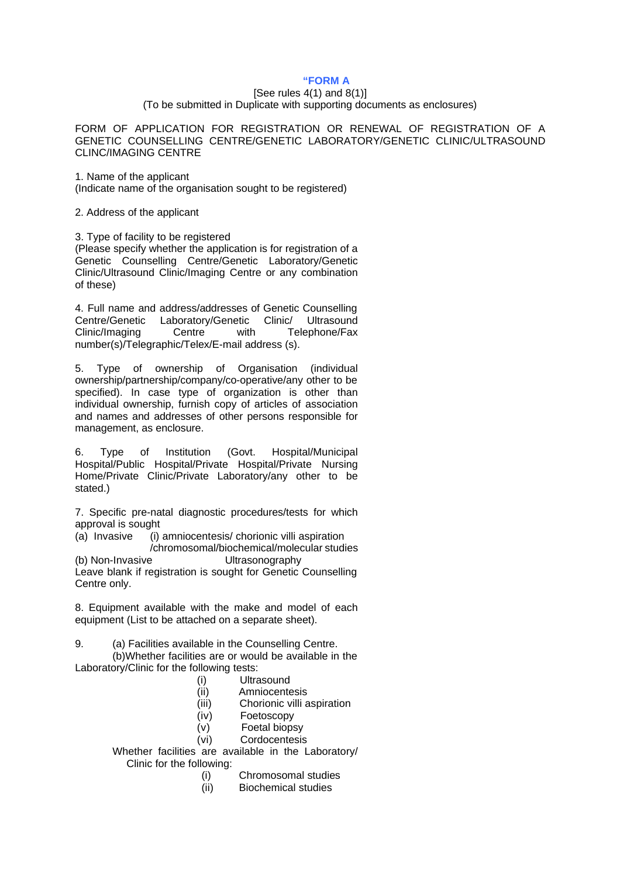**"FORM A**

[See rules 4(1) and 8(1)]

(To be submitted in Duplicate with supporting documents as enclosures)

FORM OF APPLICATION FOR REGISTRATION OR RENEWAL OF REGISTRATION OF A GENETIC COUNSELLING CENTRE/GENETIC LABORATORY/GENETIC CLINIC/ULTRASOUND CLINC/IMAGING CENTRE

1. Name of the applicant
(Indicate name of the organisation sought to be registered)

2. Address of the applicant

3. Type of facility to be registered
(Please specify whether the application is for registration of a Genetic Counselling Centre/Genetic Laboratory/Genetic Clinic/Ultrasound Clinic/Imaging Centre or any combination of these)

4. Full name and address/addresses of Genetic Counselling Centre/Genetic Laboratory/Genetic Clinic/ Ultrasound Clinic/Imaging Centre with Telephone/Fax number(s)/Telegraphic/Telex/E-mail address (s).

5. Type of ownership of Organisation (individual ownership/partnership/company/co-operative/any other to be specified). In case type of organization is other than individual ownership, furnish copy of articles of association and names and addresses of other persons responsible for management, as enclosure.

6. Type of Institution (Govt. Hospital/Municipal Hospital/Public Hospital/Private Hospital/Private Nursing Home/Private Clinic/Private Laboratory/any other to be stated.)

7. Specific pre-natal diagnostic procedures/tests for which approval is sought

(a) Invasive (i) amniocentesis/ chorionic villi aspiration /chromosomal/biochemical/molecular studies

(b) Non-Invasive Ultrasonography

Leave blank if registration is sought for Genetic Counselling Centre only.

8. Equipment available with the make and model of each equipment (List to be attached on a separate sheet).

9. (a) Facilities available in the Counselling Centre.

(b) Whether facilities are or would be available in the Laboratory/Clinic for the following tests:

(i) Ultrasound
(ii) Amniocentesis
(iii) Chorionic villi aspiration
(iv) Foetoscopy
(v) Foetal biopsy
(vi) Cordocentesis

Whether facilities are available in the Laboratory/ Clinic for the following:

(i) Chromosomal studies
(ii) Biochemical studies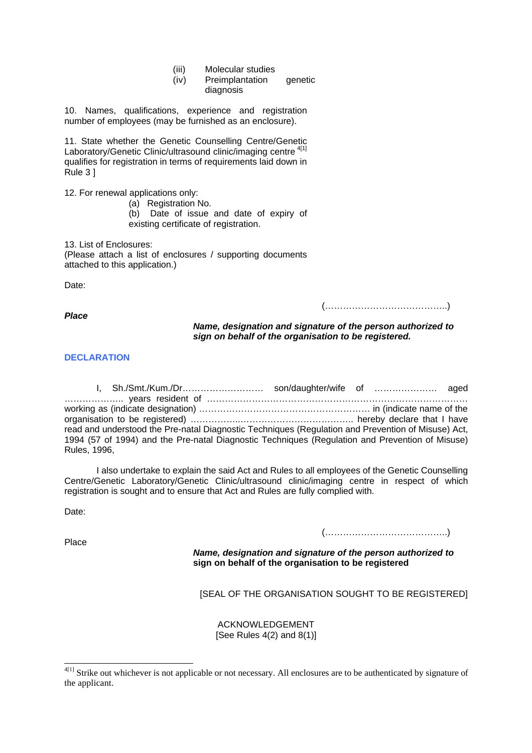(iii) Molecular studies
(iv) Preimplantation genetic diagnosis

10. Names, qualifications, experience and registration number of employees (may be furnished as an enclosure).

11. State whether the Genetic Counselling Centre/Genetic Laboratory/Genetic Clinic/ultrasound clinic/imaging centre [4[1]] qualifies for registration in terms of requirements laid down in Rule 3 ]

12. For renewal applications only:

(a) Registration No.
(b) Date of issue and date of expiry of existing certificate of registration.

13. List of Enclosures:
(Please attach a list of enclosures / supporting documents attached to this application.)

Date:

(…………………………………..)

***Place***

***Name, designation and signature of the person authorized to sign on behalf of the organisation to be registered.***

## DECLARATION

I, Sh./Smt./Kum./Dr……………………… son/daughter/wife of ………………… aged ……………….. years resident of ……………………………………………………………………………… working as (indicate designation) …………………………………………………… in (indicate name of the organisation to be registered) ……………..……………………………….. hereby declare that I have read and understood the Pre-natal Diagnostic Techniques (Regulation and Prevention of Misuse) Act, 1994 (57 of 1994) and the Pre-natal Diagnostic Techniques (Regulation and Prevention of Misuse) Rules, 1996,

I also undertake to explain the said Act and Rules to all employees of the Genetic Counselling Centre/Genetic Laboratory/Genetic Clinic/ultrasound clinic/imaging centre in respect of which registration is sought and to ensure that Act and Rules are fully complied with.

Date:

(…………………………………..)

Place

***Name, designation and signature of the person authorized to sign on behalf of the organisation to be registered***

[SEAL OF THE ORGANISATION SOUGHT TO BE REGISTERED]

ACKNOWLEDGEMENT
[See Rules 4(2) and 8(1)]

---

[4[1]] Strike out whichever is not applicable or not necessary. All enclosures are to be authenticated by signature of the applicant.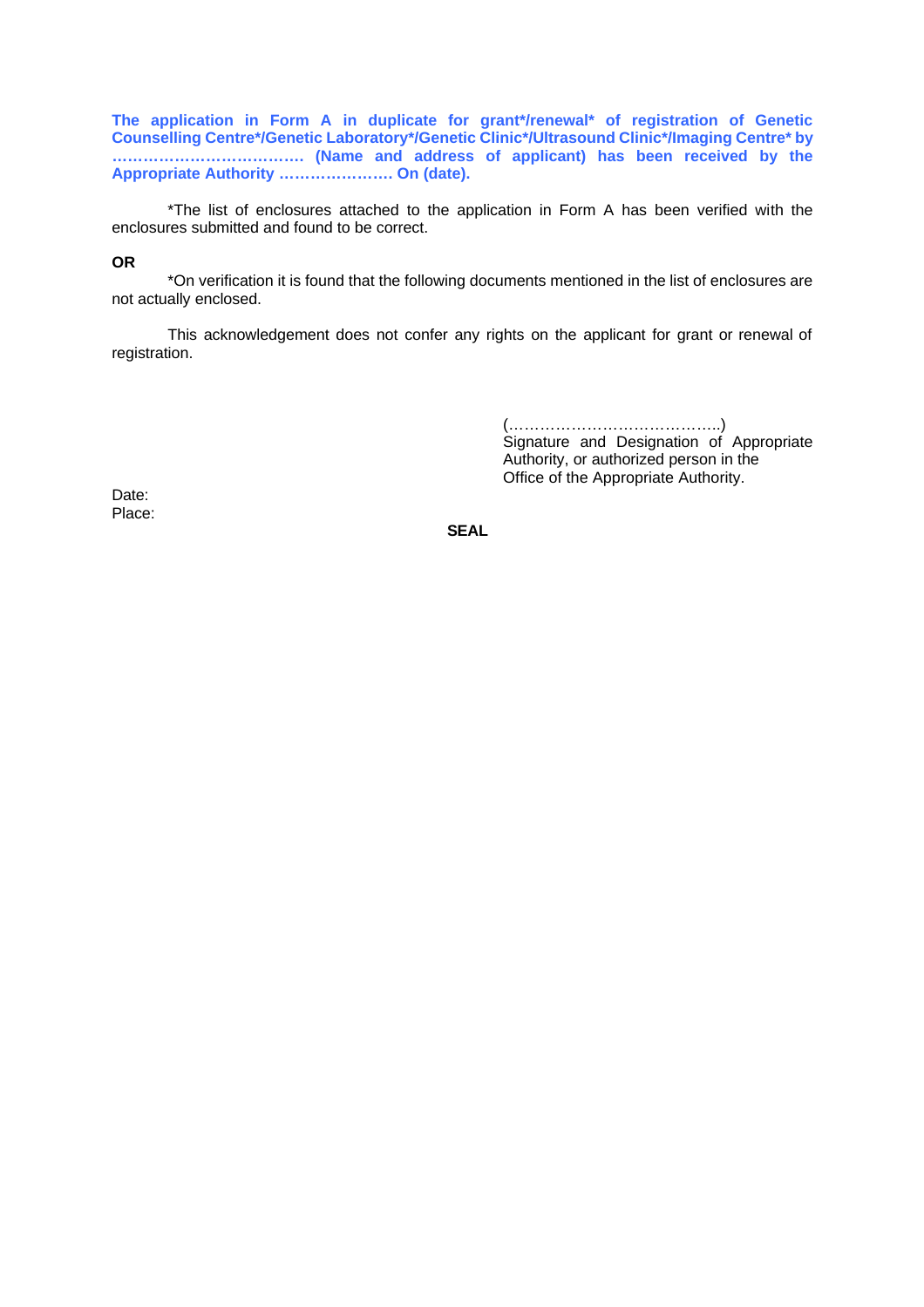**The application in Form A in duplicate for grant*/renewal* of registration of Genetic Counselling Centre*/Genetic Laboratory*/Genetic Clinic*/Ultrasound Clinic*/Imaging Centre* by ………………………………. (Name and address of applicant) has been received by the Appropriate Authority …………………. On (date).**

*The list of enclosures attached to the application in Form A has been verified with the enclosures submitted and found to be correct.

**OR**

*On verification it is found that the following documents mentioned in the list of enclosures are not actually enclosed.

This acknowledgement does not confer any rights on the applicant for grant or renewal of registration.

(…………………………………..)
Signature and Designation of Appropriate Authority, or authorized person in the Office of the Appropriate Authority.

Date:
Place:

**SEAL**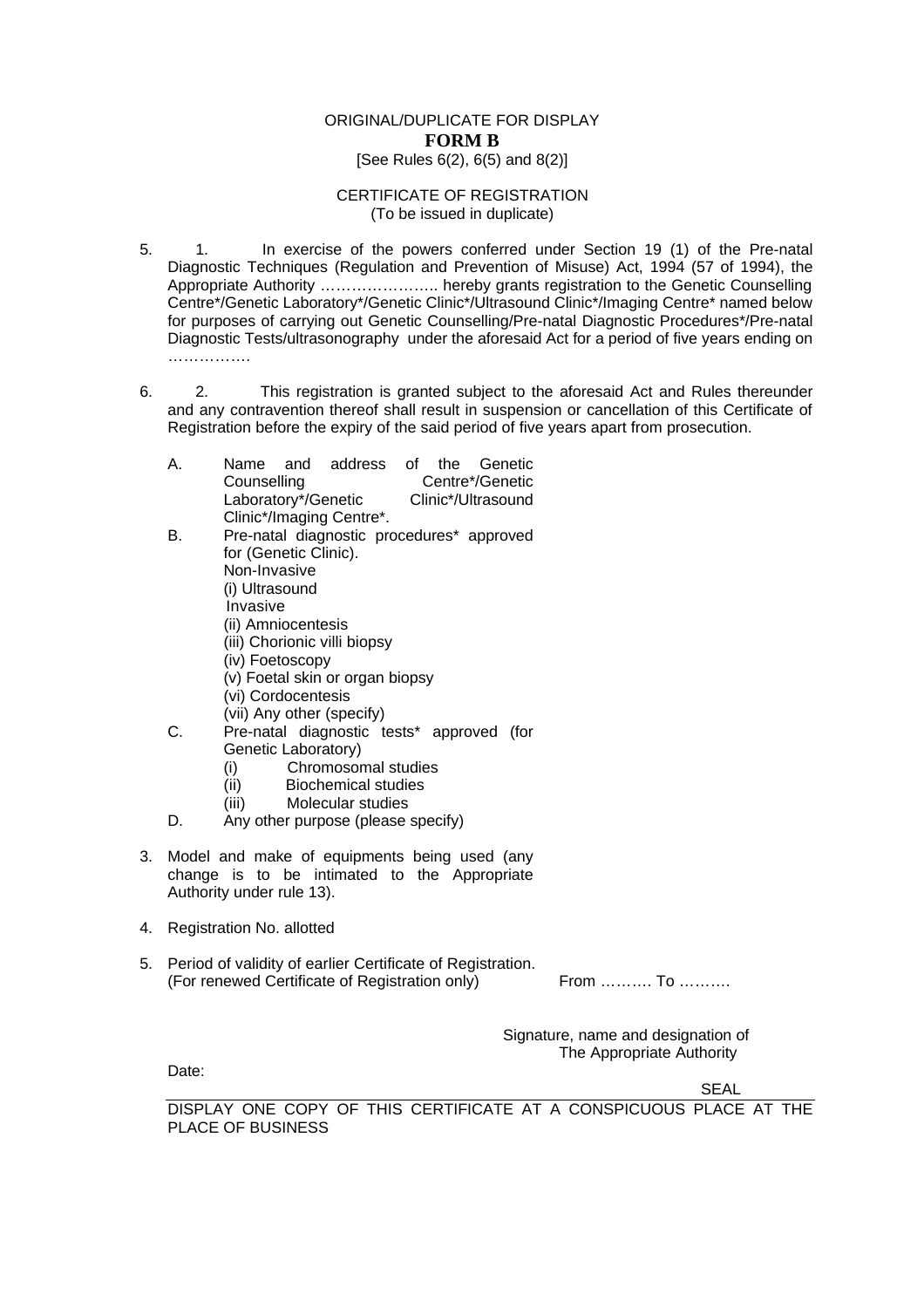ORIGINAL/DUPLICATE FOR DISPLAY

# FORM B

[See Rules 6(2), 6(5) and 8(2)]

CERTIFICATE OF REGISTRATION
(To be issued in duplicate)

5. 1. In exercise of the powers conferred under Section 19 (1) of the Pre-natal Diagnostic Techniques (Regulation and Prevention of Misuse) Act, 1994 (57 of 1994), the Appropriate Authority ………………….. hereby grants registration to the Genetic Counselling Centre*/Genetic Laboratory*/Genetic Clinic*/Ultrasound Clinic*/Imaging Centre* named below for purposes of carrying out Genetic Counselling/Pre-natal Diagnostic Procedures*/Pre-natal Diagnostic Tests/ultrasonography under the aforesaid Act for a period of five years ending on …………….

6. 2. This registration is granted subject to the aforesaid Act and Rules thereunder and any contravention thereof shall result in suspension or cancellation of this Certificate of Registration before the expiry of the said period of five years apart from prosecution.

A. Name and address of the Genetic Counselling Centre*/Genetic Laboratory*/Genetic Clinic*/Ultrasound Clinic*/Imaging Centre*.

B. Pre-natal diagnostic procedures* approved for (Genetic Clinic).
Non-Invasive
(i) Ultrasound
Invasive
(ii) Amniocentesis
(iii) Chorionic villi biopsy
(iv) Foetoscopy
(v) Foetal skin or organ biopsy
(vi) Cordocentesis
(vii) Any other (specify)

C. Pre-natal diagnostic tests* approved (for Genetic Laboratory)
(i) Chromosomal studies
(ii) Biochemical studies
(iii) Molecular studies

D. Any other purpose (please specify)

3. Model and make of equipments being used (any change is to be intimated to the Appropriate Authority under rule 13).

4. Registration No. allotted

5. Period of validity of earlier Certificate of Registration. (For renewed Certificate of Registration only) From ………. To ……….

Signature, name and designation of
The Appropriate Authority

Date:

SEAL

DISPLAY ONE COPY OF THIS CERTIFICATE AT A CONSPICUOUS PLACE AT THE PLACE OF BUSINESS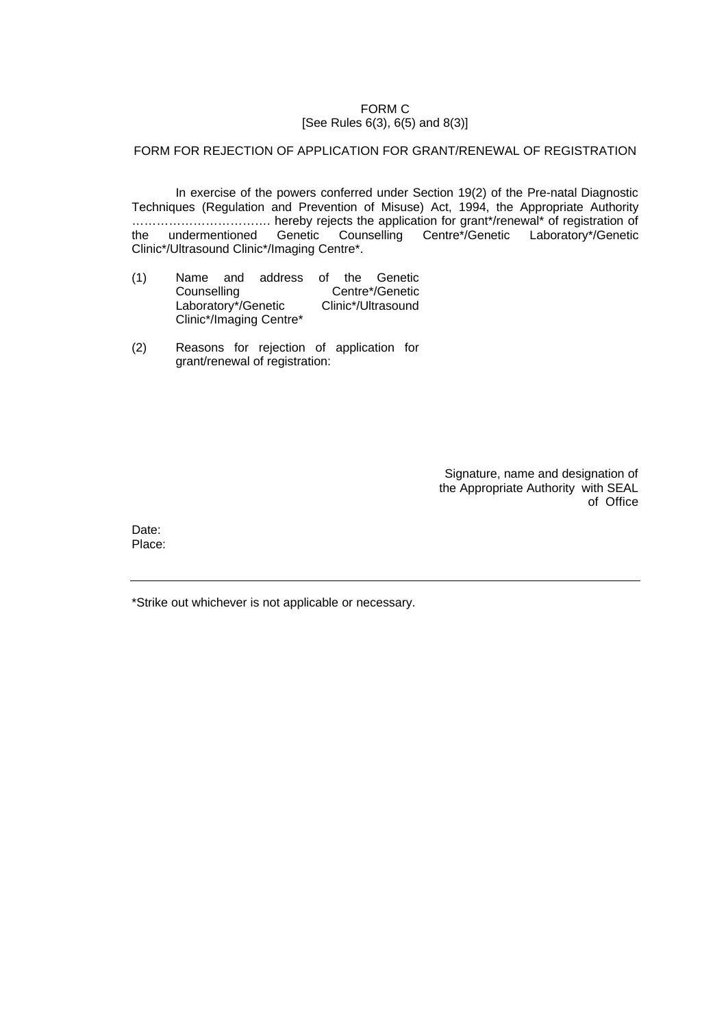# FORM C

[See Rules 6(3), 6(5) and 8(3)]

## FORM FOR REJECTION OF APPLICATION FOR GRANT/RENEWAL OF REGISTRATION

In exercise of the powers conferred under Section 19(2) of the Pre-natal Diagnostic Techniques (Regulation and Prevention of Misuse) Act, 1994, the Appropriate Authority ……………………………. hereby rejects the application for grant*/renewal* of registration of the undermentioned Genetic Counselling Centre*/Genetic Laboratory*/Genetic Clinic*/Ultrasound Clinic*/Imaging Centre*.

(1) Name and address of the Genetic Counselling Centre*/Genetic Laboratory*/Genetic Clinic*/Ultrasound Clinic*/Imaging Centre*

(2) Reasons for rejection of application for grant/renewal of registration:

Signature, name and designation of the Appropriate Authority with SEAL of Office

Date:
Place:

---

*Strike out whichever is not applicable or necessary.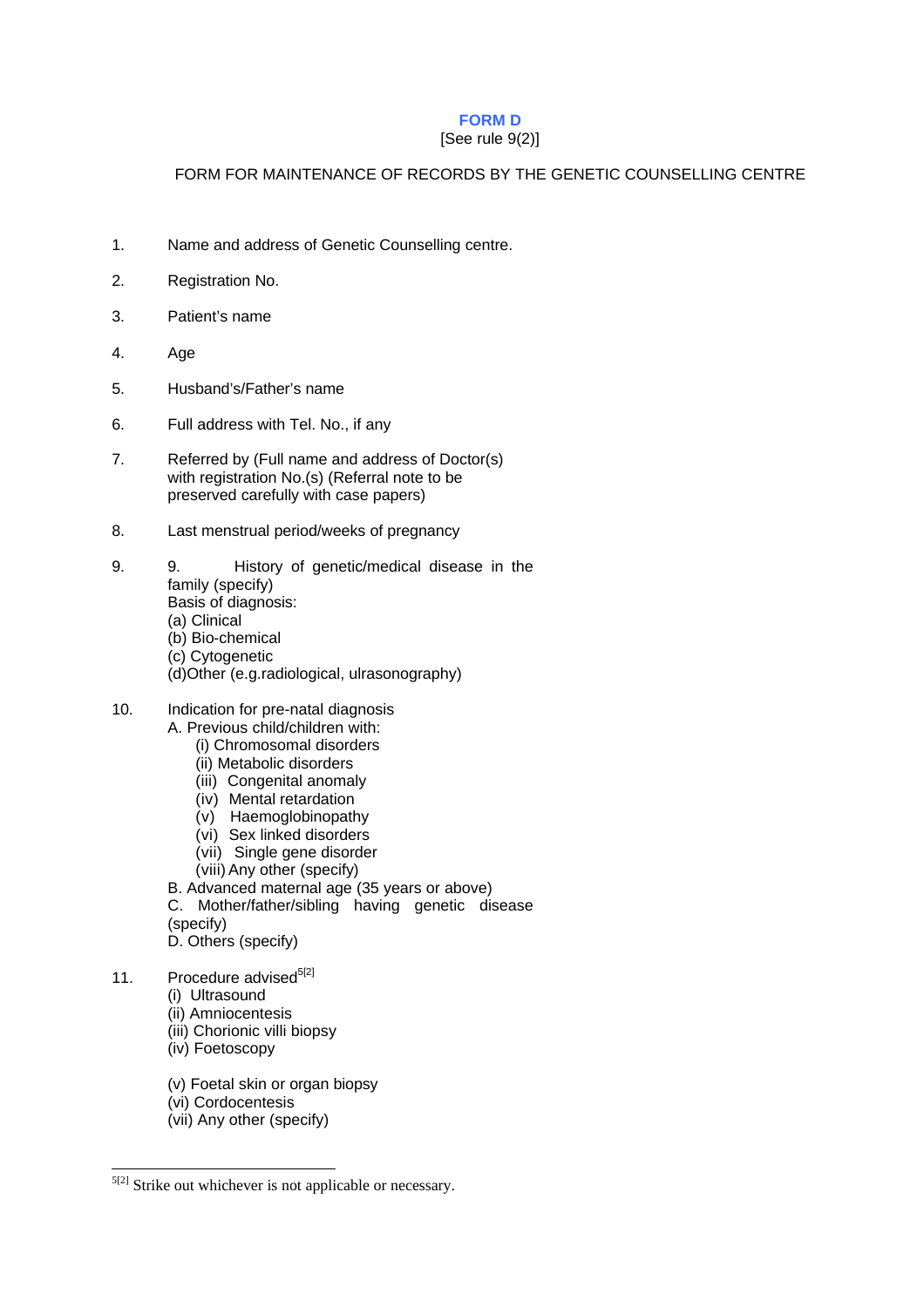# FORM D

[See rule 9(2)]

FORM FOR MAINTENANCE OF RECORDS BY THE GENETIC COUNSELLING CENTRE

1. Name and address of Genetic Counselling centre.

2. Registration No.

3. Patient's name

4. Age

5. Husband's/Father's name

6. Full address with Tel. No., if any

7. Referred by (Full name and address of Doctor(s) with registration No.(s) (Referral note to be preserved carefully with case papers)

8. Last menstrual period/weeks of pregnancy

9. 9. History of genetic/medical disease in the family (specify)
   Basis of diagnosis:
   (a) Clinical
   (b) Bio-chemical
   (c) Cytogenetic
   (d)Other (e.g.radiological, ultrasonography)

10. Indication for pre-natal diagnosis
    A. Previous child/children with:
        (i) Chromosomal disorders
        (ii) Metabolic disorders
        (iii) Congenital anomaly
        (iv) Mental retardation
        (v) Haemoglobinopathy
        (vi) Sex linked disorders
        (vii) Single gene disorder
        (viii) Any other (specify)
    B. Advanced maternal age (35 years or above)
    C. Mother/father/sibling having genetic disease (specify)
    D. Others (specify)

11. Procedure advised[5[2]]
    (i) Ultrasound
    (ii) Amniocentesis
    (iii) Chorionic villi biopsy
    (iv) Foetoscopy
    (v) Foetal skin or organ biopsy
    (vi) Cordocentesis
    (vii) Any other (specify)

---

[5[2]] Strike out whichever is not applicable or necessary.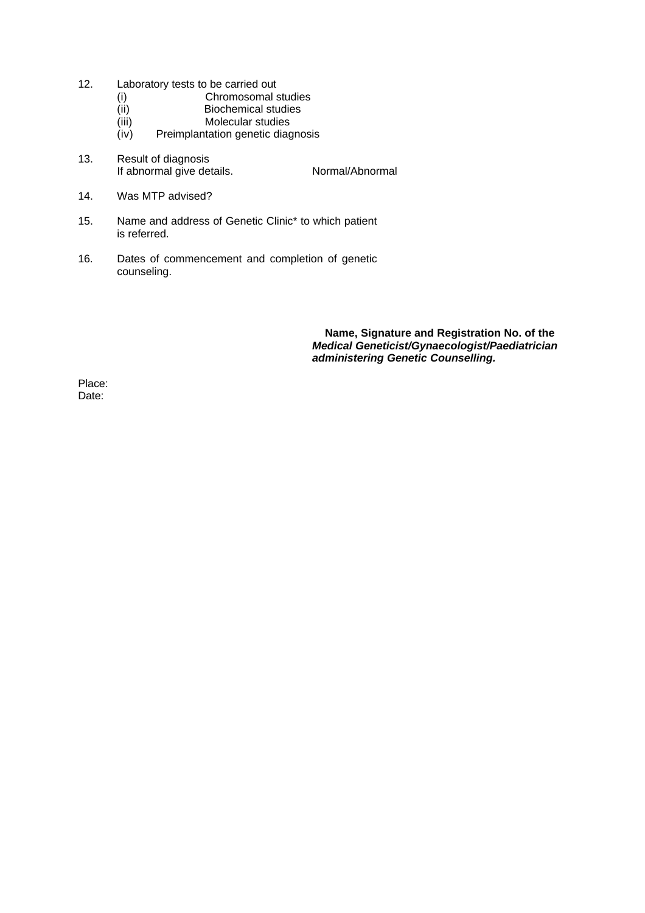12. Laboratory tests to be carried out
    (i) Chromosomal studies
    (ii) Biochemical studies
    (iii) Molecular studies
    (iv) Preimplantation genetic diagnosis

13. Result of diagnosis
    If abnormal give details. Normal/Abnormal

14. Was MTP advised?

15. Name and address of Genetic Clinic* to which patient is referred.

16. Dates of commencement and completion of genetic counseling.

**Name, Signature and Registration No. of the**
***Medical Geneticist/Gynaecologist/Paediatrician administering Genetic Counselling.***

Place:
Date: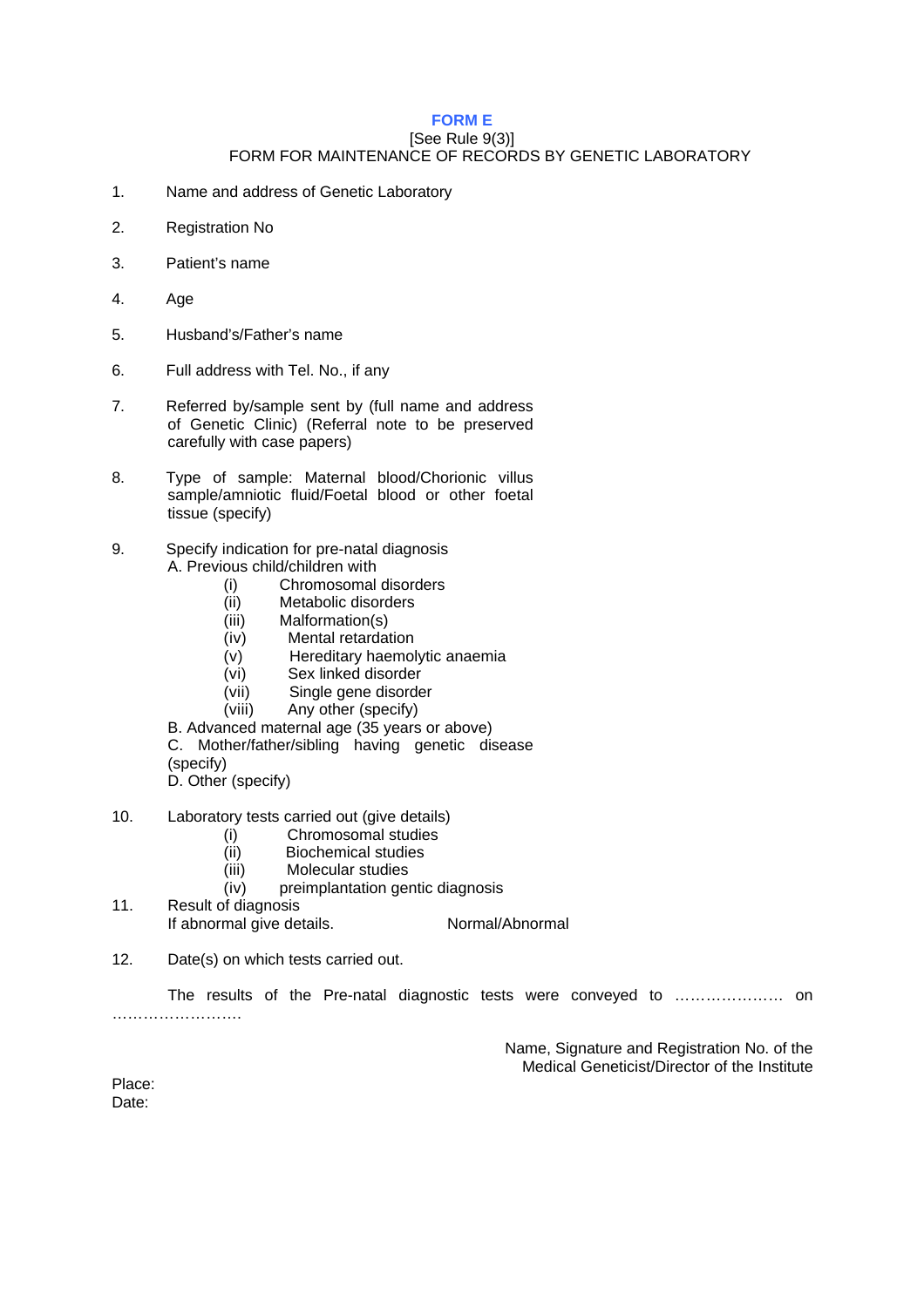# FORM E

[See Rule 9(3)]

FORM FOR MAINTENANCE OF RECORDS BY GENETIC LABORATORY

1. Name and address of Genetic Laboratory
2. Registration No
3. Patient's name
4. Age
5. Husband's/Father's name
6. Full address with Tel. No., if any
7. Referred by/sample sent by (full name and address of Genetic Clinic) (Referral note to be preserved carefully with case papers)
8. Type of sample: Maternal blood/Chorionic villus sample/amniotic fluid/Foetal blood or other foetal tissue (specify)
9. Specify indication for pre-natal diagnosis

   A. Previous child/children with
      - (i) Chromosomal disorders
      - (ii) Metabolic disorders
      - (iii) Malformation(s)
      - (iv) Mental retardation
      - (v) Hereditary haemolytic anaemia
      - (vi) Sex linked disorder
      - (vii) Single gene disorder
      - (viii) Any other (specify)

   B. Advanced maternal age (35 years or above)

   C. Mother/father/sibling having genetic disease (specify)

   D. Other (specify)

10. Laboratory tests carried out (give details)
    - (i) Chromosomal studies
    - (ii) Biochemical studies
    - (iii) Molecular studies
    - (iv) preimplantation gentic diagnosis
11. Result of diagnosis
    If abnormal give details. Normal/Abnormal
12. Date(s) on which tests carried out.

The results of the Pre-natal diagnostic tests were conveyed to ………………… on ……………………

Name, Signature and Registration No. of the Medical Geneticist/Director of the Institute

Place:
Date: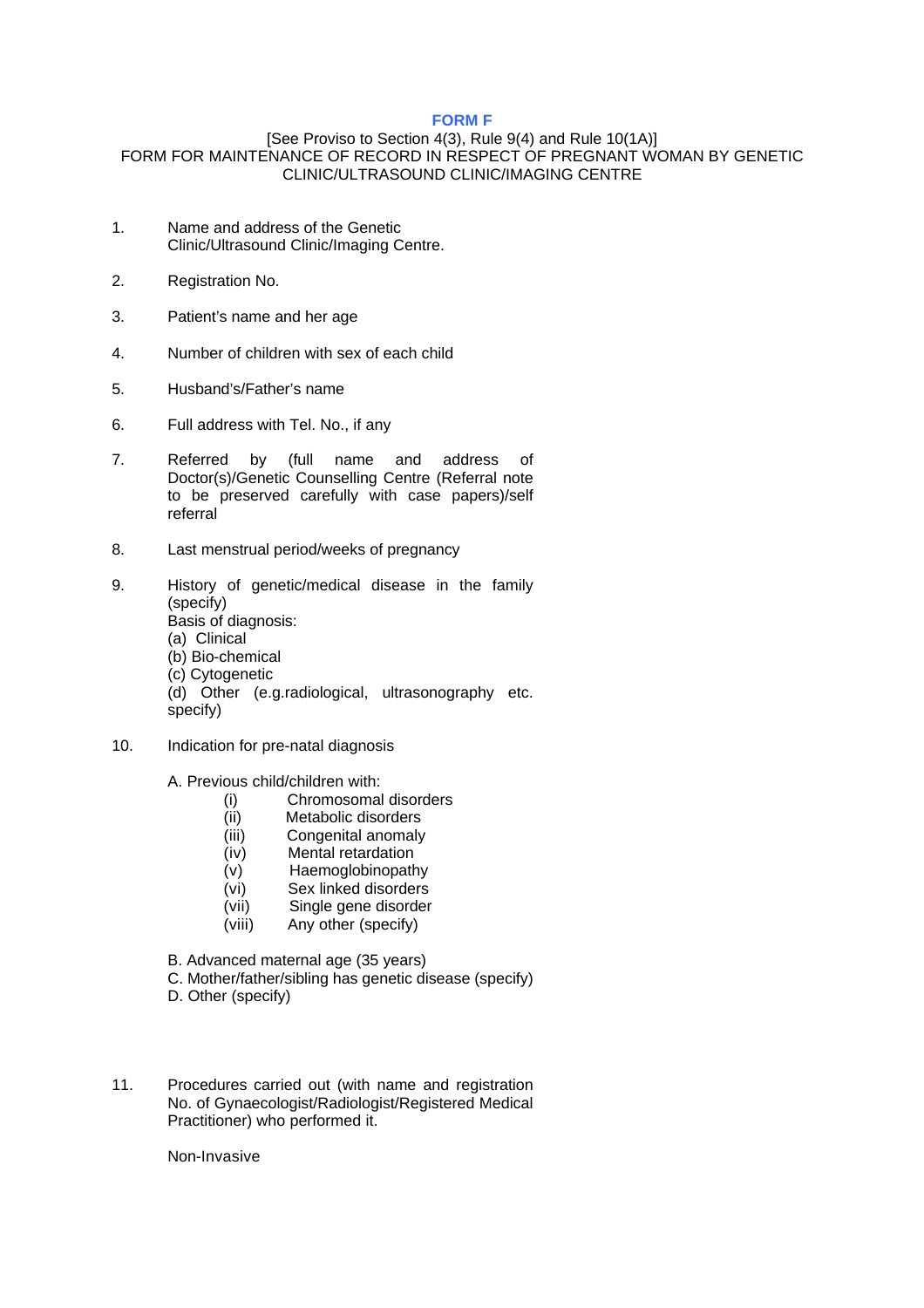# FORM F

[See Proviso to Section 4(3), Rule 9(4) and Rule 10(1A)]

FORM FOR MAINTENANCE OF RECORD IN RESPECT OF PREGNANT WOMAN BY GENETIC CLINIC/ULTRASOUND CLINIC/IMAGING CENTRE

1. Name and address of the Genetic Clinic/Ultrasound Clinic/Imaging Centre.

2. Registration No.

3. Patient's name and her age

4. Number of children with sex of each child

5. Husband's/Father's name

6. Full address with Tel. No., if any

7. Referred by (full name and address of Doctor(s)/Genetic Counselling Centre (Referral note to be preserved carefully with case papers)/self referral

8. Last menstrual period/weeks of pregnancy

9. History of genetic/medical disease in the family (specify)
   Basis of diagnosis:
   (a) Clinical
   (b) Bio-chemical
   (c) Cytogenetic
   (d) Other (e.g.radiological, ultrasonography etc. specify)

10. Indication for pre-natal diagnosis

    A. Previous child/children with:
       (i) Chromosomal disorders
       (ii) Metabolic disorders
       (iii) Congenital anomaly
       (iv) Mental retardation
       (v) Haemoglobinopathy
       (vi) Sex linked disorders
       (vii) Single gene disorder
       (viii) Any other (specify)

    B. Advanced maternal age (35 years)
    C. Mother/father/sibling has genetic disease (specify)
    D. Other (specify)

11. Procedures carried out (with name and registration No. of Gynaecologist/Radiologist/Registered Medical Practitioner) who performed it.

    Non-Invasive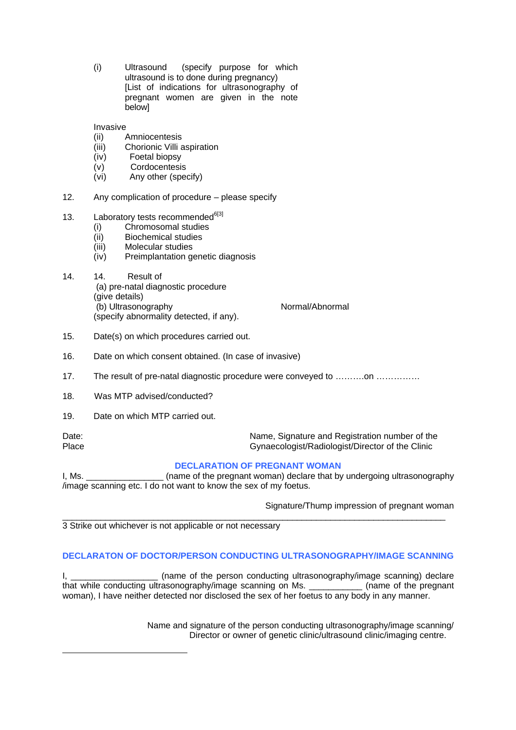(i) Ultrasound (specify purpose for which ultrasound is to done during pregnancy) [List of indications for ultrasonography of pregnant women are given in the note below]

Invasive

(ii) Amniocentesis

(iii) Chorionic Villi aspiration

(iv) Foetal biopsy

(v) Cordocentesis

(vi) Any other (specify)

12. Any complication of procedure – please specify

13. Laboratory tests recommended[6][3]

    (i) Chromosomal studies

    (ii) Biochemical studies

    (iii) Molecular studies

    (iv) Preimplantation genetic diagnosis

14. 14. Result of

    (a) pre-natal diagnostic procedure (give details)

    (b) Ultrasonography (specify abnormality detected, if any). Normal/Abnormal

15. Date(s) on which procedures carried out.

16. Date on which consent obtained. (In case of invasive)

17. The result of pre-natal diagnostic procedure were conveyed to ……….on ……………

18. Was MTP advised/conducted?

19. Date on which MTP carried out.

Date:

Place

Name, Signature and Registration number of the Gynaecologist/Radiologist/Director of the Clinic

## DECLARATION OF PREGNANT WOMAN

I, Ms. ________________ (name of the pregnant woman) declare that by undergoing ultrasonography /image scanning etc. I do not want to know the sex of my foetus.

Signature/Thump impression of pregnant woman

---

3 Strike out whichever is not applicable or not necessary

## DECLARATON OF DOCTOR/PERSON CONDUCTING ULTRASONOGRAPHY/IMAGE SCANNING

I, __________________ (name of the person conducting ultrasonography/image scanning) declare that while conducting ultrasonography/image scanning on Ms. ___________ (name of the pregnant woman), I have neither detected nor disclosed the sex of her foetus to any body in any manner.

Name and signature of the person conducting ultrasonography/image scanning/ Director or owner of genetic clinic/ultrasound clinic/imaging centre.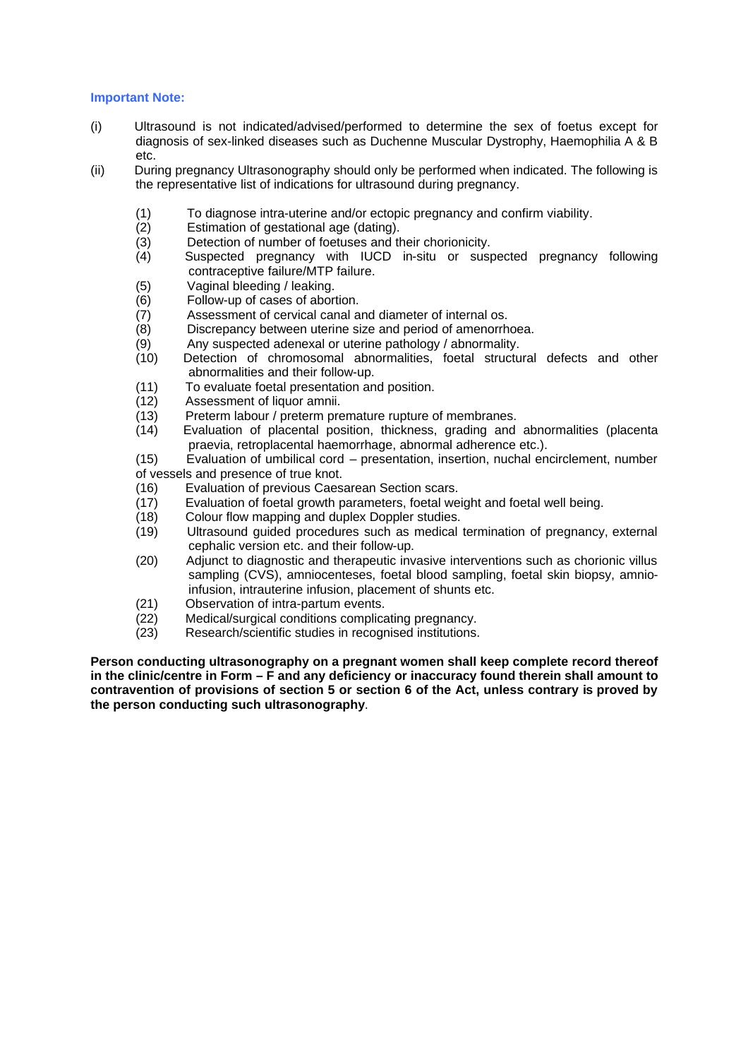**Important Note:**

(i) Ultrasound is not indicated/advised/performed to determine the sex of foetus except for diagnosis of sex-linked diseases such as Duchenne Muscular Dystrophy, Haemophilia A & B etc.

(ii) During pregnancy Ultrasonography should only be performed when indicated. The following is the representative list of indications for ultrasound during pregnancy.

(1) To diagnose intra-uterine and/or ectopic pregnancy and confirm viability.
(2) Estimation of gestational age (dating).
(3) Detection of number of foetuses and their chorionicity.
(4) Suspected pregnancy with IUCD in-situ or suspected pregnancy following contraceptive failure/MTP failure.
(5) Vaginal bleeding / leaking.
(6) Follow-up of cases of abortion.
(7) Assessment of cervical canal and diameter of internal os.
(8) Discrepancy between uterine size and period of amenorrhoea.
(9) Any suspected adenexal or uterine pathology / abnormality.
(10) Detection of chromosomal abnormalities, foetal structural defects and other abnormalities and their follow-up.
(11) To evaluate foetal presentation and position.
(12) Assessment of liquor amnii.
(13) Preterm labour / preterm premature rupture of membranes.
(14) Evaluation of placental position, thickness, grading and abnormalities (placenta praevia, retroplacental haemorrhage, abnormal adherence etc.).
(15) Evaluation of umbilical cord – presentation, insertion, nuchal encirclement, number of vessels and presence of true knot.
(16) Evaluation of previous Caesarean Section scars.
(17) Evaluation of foetal growth parameters, foetal weight and foetal well being.
(18) Colour flow mapping and duplex Doppler studies.
(19) Ultrasound guided procedures such as medical termination of pregnancy, external cephalic version etc. and their follow-up.
(20) Adjunct to diagnostic and therapeutic invasive interventions such as chorionic villus sampling (CVS), amniocenteses, foetal blood sampling, foetal skin biopsy, amnio-infusion, intrauterine infusion, placement of shunts etc.
(21) Observation of intra-partum events.
(22) Medical/surgical conditions complicating pregnancy.
(23) Research/scientific studies in recognised institutions.

**Person conducting ultrasonography on a pregnant women shall keep complete record thereof in the clinic/centre in Form – F and any deficiency or inaccuracy found therein shall amount to contravention of provisions of section 5 or section 6 of the Act, unless contrary is proved by the person conducting such ultrasonography**.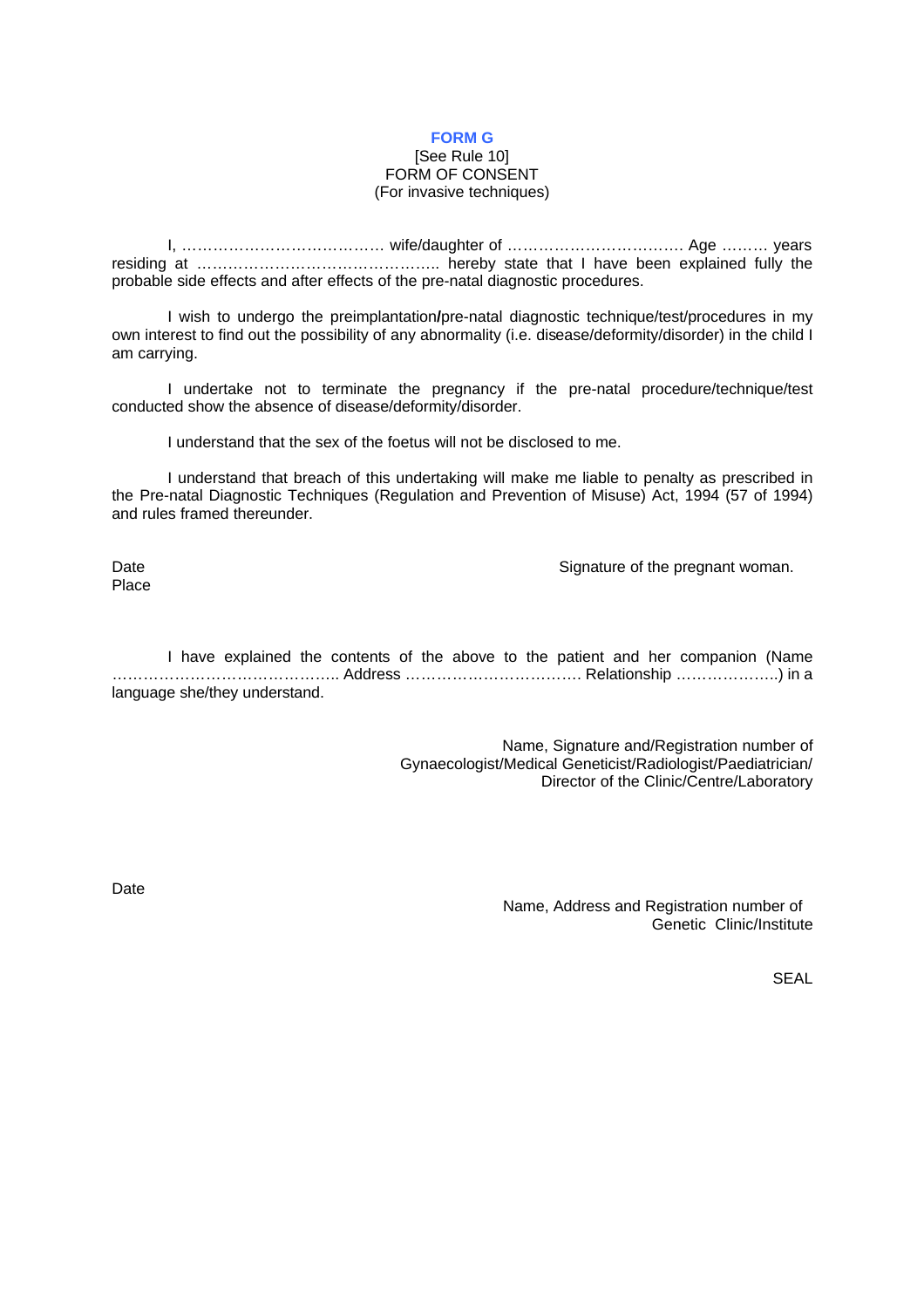**FORM G**

[See Rule 10]

FORM OF CONSENT

(For invasive techniques)

I, ………………………………… wife/daughter of ……………………………. Age ……… years residing at ……………………………………….. hereby state that I have been explained fully the probable side effects and after effects of the pre-natal diagnostic procedures.

I wish to undergo the preimplantation**/**pre-natal diagnostic technique/test/procedures in my own interest to find out the possibility of any abnormality (i.e. disease/deformity/disorder) in the child I am carrying.

I undertake not to terminate the pregnancy if the pre-natal procedure/technique/test conducted show the absence of disease/deformity/disorder.

I understand that the sex of the foetus will not be disclosed to me.

I understand that breach of this undertaking will make me liable to penalty as prescribed in the Pre-natal Diagnostic Techniques (Regulation and Prevention of Misuse) Act, 1994 (57 of 1994) and rules framed thereunder.

Date

Place

Signature of the pregnant woman.

I have explained the contents of the above to the patient and her companion (Name …………………………………….. Address ……………………………. Relationship ………………..) in a language she/they understand.

Name, Signature and/Registration number of Gynaecologist/Medical Geneticist/Radiologist/Paediatrician/ Director of the Clinic/Centre/Laboratory

Date

Name, Address and Registration number of Genetic Clinic/Institute

SEAL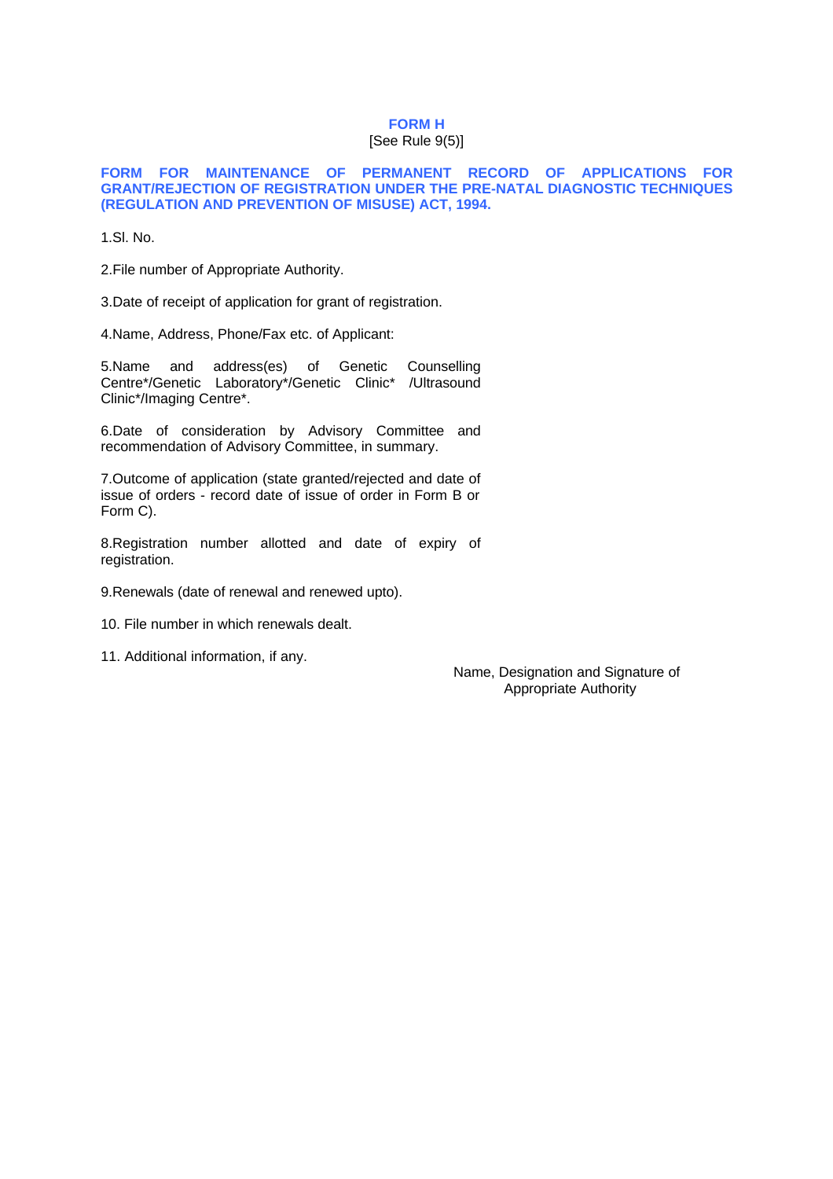# FORM H

[See Rule 9(5)]

**FORM FOR MAINTENANCE OF PERMANENT RECORD OF APPLICATIONS FOR GRANT/REJECTION OF REGISTRATION UNDER THE PRE-NATAL DIAGNOSTIC TECHNIQUES (REGULATION AND PREVENTION OF MISUSE) ACT, 1994.**

1.Sl. No.

2.File number of Appropriate Authority.

3.Date of receipt of application for grant of registration.

4.Name, Address, Phone/Fax etc. of Applicant:

5.Name and address(es) of Genetic Counselling Centre*/Genetic Laboratory*/Genetic Clinic* /Ultrasound Clinic*/Imaging Centre*.

6.Date of consideration by Advisory Committee and recommendation of Advisory Committee, in summary.

7.Outcome of application (state granted/rejected and date of issue of orders - record date of issue of order in Form B or Form C).

8.Registration number allotted and date of expiry of registration.

9.Renewals (date of renewal and renewed upto).

10. File number in which renewals dealt.

11. Additional information, if any.

Name, Designation and Signature of
Appropriate Authority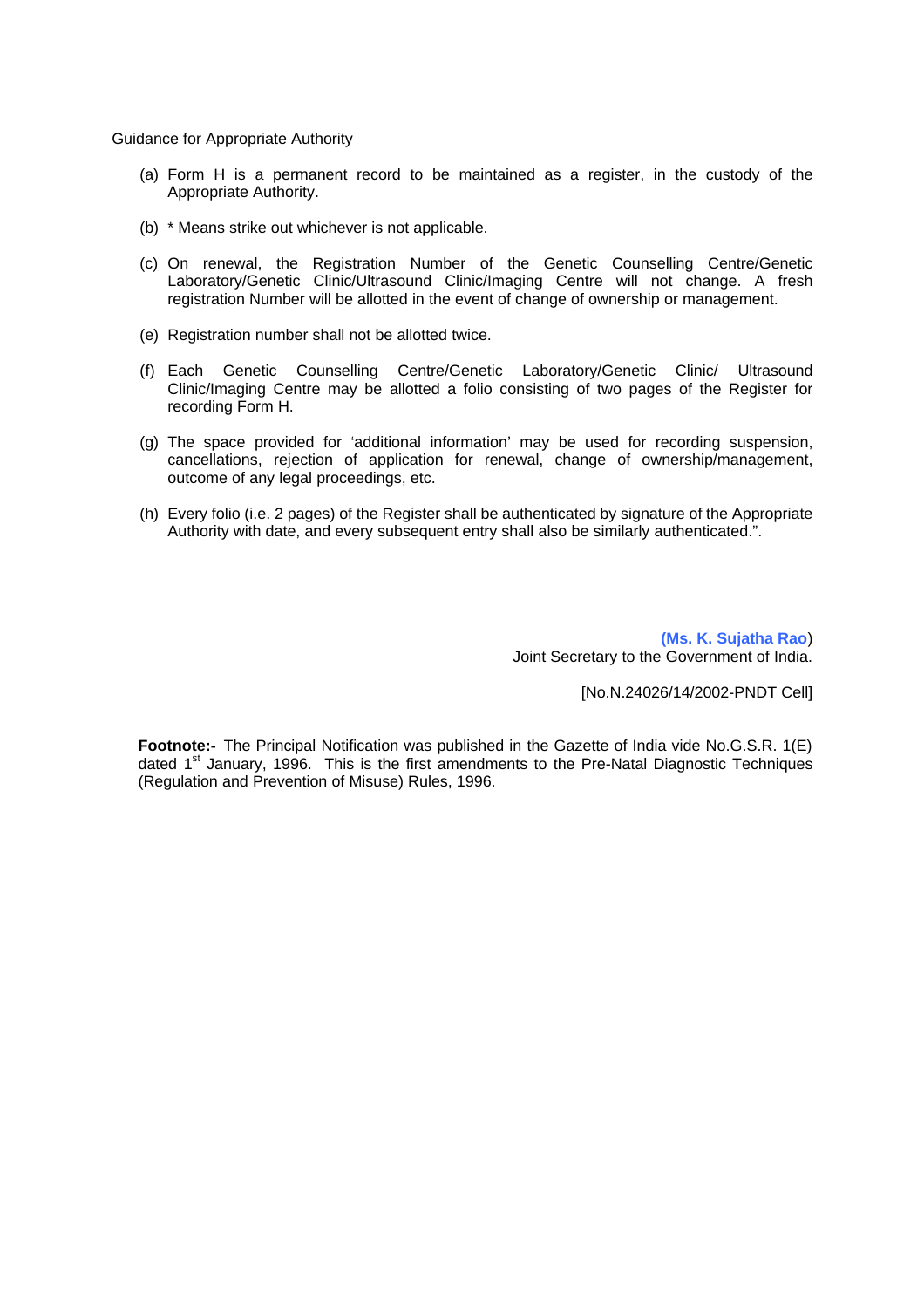Guidance for Appropriate Authority

(a) Form H is a permanent record to be maintained as a register, in the custody of the Appropriate Authority.

(b) * Means strike out whichever is not applicable.

(c) On renewal, the Registration Number of the Genetic Counselling Centre/Genetic Laboratory/Genetic Clinic/Ultrasound Clinic/Imaging Centre will not change. A fresh registration Number will be allotted in the event of change of ownership or management.

(e) Registration number shall not be allotted twice.

(f) Each Genetic Counselling Centre/Genetic Laboratory/Genetic Clinic/ Ultrasound Clinic/Imaging Centre may be allotted a folio consisting of two pages of the Register for recording Form H.

(g) The space provided for 'additional information' may be used for recording suspension, cancellations, rejection of application for renewal, change of ownership/management, outcome of any legal proceedings, etc.

(h) Every folio (i.e. 2 pages) of the Register shall be authenticated by signature of the Appropriate Authority with date, and every subsequent entry shall also be similarly authenticated.".

**(Ms. K. Sujatha Rao**)
Joint Secretary to the Government of India.

[No.N.24026/14/2002-PNDT Cell]

**Footnote:-** The Principal Notification was published in the Gazette of India vide No.G.S.R. 1(E) dated 1st January, 1996. This is the first amendments to the Pre-Natal Diagnostic Techniques (Regulation and Prevention of Misuse) Rules, 1996.